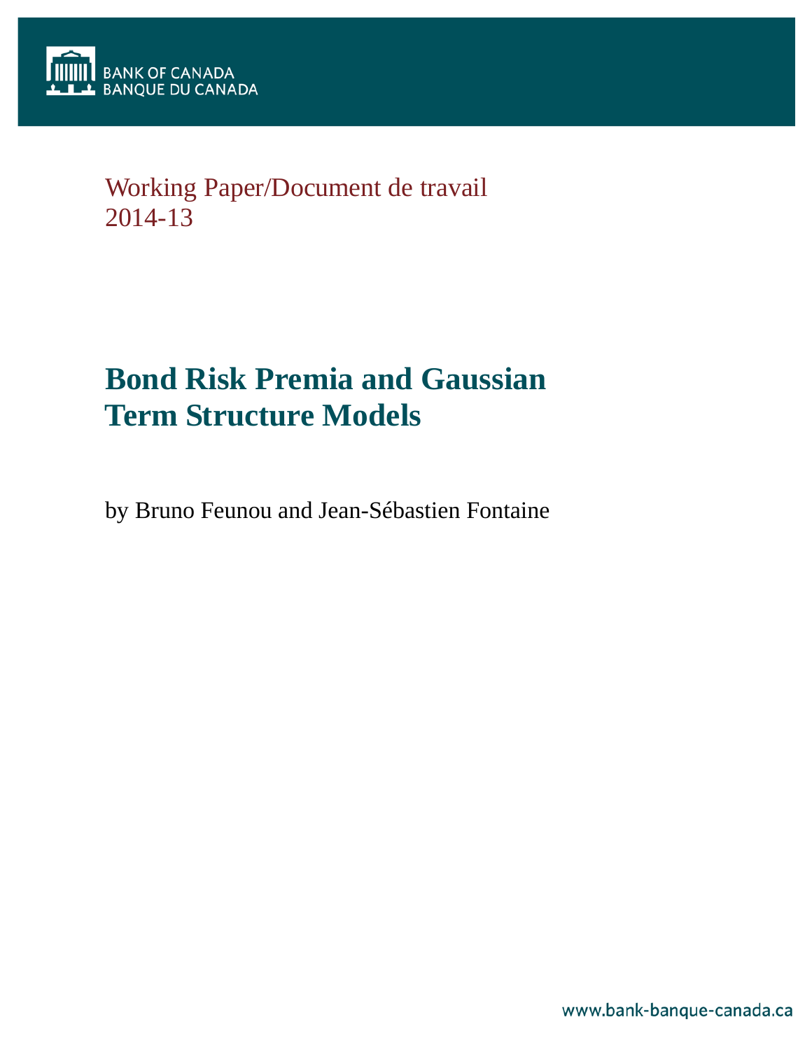BANK OF CANADA
BANQUE DU CANADA

Working Paper/Document de travail
2014-13

# Bond Risk Premia and Gaussian Term Structure Models

by Bruno Feunou and Jean-Sébastien Fontaine

www.bank-banque-canada.ca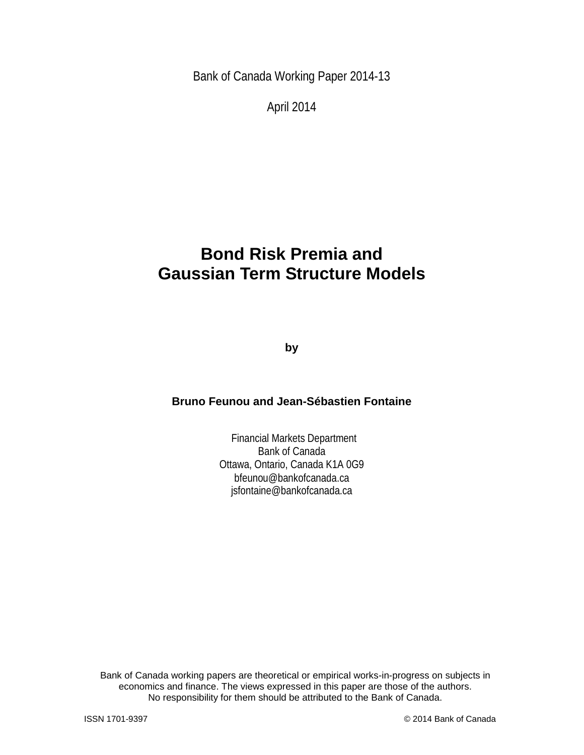Bank of Canada Working Paper 2014-13

April 2014

# Bond Risk Premia and Gaussian Term Structure Models

by

**Bruno Feunou and Jean-Sébastien Fontaine**

Financial Markets Department
Bank of Canada
Ottawa, Ontario, Canada K1A 0G9
bfeunou@bankofcanada.ca
jsfontaine@bankofcanada.ca

Bank of Canada working papers are theoretical or empirical works-in-progress on subjects in economics and finance. The views expressed in this paper are those of the authors. No responsibility for them should be attributed to the Bank of Canada.

ISSN 1701-9397 © 2014 Bank of Canada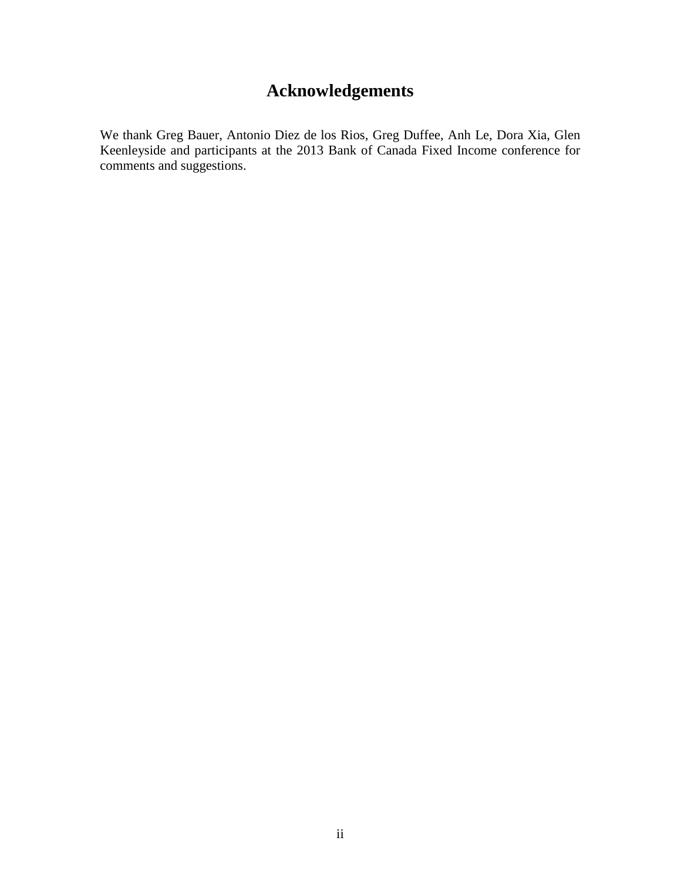# Acknowledgements

We thank Greg Bauer, Antonio Diez de los Rios, Greg Duffee, Anh Le, Dora Xia, Glen Keenleyside and participants at the 2013 Bank of Canada Fixed Income conference for comments and suggestions.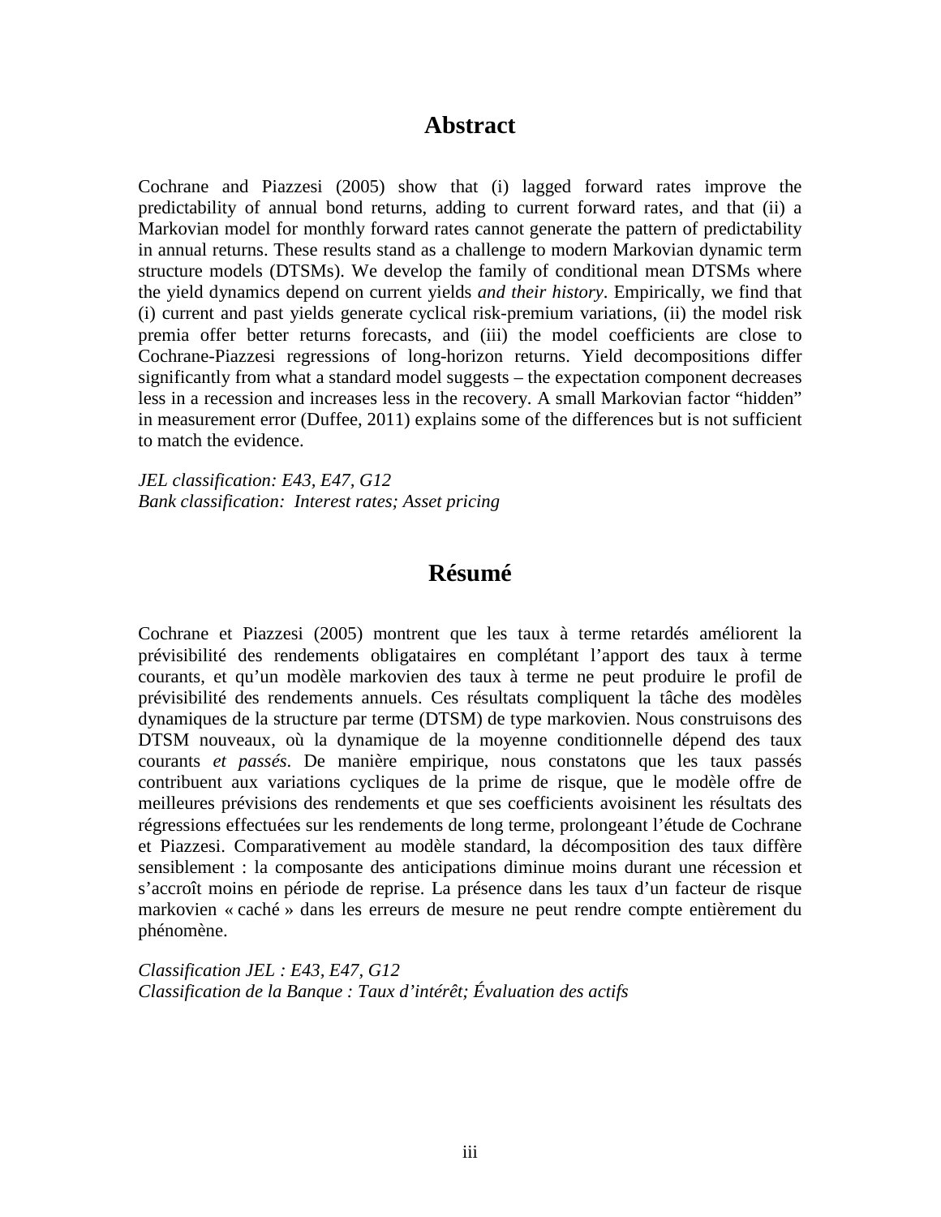## Abstract

Cochrane and Piazzesi (2005) show that (i) lagged forward rates improve the predictability of annual bond returns, adding to current forward rates, and that (ii) a Markovian model for monthly forward rates cannot generate the pattern of predictability in annual returns. These results stand as a challenge to modern Markovian dynamic term structure models (DTSMs). We develop the family of conditional mean DTSMs where the yield dynamics depend on current yields *and their history*. Empirically, we find that (i) current and past yields generate cyclical risk-premium variations, (ii) the model risk premia offer better returns forecasts, and (iii) the model coefficients are close to Cochrane-Piazzesi regressions of long-horizon returns. Yield decompositions differ significantly from what a standard model suggests – the expectation component decreases less in a recession and increases less in the recovery. A small Markovian factor "hidden" in measurement error (Duffee, 2011) explains some of the differences but is not sufficient to match the evidence.

*JEL classification: E43, E47, G12*
*Bank classification: Interest rates; Asset pricing*

## Résumé

Cochrane et Piazzesi (2005) montrent que les taux à terme retardés améliorent la prévisibilité des rendements obligataires en complétant l'apport des taux à terme courants, et qu'un modèle markovien des taux à terme ne peut produire le profil de prévisibilité des rendements annuels. Ces résultats compliquent la tâche des modèles dynamiques de la structure par terme (DTSM) de type markovien. Nous construisons des DTSM nouveaux, où la dynamique de la moyenne conditionnelle dépend des taux courants *et passés*. De manière empirique, nous constatons que les taux passés contribuent aux variations cycliques de la prime de risque, que le modèle offre de meilleures prévisions des rendements et que ses coefficients avoisinent les résultats des régressions effectuées sur les rendements de long terme, prolongeant l'étude de Cochrane et Piazzesi. Comparativement au modèle standard, la décomposition des taux diffère sensiblement : la composante des anticipations diminue moins durant une récession et s'accroît moins en période de reprise. La présence dans les taux d'un facteur de risque markovien « caché » dans les erreurs de mesure ne peut rendre compte entièrement du phénomène.

*Classification JEL : E43, E47, G12*
*Classification de la Banque : Taux d'intérêt; Évaluation des actifs*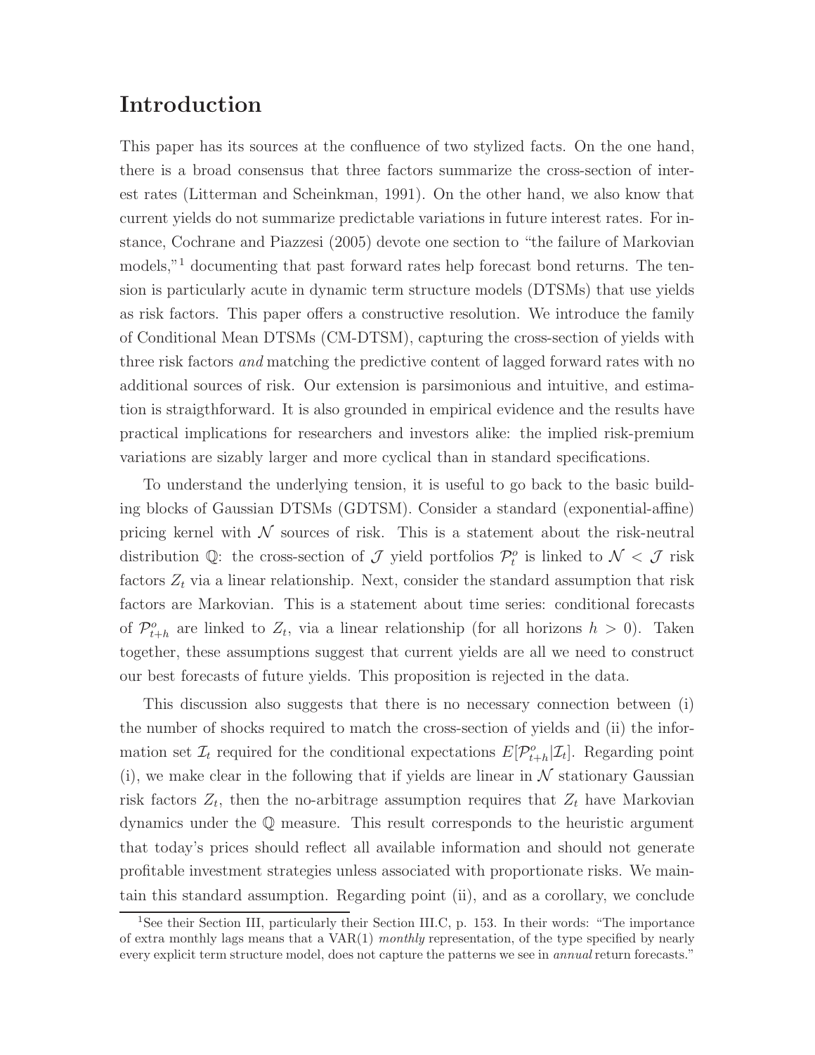# Introduction

This paper has its sources at the confluence of two stylized facts. On the one hand, there is a broad consensus that three factors summarize the cross-section of interest rates (Litterman and Scheinkman, 1991). On the other hand, we also know that current yields do not summarize predictable variations in future interest rates. For instance, Cochrane and Piazzesi (2005) devote one section to "the failure of Markovian models,"[1] documenting that past forward rates help forecast bond returns. The tension is particularly acute in dynamic term structure models (DTSMs) that use yields as risk factors. This paper offers a constructive resolution. We introduce the family of Conditional Mean DTSMs (CM-DTSM), capturing the cross-section of yields with three risk factors *and* matching the predictive content of lagged forward rates with no additional sources of risk. Our extension is parsimonious and intuitive, and estimation is straigthforward. It is also grounded in empirical evidence and the results have practical implications for researchers and investors alike: the implied risk-premium variations are sizably larger and more cyclical than in standard specifications.

To understand the underlying tension, it is useful to go back to the basic building blocks of Gaussian DTSMs (GDTSM). Consider a standard (exponential-affine) pricing kernel with $\mathcal{N}$ sources of risk. This is a statement about the risk-neutral distribution $\mathbb{Q}$: the cross-section of $\mathcal{J}$ yield portfolios $\mathcal{P}^o_t$ is linked to $\mathcal{N} < \mathcal{J}$ risk factors $Z_t$ via a linear relationship. Next, consider the standard assumption that risk factors are Markovian. This is a statement about time series: conditional forecasts of $\mathcal{P}^o_{t+h}$ are linked to $Z_t$, via a linear relationship (for all horizons $h > 0$). Taken together, these assumptions suggest that current yields are all we need to construct our best forecasts of future yields. This proposition is rejected in the data.

This discussion also suggests that there is no necessary connection between (i) the number of shocks required to match the cross-section of yields and (ii) the information set $\mathcal{I}_t$ required for the conditional expectations $E[\mathcal{P}^o_{t+h}|\mathcal{I}_t]$. Regarding point (i), we make clear in the following that if yields are linear in $\mathcal{N}$ stationary Gaussian risk factors $Z_t$, then the no-arbitrage assumption requires that $Z_t$ have Markovian dynamics under the $\mathbb{Q}$ measure. This result corresponds to the heuristic argument that today's prices should reflect all available information and should not generate profitable investment strategies unless associated with proportionate risks. We maintain this standard assumption. Regarding point (ii), and as a corollary, we conclude

[1] See their Section III, particularly their Section III.C, p. 153. In their words: "The importance of extra monthly lags means that a VAR(1) *monthly* representation, of the type specified by nearly every explicit term structure model, does not capture the patterns we see in *annual* return forecasts."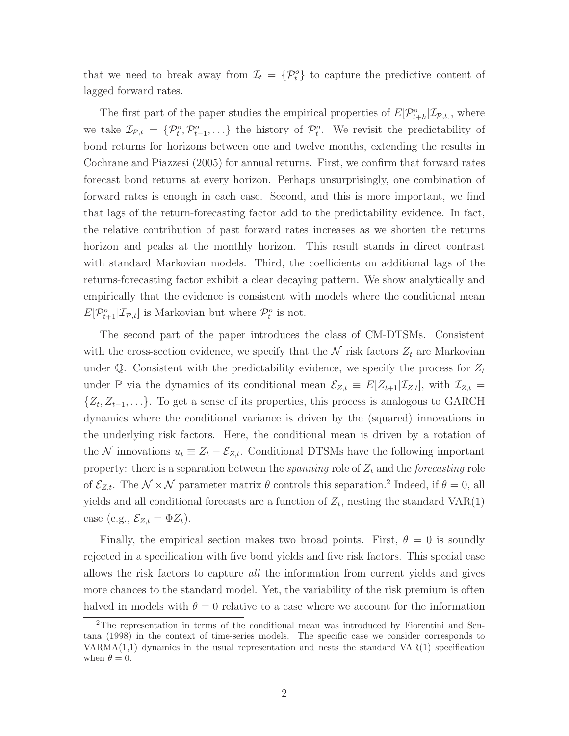that we need to break away from $\mathcal{I}_t = \{\mathcal{P}_t^o\}$ to capture the predictive content of lagged forward rates.

The first part of the paper studies the empirical properties of $E[\mathcal{P}_{t+h}^o|\mathcal{I}_{\mathcal{P},t}]$, where we take $\mathcal{I}_{\mathcal{P},t} = \{\mathcal{P}_t^o, \mathcal{P}_{t-1}^o, \ldots\}$ the history of $\mathcal{P}_t^o$. We revisit the predictability of bond returns for horizons between one and twelve months, extending the results in Cochrane and Piazzesi (2005) for annual returns. First, we confirm that forward rates forecast bond returns at every horizon. Perhaps unsurprisingly, one combination of forward rates is enough in each case. Second, and this is more important, we find that lags of the return-forecasting factor add to the predictability evidence. In fact, the relative contribution of past forward rates increases as we shorten the returns horizon and peaks at the monthly horizon. This result stands in direct contrast with standard Markovian models. Third, the coefficients on additional lags of the returns-forecasting factor exhibit a clear decaying pattern. We show analytically and empirically that the evidence is consistent with models where the conditional mean $E[\mathcal{P}_{t+1}^o|\mathcal{I}_{\mathcal{P},t}]$ is Markovian but where $\mathcal{P}_t^o$ is not.

The second part of the paper introduces the class of CM-DTSMs. Consistent with the cross-section evidence, we specify that the $\mathcal{N}$ risk factors $Z_t$ are Markovian under $\mathbb{Q}$. Consistent with the predictability evidence, we specify the process for $Z_t$ under $\mathbb{P}$ via the dynamics of its conditional mean $\mathcal{E}_{Z,t} \equiv E[Z_{t+1}|\mathcal{I}_{Z,t}]$, with $\mathcal{I}_{Z,t} = \{Z_t, Z_{t-1}, \ldots\}$. To get a sense of its properties, this process is analogous to GARCH dynamics where the conditional variance is driven by the (squared) innovations in the underlying risk factors. Here, the conditional mean is driven by a rotation of the $\mathcal{N}$ innovations $u_t \equiv Z_t - \mathcal{E}_{Z,t}$. Conditional DTSMs have the following important property: there is a separation between the *spanning* role of $Z_t$ and the *forecasting* role of $\mathcal{E}_{Z,t}$. The $\mathcal{N} \times \mathcal{N}$ parameter matrix $\theta$ controls this separation.[2] Indeed, if $\theta = 0$, all yields and all conditional forecasts are a function of $Z_t$, nesting the standard VAR(1) case (e.g., $\mathcal{E}_{Z,t} = \Phi Z_t$).

Finally, the empirical section makes two broad points. First, $\theta = 0$ is soundly rejected in a specification with five bond yields and five risk factors. This special case allows the risk factors to capture *all* the information from current yields and gives more chances to the standard model. Yet, the variability of the risk premium is often halved in models with $\theta = 0$ relative to a case where we account for the information

[2] The representation in terms of the conditional mean was introduced by Fiorentini and Sentana (1998) in the context of time-series models. The specific case we consider corresponds to VARMA(1,1) dynamics in the usual representation and nests the standard VAR(1) specification when $\theta = 0$.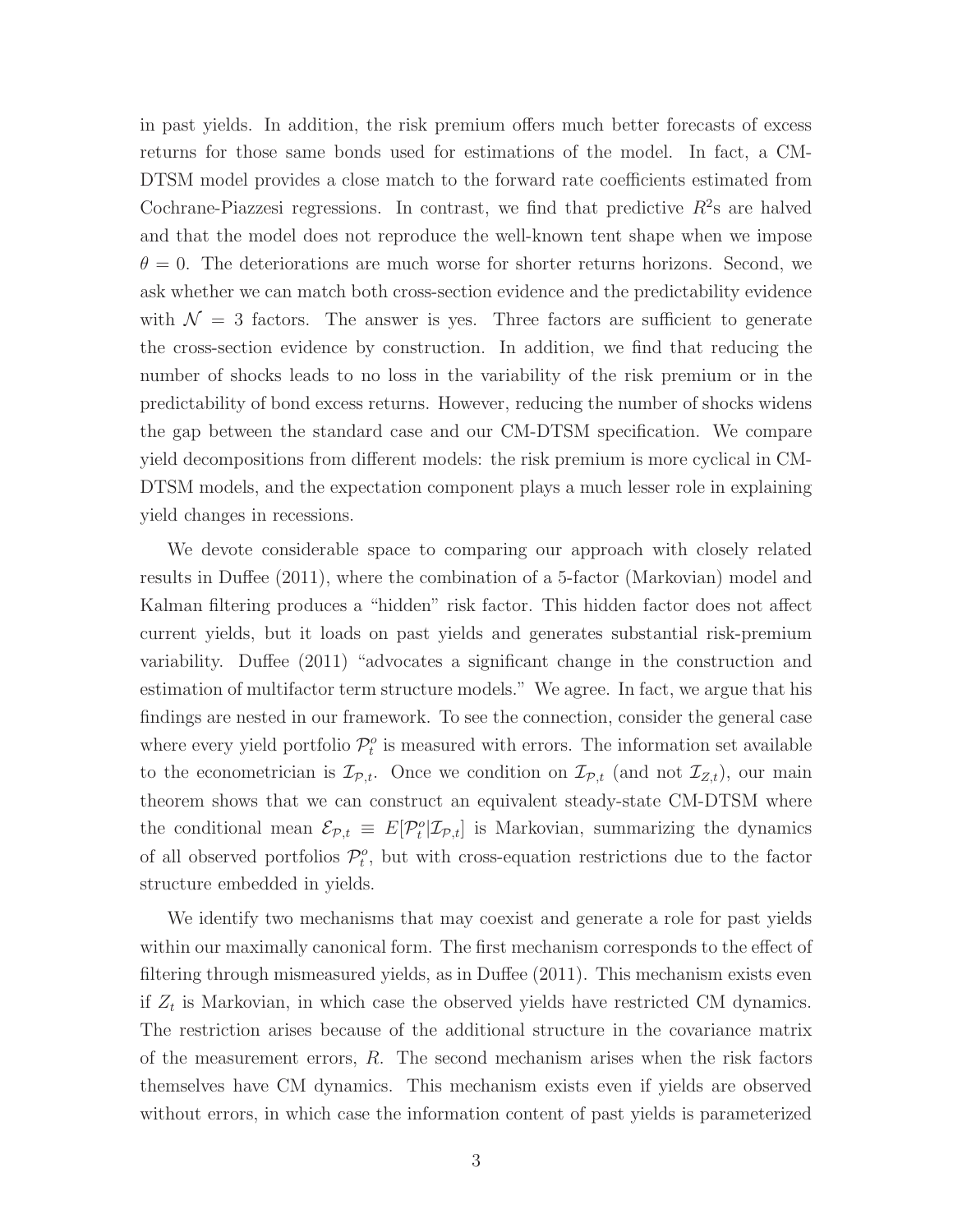in past yields. In addition, the risk premium offers much better forecasts of excess returns for those same bonds used for estimations of the model. In fact, a CM-DTSM model provides a close match to the forward rate coefficients estimated from Cochrane-Piazzesi regressions. In contrast, we find that predictive $R^2$s are halved and that the model does not reproduce the well-known tent shape when we impose $\theta = 0$. The deteriorations are much worse for shorter returns horizons. Second, we ask whether we can match both cross-section evidence and the predictability evidence with $\mathcal{N} = 3$ factors. The answer is yes. Three factors are sufficient to generate the cross-section evidence by construction. In addition, we find that reducing the number of shocks leads to no loss in the variability of the risk premium or in the predictability of bond excess returns. However, reducing the number of shocks widens the gap between the standard case and our CM-DTSM specification. We compare yield decompositions from different models: the risk premium is more cyclical in CM-DTSM models, and the expectation component plays a much lesser role in explaining yield changes in recessions.

We devote considerable space to comparing our approach with closely related results in Duffee (2011), where the combination of a 5-factor (Markovian) model and Kalman filtering produces a "hidden" risk factor. This hidden factor does not affect current yields, but it loads on past yields and generates substantial risk-premium variability. Duffee (2011) "advocates a significant change in the construction and estimation of multifactor term structure models." We agree. In fact, we argue that his findings are nested in our framework. To see the connection, consider the general case where every yield portfolio $\mathcal{P}_t^o$ is measured with errors. The information set available to the econometrician is $\mathcal{I}_{\mathcal{P},t}$. Once we condition on $\mathcal{I}_{\mathcal{P},t}$ (and not $\mathcal{I}_{Z,t}$), our main theorem shows that we can construct an equivalent steady-state CM-DTSM where the conditional mean $\mathcal{E}_{\mathcal{P},t} \equiv E[\mathcal{P}_t^o|\mathcal{I}_{\mathcal{P},t}]$ is Markovian, summarizing the dynamics of all observed portfolios $\mathcal{P}_t^o$, but with cross-equation restrictions due to the factor structure embedded in yields.

We identify two mechanisms that may coexist and generate a role for past yields within our maximally canonical form. The first mechanism corresponds to the effect of filtering through mismeasured yields, as in Duffee (2011). This mechanism exists even if $Z_t$ is Markovian, in which case the observed yields have restricted CM dynamics. The restriction arises because of the additional structure in the covariance matrix of the measurement errors, $R$. The second mechanism arises when the risk factors themselves have CM dynamics. This mechanism exists even if yields are observed without errors, in which case the information content of past yields is parameterized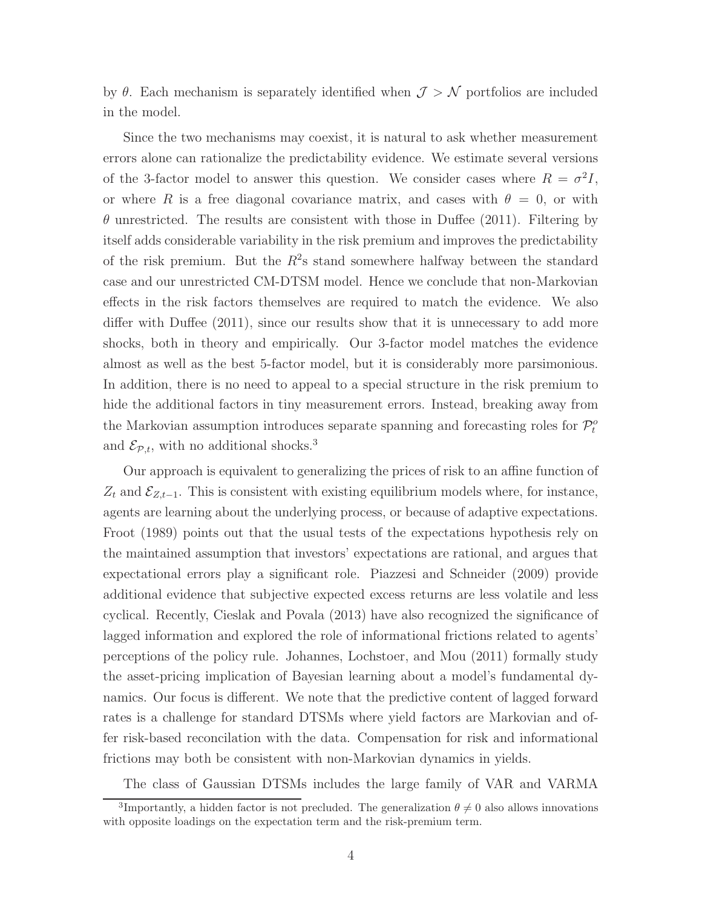by $\theta$. Each mechanism is separately identified when $\mathcal{J} > \mathcal{N}$ portfolios are included in the model.

Since the two mechanisms may coexist, it is natural to ask whether measurement errors alone can rationalize the predictability evidence. We estimate several versions of the 3-factor model to answer this question. We consider cases where $R = \sigma^2 I$, or where $R$ is a free diagonal covariance matrix, and cases with $\theta = 0$, or with $\theta$ unrestricted. The results are consistent with those in Duffee (2011). Filtering by itself adds considerable variability in the risk premium and improves the predictability of the risk premium. But the $R^2$s stand somewhere halfway between the standard case and our unrestricted CM-DTSM model. Hence we conclude that non-Markovian effects in the risk factors themselves are required to match the evidence. We also differ with Duffee (2011), since our results show that it is unnecessary to add more shocks, both in theory and empirically. Our 3-factor model matches the evidence almost as well as the best 5-factor model, but it is considerably more parsimonious. In addition, there is no need to appeal to a special structure in the risk premium to hide the additional factors in tiny measurement errors. Instead, breaking away from the Markovian assumption introduces separate spanning and forecasting roles for $\mathcal{P}_t^o$ and $\mathcal{E}_{\mathcal{P},t}$, with no additional shocks.[3]

Our approach is equivalent to generalizing the prices of risk to an affine function of $Z_t$ and $\mathcal{E}_{Z,t-1}$. This is consistent with existing equilibrium models where, for instance, agents are learning about the underlying process, or because of adaptive expectations. Froot (1989) points out that the usual tests of the expectations hypothesis rely on the maintained assumption that investors' expectations are rational, and argues that expectational errors play a significant role. Piazzesi and Schneider (2009) provide additional evidence that subjective expected excess returns are less volatile and less cyclical. Recently, Cieslak and Povala (2013) have also recognized the significance of lagged information and explored the role of informational frictions related to agents' perceptions of the policy rule. Johannes, Lochstoer, and Mou (2011) formally study the asset-pricing implication of Bayesian learning about a model's fundamental dynamics. Our focus is different. We note that the predictive content of lagged forward rates is a challenge for standard DTSMs where yield factors are Markovian and offer risk-based reconcilation with the data. Compensation for risk and informational frictions may both be consistent with non-Markovian dynamics in yields.

The class of Gaussian DTSMs includes the large family of VAR and VARMA

[3]Importantly, a hidden factor is not precluded. The generalization $\theta \neq 0$ also allows innovations with opposite loadings on the expectation term and the risk-premium term.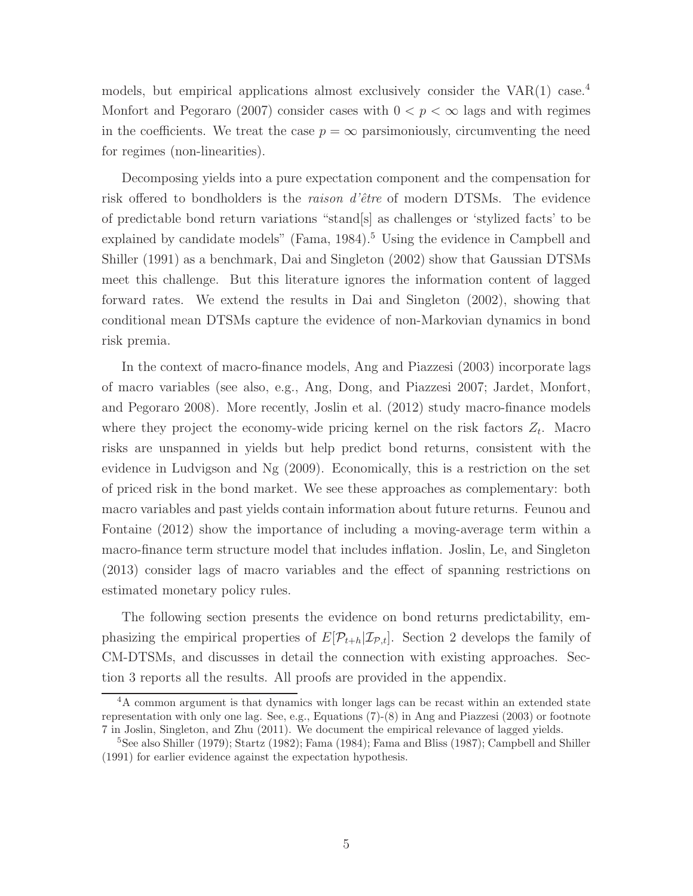models, but empirical applications almost exclusively consider the VAR(1) case.[4] Monfort and Pegoraro (2007) consider cases with $0 < p < \infty$ lags and with regimes in the coefficients. We treat the case $p = \infty$ parsimoniously, circumventing the need for regimes (non-linearities).

Decomposing yields into a pure expectation component and the compensation for risk offered to bondholders is the *raison d'être* of modern DTSMs. The evidence of predictable bond return variations "stand[s] as challenges or 'stylized facts' to be explained by candidate models" (Fama, 1984).[5] Using the evidence in Campbell and Shiller (1991) as a benchmark, Dai and Singleton (2002) show that Gaussian DTSMs meet this challenge. But this literature ignores the information content of lagged forward rates. We extend the results in Dai and Singleton (2002), showing that conditional mean DTSMs capture the evidence of non-Markovian dynamics in bond risk premia.

In the context of macro-finance models, Ang and Piazzesi (2003) incorporate lags of macro variables (see also, e.g., Ang, Dong, and Piazzesi 2007; Jardet, Monfort, and Pegoraro 2008). More recently, Joslin et al. (2012) study macro-finance models where they project the economy-wide pricing kernel on the risk factors $Z_t$. Macro risks are unspanned in yields but help predict bond returns, consistent with the evidence in Ludvigson and Ng (2009). Economically, this is a restriction on the set of priced risk in the bond market. We see these approaches as complementary: both macro variables and past yields contain information about future returns. Feunou and Fontaine (2012) show the importance of including a moving-average term within a macro-finance term structure model that includes inflation. Joslin, Le, and Singleton (2013) consider lags of macro variables and the effect of spanning restrictions on estimated monetary policy rules.

The following section presents the evidence on bond returns predictability, emphasizing the empirical properties of $E[\mathcal{P}_{t+h}|\mathcal{I}_{\mathcal{P},t}]$. Section 2 develops the family of CM-DTSMs, and discusses in detail the connection with existing approaches. Section 3 reports all the results. All proofs are provided in the appendix.

[4] A common argument is that dynamics with longer lags can be recast within an extended state representation with only one lag. See, e.g., Equations (7)-(8) in Ang and Piazzesi (2003) or footnote 7 in Joslin, Singleton, and Zhu (2011). We document the empirical relevance of lagged yields.

[5] See also Shiller (1979); Startz (1982); Fama (1984); Fama and Bliss (1987); Campbell and Shiller (1991) for earlier evidence against the expectation hypothesis.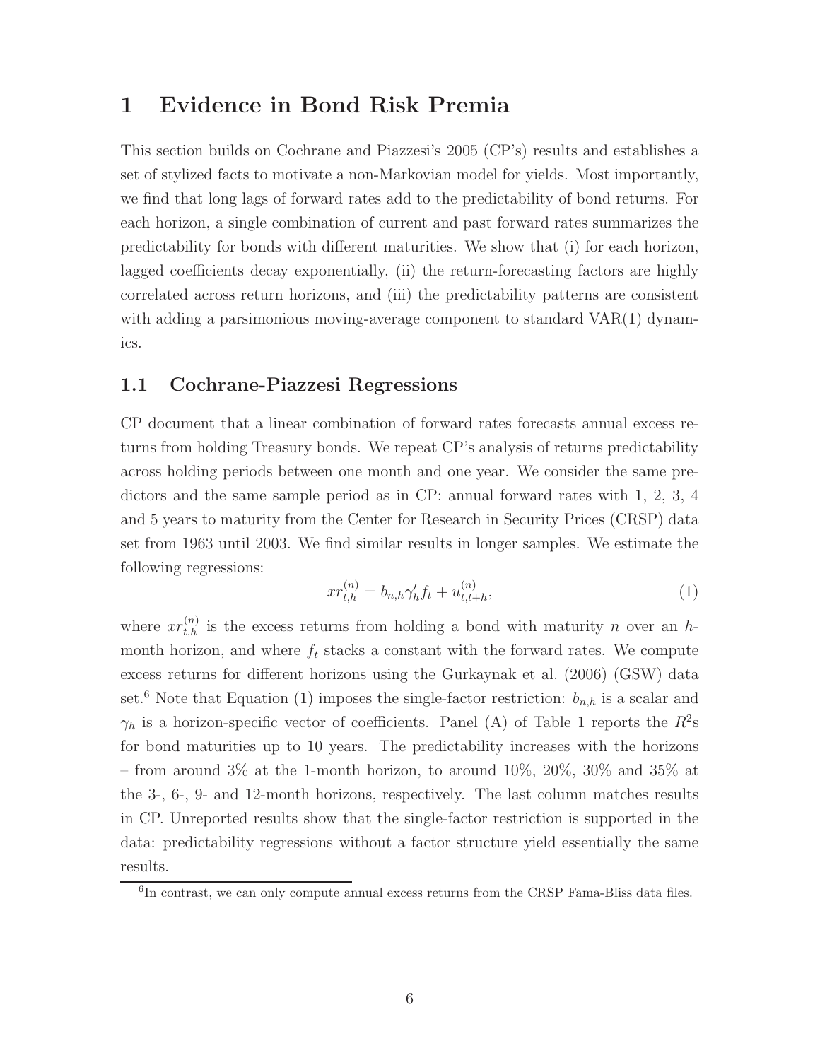# 1 Evidence in Bond Risk Premia

This section builds on Cochrane and Piazzesi's 2005 (CP's) results and establishes a set of stylized facts to motivate a non-Markovian model for yields. Most importantly, we find that long lags of forward rates add to the predictability of bond returns. For each horizon, a single combination of current and past forward rates summarizes the predictability for bonds with different maturities. We show that (i) for each horizon, lagged coefficients decay exponentially, (ii) the return-forecasting factors are highly correlated across return horizons, and (iii) the predictability patterns are consistent with adding a parsimonious moving-average component to standard VAR(1) dynamics.

## 1.1 Cochrane-Piazzesi Regressions

CP document that a linear combination of forward rates forecasts annual excess returns from holding Treasury bonds. We repeat CP's analysis of returns predictability across holding periods between one month and one year. We consider the same predictors and the same sample period as in CP: annual forward rates with 1, 2, 3, 4 and 5 years to maturity from the Center for Research in Security Prices (CRSP) data set from 1963 until 2003. We find similar results in longer samples. We estimate the following regressions:

$$xr_{t,h}^{(n)} = b_{n,h}\gamma_h' f_t + u_{t,t+h}^{(n)}, \tag{1}$$

where $xr_{t,h}^{(n)}$ is the excess returns from holding a bond with maturity $n$ over an $h$-month horizon, and where $f_t$ stacks a constant with the forward rates. We compute excess returns for different horizons using the Gurkaynak et al. (2006) (GSW) data set.[6] Note that Equation (1) imposes the single-factor restriction: $b_{n,h}$ is a scalar and $\gamma_h$ is a horizon-specific vector of coefficients. Panel (A) of Table 1 reports the $R^2$s for bond maturities up to 10 years. The predictability increases with the horizons – from around 3% at the 1-month horizon, to around 10%, 20%, 30% and 35% at the 3-, 6-, 9- and 12-month horizons, respectively. The last column matches results in CP. Unreported results show that the single-factor restriction is supported in the data: predictability regressions without a factor structure yield essentially the same results.

[6] In contrast, we can only compute annual excess returns from the CRSP Fama-Bliss data files.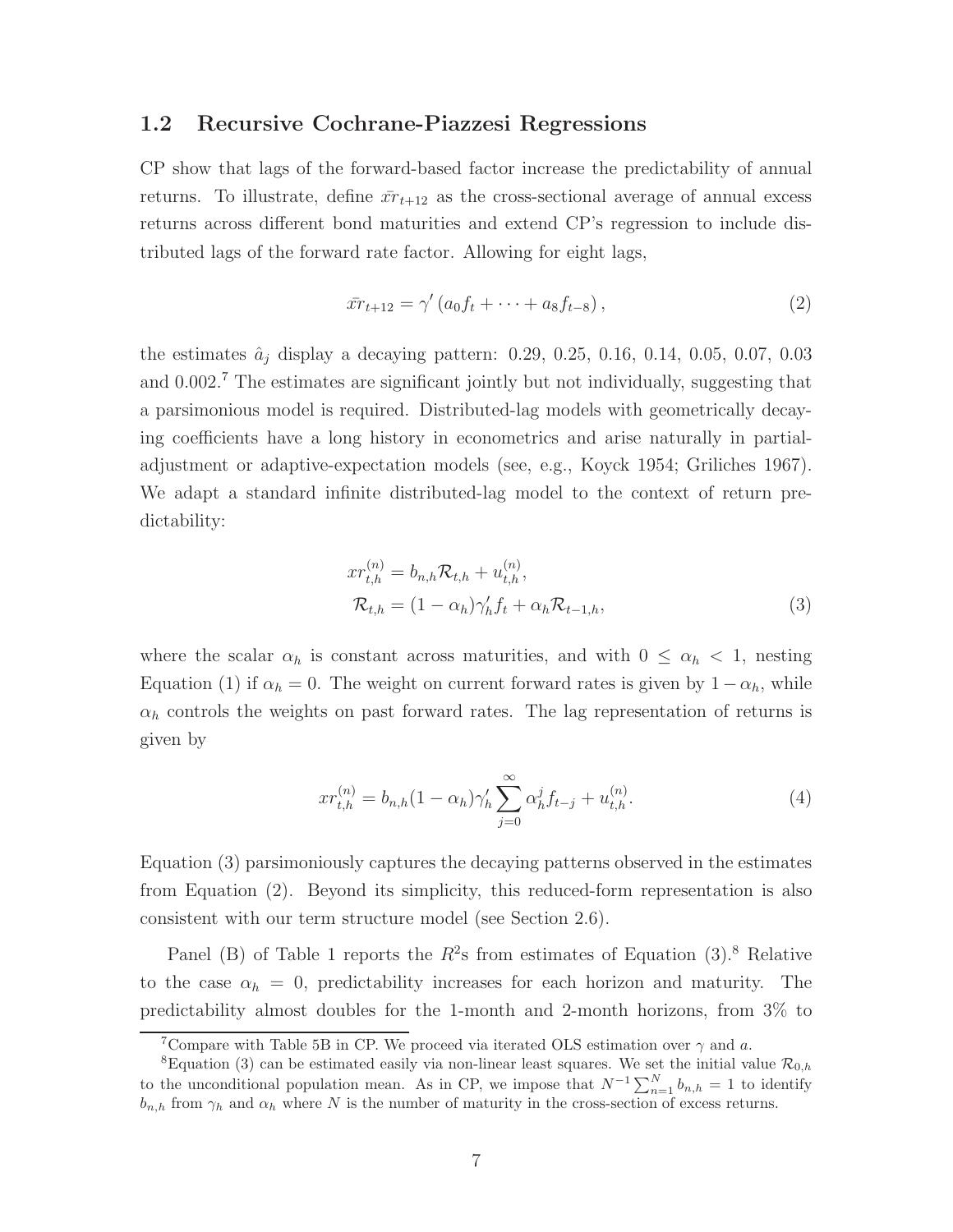## 1.2 Recursive Cochrane-Piazzesi Regressions

CP show that lags of the forward-based factor increase the predictability of annual returns. To illustrate, define $\bar{xr}_{t+12}$ as the cross-sectional average of annual excess returns across different bond maturities and extend CP's regression to include distributed lags of the forward rate factor. Allowing for eight lags,

$$\bar{xr}_{t+12} = \gamma' \left( a_0 f_t + \cdots + a_8 f_{t-8} \right), \tag{2}$$

the estimates $\hat{a}_j$ display a decaying pattern: 0.29, 0.25, 0.16, 0.14, 0.05, 0.07, 0.03 and 0.002.[7] The estimates are significant jointly but not individually, suggesting that a parsimonious model is required. Distributed-lag models with geometrically decaying coefficients have a long history in econometrics and arise naturally in partial-adjustment or adaptive-expectation models (see, e.g., Koyck 1954; Griliches 1967). We adapt a standard infinite distributed-lag model to the context of return predictability:

$$\begin{aligned} xr_{t,h}^{(n)} &= b_{n,h} \mathcal{R}_{t,h} + u_{t,h}^{(n)}, \\ \mathcal{R}_{t,h} &= (1 - \alpha_h) \gamma_h' f_t + \alpha_h \mathcal{R}_{t-1,h}, \end{aligned} \tag{3}$$

where the scalar $\alpha_h$ is constant across maturities, and with $0 \leq \alpha_h < 1$, nesting Equation (1) if $\alpha_h = 0$. The weight on current forward rates is given by $1 - \alpha_h$, while $\alpha_h$ controls the weights on past forward rates. The lag representation of returns is given by

$$xr_{t,h}^{(n)} = b_{n,h} (1 - \alpha_h) \gamma_h' \sum_{j=0}^{\infty} \alpha_h^j f_{t-j} + u_{t,h}^{(n)}. \tag{4}$$

Equation (3) parsimoniously captures the decaying patterns observed in the estimates from Equation (2). Beyond its simplicity, this reduced-form representation is also consistent with our term structure model (see Section 2.6).

Panel (B) of Table 1 reports the $R^2$s from estimates of Equation (3).[8] Relative to the case $\alpha_h = 0$, predictability increases for each horizon and maturity. The predictability almost doubles for the 1-month and 2-month horizons, from 3% to

[7] Compare with Table 5B in CP. We proceed via iterated OLS estimation over $\gamma$ and $a$.

[8] Equation (3) can be estimated easily via non-linear least squares. We set the initial value $\mathcal{R}_{0,h}$ to the unconditional population mean. As in CP, we impose that $N^{-1} \sum_{n=1}^{N} b_{n,h} = 1$ to identify $b_{n,h}$ from $\gamma_h$ and $\alpha_h$ where $N$ is the number of maturity in the cross-section of excess returns.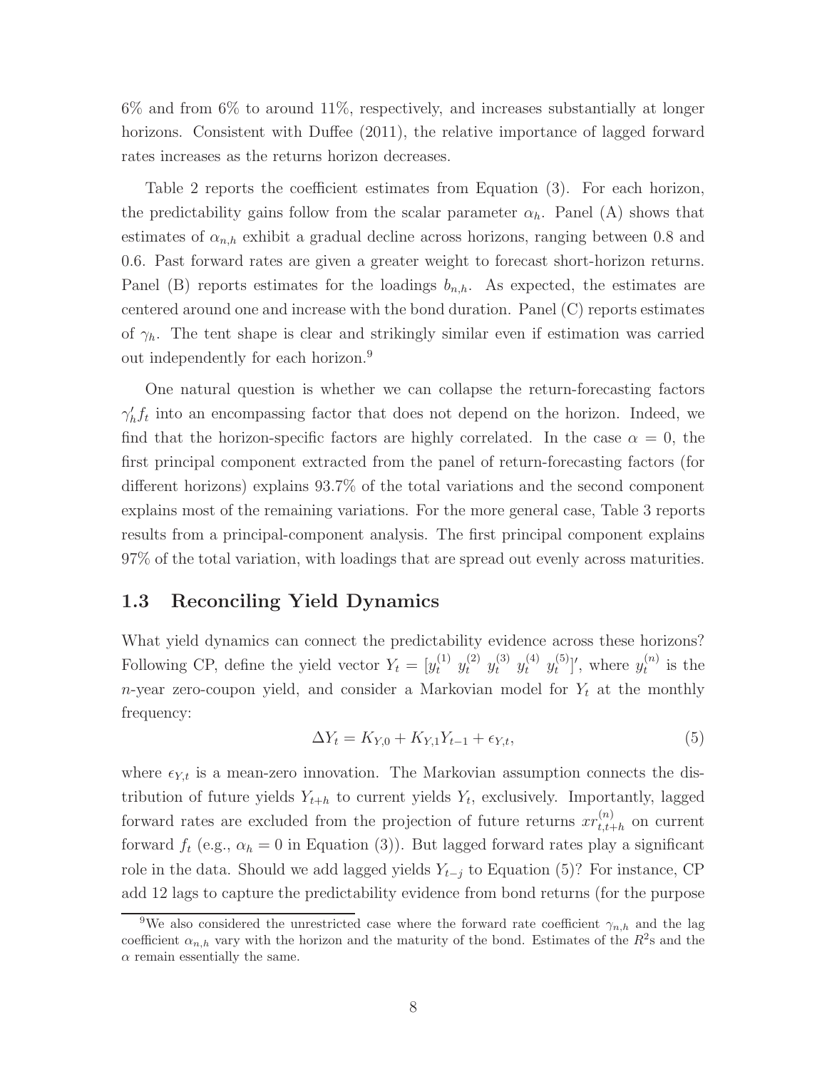6% and from 6% to around 11%, respectively, and increases substantially at longer horizons. Consistent with Duffee (2011), the relative importance of lagged forward rates increases as the returns horizon decreases.

Table 2 reports the coefficient estimates from Equation (3). For each horizon, the predictability gains follow from the scalar parameter $\alpha_h$. Panel (A) shows that estimates of $\alpha_{n,h}$ exhibit a gradual decline across horizons, ranging between 0.8 and 0.6. Past forward rates are given a greater weight to forecast short-horizon returns. Panel (B) reports estimates for the loadings $b_{n,h}$. As expected, the estimates are centered around one and increase with the bond duration. Panel (C) reports estimates of $\gamma_h$. The tent shape is clear and strikingly similar even if estimation was carried out independently for each horizon.[9]

One natural question is whether we can collapse the return-forecasting factors $\gamma_h' f_t$ into an encompassing factor that does not depend on the horizon. Indeed, we find that the horizon-specific factors are highly correlated. In the case $\alpha = 0$, the first principal component extracted from the panel of return-forecasting factors (for different horizons) explains 93.7% of the total variations and the second component explains most of the remaining variations. For the more general case, Table 3 reports results from a principal-component analysis. The first principal component explains 97% of the total variation, with loadings that are spread out evenly across maturities.

## 1.3 Reconciling Yield Dynamics

What yield dynamics can connect the predictability evidence across these horizons? Following CP, define the yield vector $Y_t = [y_t^{(1)} \; y_t^{(2)} \; y_t^{(3)} \; y_t^{(4)} \; y_t^{(5)}]'$, where $y_t^{(n)}$ is the $n$-year zero-coupon yield, and consider a Markovian model for $Y_t$ at the monthly frequency:

$$\Delta Y_t = K_{Y,0} + K_{Y,1} Y_{t-1} + \epsilon_{Y,t}, \tag{5}$$

where $\epsilon_{Y,t}$ is a mean-zero innovation. The Markovian assumption connects the distribution of future yields $Y_{t+h}$ to current yields $Y_t$, exclusively. Importantly, lagged forward rates are excluded from the projection of future returns $xr_{t,t+h}^{(n)}$ on current forward $f_t$ (e.g., $\alpha_h = 0$ in Equation (3)). But lagged forward rates play a significant role in the data. Should we add lagged yields $Y_{t-j}$ to Equation (5)? For instance, CP add 12 lags to capture the predictability evidence from bond returns (for the purpose

[9] We also considered the unrestricted case where the forward rate coefficient $\gamma_{n,h}$ and the lag coefficient $\alpha_{n,h}$ vary with the horizon and the maturity of the bond. Estimates of the $R^2$s and the $\alpha$ remain essentially the same.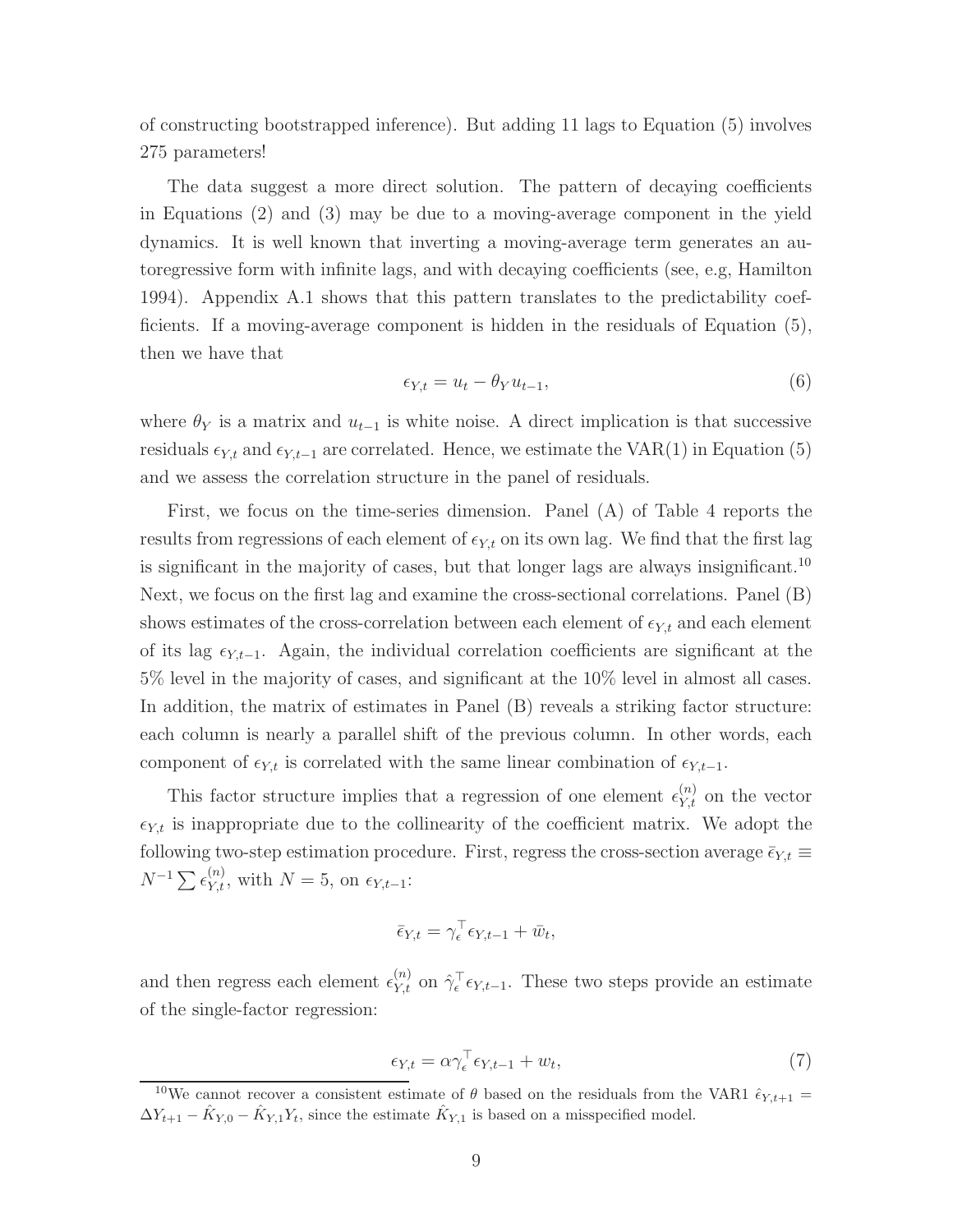of constructing bootstrapped inference). But adding 11 lags to Equation (5) involves 275 parameters!

The data suggest a more direct solution. The pattern of decaying coefficients in Equations (2) and (3) may be due to a moving-average component in the yield dynamics. It is well known that inverting a moving-average term generates an autoregressive form with infinite lags, and with decaying coefficients (see, e.g, Hamilton 1994). Appendix A.1 shows that this pattern translates to the predictability coefficients. If a moving-average component is hidden in the residuals of Equation (5), then we have that

$$\epsilon_{Y,t} = u_t - \theta_Y u_{t-1}, \tag{6}$$

where $\theta_Y$ is a matrix and $u_{t-1}$ is white noise. A direct implication is that successive residuals $\epsilon_{Y,t}$ and $\epsilon_{Y,t-1}$ are correlated. Hence, we estimate the VAR(1) in Equation (5) and we assess the correlation structure in the panel of residuals.

First, we focus on the time-series dimension. Panel (A) of Table 4 reports the results from regressions of each element of $\epsilon_{Y,t}$ on its own lag. We find that the first lag is significant in the majority of cases, but that longer lags are always insignificant.[10] Next, we focus on the first lag and examine the cross-sectional correlations. Panel (B) shows estimates of the cross-correlation between each element of $\epsilon_{Y,t}$ and each element of its lag $\epsilon_{Y,t-1}$. Again, the individual correlation coefficients are significant at the 5% level in the majority of cases, and significant at the 10% level in almost all cases. In addition, the matrix of estimates in Panel (B) reveals a striking factor structure: each column is nearly a parallel shift of the previous column. In other words, each component of $\epsilon_{Y,t}$ is correlated with the same linear combination of $\epsilon_{Y,t-1}$.

This factor structure implies that a regression of one element $\epsilon_{Y,t}^{(n)}$ on the vector $\epsilon_{Y,t}$ is inappropriate due to the collinearity of the coefficient matrix. We adopt the following two-step estimation procedure. First, regress the cross-section average $\bar{\epsilon}_{Y,t} \equiv N^{-1} \sum \epsilon_{Y,t}^{(n)}$, with $N = 5$, on $\epsilon_{Y,t-1}$:

$$\bar{\epsilon}_{Y,t} = \gamma_\epsilon^\top \epsilon_{Y,t-1} + \bar{w}_t,$$

and then regress each element $\epsilon_{Y,t}^{(n)}$ on $\hat{\gamma}_\epsilon^\top \epsilon_{Y,t-1}$. These two steps provide an estimate of the single-factor regression:

$$\epsilon_{Y,t} = \alpha \gamma_\epsilon^\top \epsilon_{Y,t-1} + w_t, \tag{7}$$

[10] We cannot recover a consistent estimate of $\theta$ based on the residuals from the VAR1 $\hat{\epsilon}_{Y,t+1} = \Delta Y_{t+1} - \hat{K}_{Y,0} - \hat{K}_{Y,1} Y_t$, since the estimate $\hat{K}_{Y,1}$ is based on a misspecified model.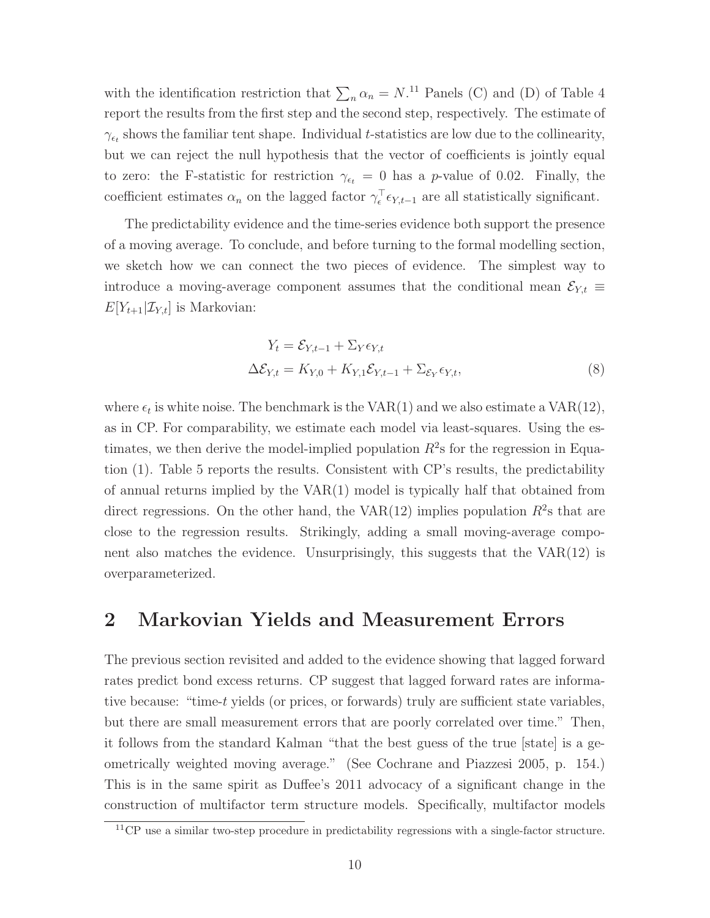with the identification restriction that $\sum_n \alpha_n = N$.[11] Panels (C) and (D) of Table 4 report the results from the first step and the second step, respectively. The estimate of $\gamma_{\epsilon_t}$ shows the familiar tent shape. Individual $t$-statistics are low due to the collinearity, but we can reject the null hypothesis that the vector of coefficients is jointly equal to zero: the F-statistic for restriction $\gamma_{\epsilon_t} = 0$ has a $p$-value of 0.02. Finally, the coefficient estimates $\alpha_n$ on the lagged factor $\gamma_\epsilon^\top \epsilon_{Y,t-1}$ are all statistically significant.

The predictability evidence and the time-series evidence both support the presence of a moving average. To conclude, and before turning to the formal modelling section, we sketch how we can connect the two pieces of evidence. The simplest way to introduce a moving-average component assumes that the conditional mean $\mathcal{E}_{Y,t} \equiv E[Y_{t+1}|\mathcal{I}_{Y,t}]$ is Markovian:

$$
\begin{aligned}
Y_t &= \mathcal{E}_{Y,t-1} + \Sigma_Y \epsilon_{Y,t} \\
\Delta \mathcal{E}_{Y,t} &= K_{Y,0} + K_{Y,1} \mathcal{E}_{Y,t-1} + \Sigma_{\mathcal{E}_Y} \epsilon_{Y,t},
\end{aligned} \tag{8}
$$

where $\epsilon_t$ is white noise. The benchmark is the VAR(1) and we also estimate a VAR(12), as in CP. For comparability, we estimate each model via least-squares. Using the estimates, we then derive the model-implied population $R^2$s for the regression in Equation (1). Table 5 reports the results. Consistent with CP's results, the predictability of annual returns implied by the VAR(1) model is typically half that obtained from direct regressions. On the other hand, the VAR(12) implies population $R^2$s that are close to the regression results. Strikingly, adding a small moving-average component also matches the evidence. Unsurprisingly, this suggests that the VAR(12) is overparameterized.

# 2 Markovian Yields and Measurement Errors

The previous section revisited and added to the evidence showing that lagged forward rates predict bond excess returns. CP suggest that lagged forward rates are informative because: "time-$t$ yields (or prices, or forwards) truly are sufficient state variables, but there are small measurement errors that are poorly correlated over time." Then, it follows from the standard Kalman "that the best guess of the true [state] is a geometrically weighted moving average." (See Cochrane and Piazzesi 2005, p. 154.) This is in the same spirit as Duffee's 2011 advocacy of a significant change in the construction of multifactor term structure models. Specifically, multifactor models

[11] CP use a similar two-step procedure in predictability regressions with a single-factor structure.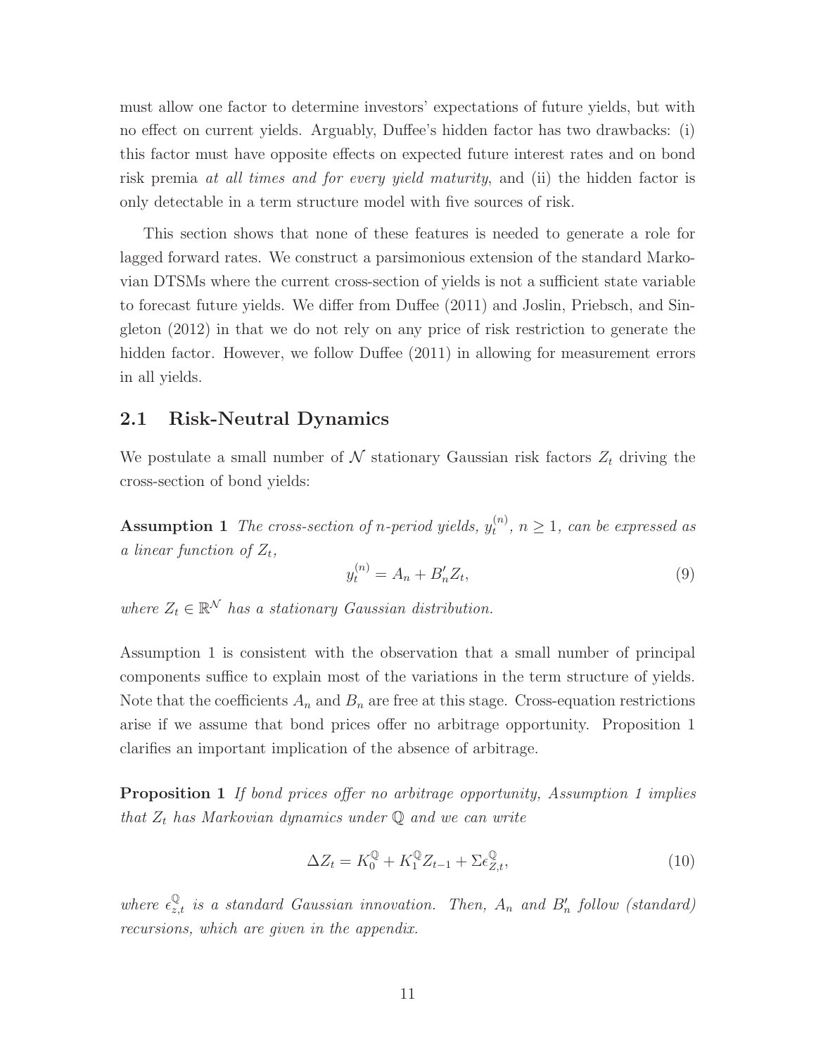must allow one factor to determine investors' expectations of future yields, but with no effect on current yields. Arguably, Duffee's hidden factor has two drawbacks: (i) this factor must have opposite effects on expected future interest rates and on bond risk premia *at all times and for every yield maturity*, and (ii) the hidden factor is only detectable in a term structure model with five sources of risk.

This section shows that none of these features is needed to generate a role for lagged forward rates. We construct a parsimonious extension of the standard Markovian DTSMs where the current cross-section of yields is not a sufficient state variable to forecast future yields. We differ from Duffee (2011) and Joslin, Priebsch, and Singleton (2012) in that we do not rely on any price of risk restriction to generate the hidden factor. However, we follow Duffee (2011) in allowing for measurement errors in all yields.

## 2.1 Risk-Neutral Dynamics

We postulate a small number of $\mathcal{N}$ stationary Gaussian risk factors $Z_t$ driving the cross-section of bond yields:

**Assumption 1** *The cross-section of n-period yields, $y_t^{(n)}$, $n \geq 1$, can be expressed as a linear function of $Z_t$,*

$$y_t^{(n)} = A_n + B_n' Z_t, \tag{9}$$

*where $Z_t \in \mathbb{R}^{\mathcal{N}}$ has a stationary Gaussian distribution.*

Assumption 1 is consistent with the observation that a small number of principal components suffice to explain most of the variations in the term structure of yields. Note that the coefficients $A_n$ and $B_n$ are free at this stage. Cross-equation restrictions arise if we assume that bond prices offer no arbitrage opportunity. Proposition 1 clarifies an important implication of the absence of arbitrage.

**Proposition 1** *If bond prices offer no arbitrage opportunity, Assumption 1 implies that $Z_t$ has Markovian dynamics under $\mathbb{Q}$ and we can write*

$$\Delta Z_t = K_0^{\mathbb{Q}} + K_1^{\mathbb{Q}} Z_{t-1} + \Sigma \epsilon_{Z,t}^{\mathbb{Q}}, \tag{10}$$

*where $\epsilon_{z,t}^{\mathbb{Q}}$ is a standard Gaussian innovation. Then, $A_n$ and $B_n'$ follow (standard) recursions, which are given in the appendix.*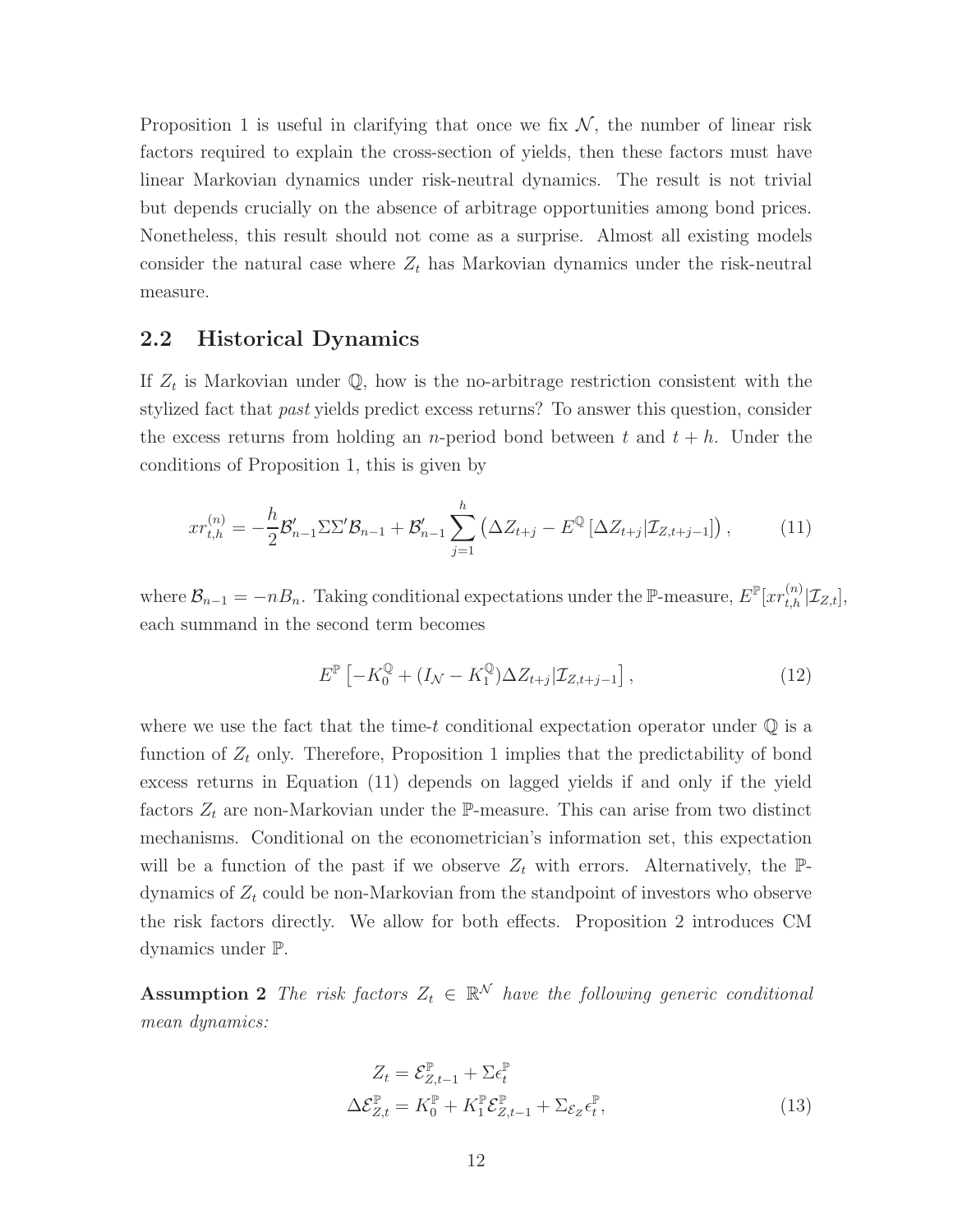Proposition 1 is useful in clarifying that once we fix $\mathcal{N}$, the number of linear risk factors required to explain the cross-section of yields, then these factors must have linear Markovian dynamics under risk-neutral dynamics. The result is not trivial but depends crucially on the absence of arbitrage opportunities among bond prices. Nonetheless, this result should not come as a surprise. Almost all existing models consider the natural case where $Z_t$ has Markovian dynamics under the risk-neutral measure.

## 2.2 Historical Dynamics

If $Z_t$ is Markovian under $\mathbb{Q}$, how is the no-arbitrage restriction consistent with the stylized fact that *past* yields predict excess returns? To answer this question, consider the excess returns from holding an $n$-period bond between $t$ and $t+h$. Under the conditions of Proposition 1, this is given by

$$xr_{t,h}^{(n)} = -\frac{h}{2}\mathcal{B}_{n-1}'\Sigma\Sigma'\mathcal{B}_{n-1} + \mathcal{B}_{n-1}'\sum_{j=1}^{h}\left(\Delta Z_{t+j} - E^{\mathbb{Q}}\left[\Delta Z_{t+j}|\mathcal{I}_{Z,t+j-1}\right]\right), \tag{11}$$

where $\mathcal{B}_{n-1} = -nB_n$. Taking conditional expectations under the $\mathbb{P}$-measure, $E^{\mathbb{P}}[xr_{t,h}^{(n)}|\mathcal{I}_{Z,t}]$, each summand in the second term becomes

$$E^{\mathbb{P}}\left[-K_0^{\mathbb{Q}} + (I_{\mathcal{N}} - K_1^{\mathbb{Q}})\Delta Z_{t+j}|\mathcal{I}_{Z,t+j-1}\right], \tag{12}$$

where we use the fact that the time-$t$ conditional expectation operator under $\mathbb{Q}$ is a function of $Z_t$ only. Therefore, Proposition 1 implies that the predictability of bond excess returns in Equation (11) depends on lagged yields if and only if the yield factors $Z_t$ are non-Markovian under the $\mathbb{P}$-measure. This can arise from two distinct mechanisms. Conditional on the econometrician's information set, this expectation will be a function of the past if we observe $Z_t$ with errors. Alternatively, the $\mathbb{P}$-dynamics of $Z_t$ could be non-Markovian from the standpoint of investors who observe the risk factors directly. We allow for both effects. Proposition 2 introduces CM dynamics under $\mathbb{P}$.

**Assumption 2** *The risk factors $Z_t \in \mathbb{R}^{\mathcal{N}}$ have the following generic conditional mean dynamics:*

$$\begin{aligned}
Z_t &= \mathcal{E}_{Z,t-1}^{\mathbb{P}} + \Sigma\epsilon_t^{\mathbb{P}} \\
\Delta\mathcal{E}_{Z,t}^{\mathbb{P}} &= K_0^{\mathbb{P}} + K_1^{\mathbb{P}}\mathcal{E}_{Z,t-1}^{\mathbb{P}} + \Sigma_{\mathcal{E}_Z}\epsilon_t^{\mathbb{P}},
\end{aligned} \tag{13}$$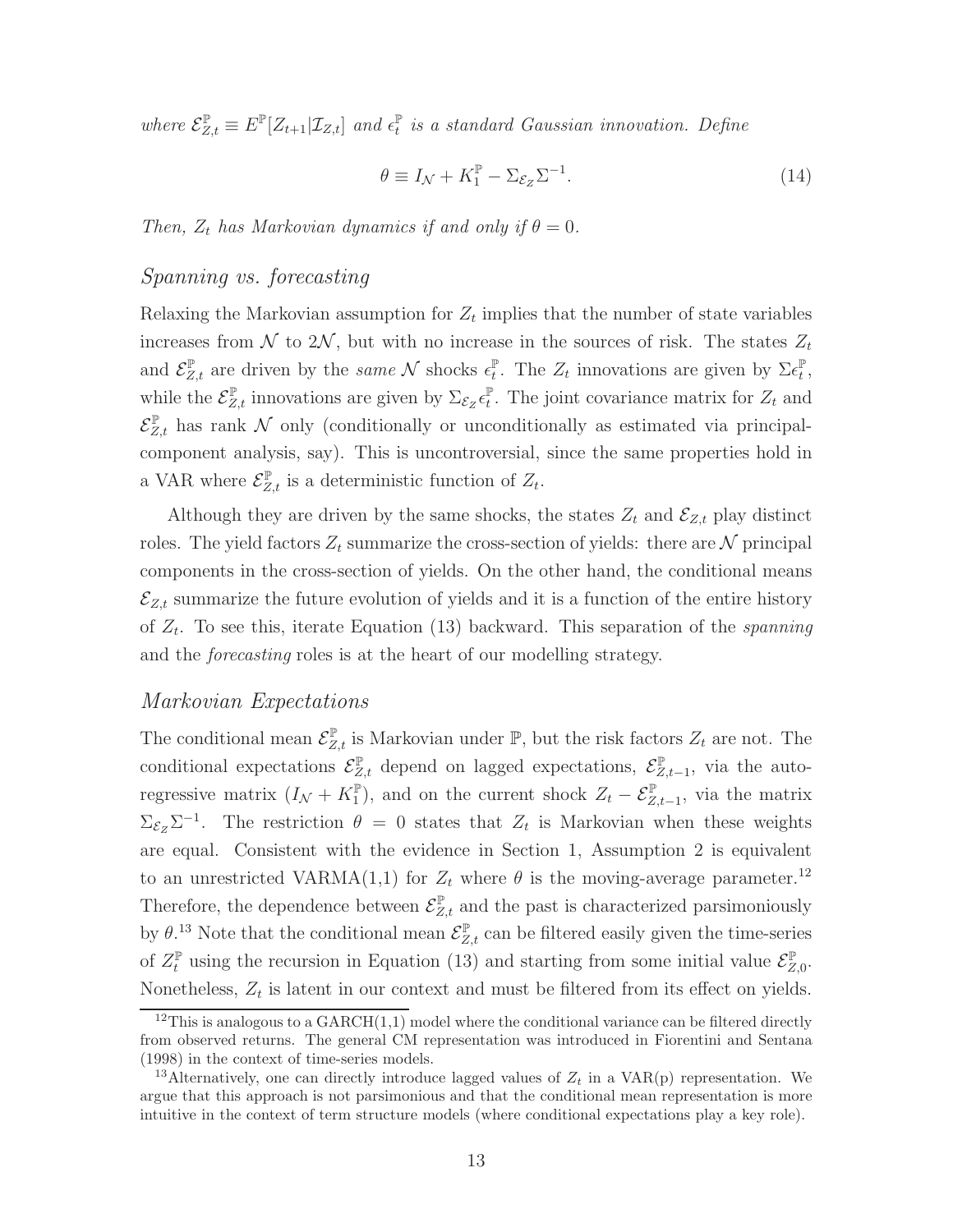*where* $\mathcal{E}^{\mathbb{P}}_{Z,t} \equiv E^{\mathbb{P}}[Z_{t+1}|\mathcal{I}_{Z,t}]$ *and* $\epsilon^{\mathbb{P}}_t$ *is a standard Gaussian innovation. Define*

$$\theta \equiv I_{\mathcal{N}} + K^{\mathbb{P}}_1 - \Sigma_{\mathcal{E}_Z}\Sigma^{-1}. \tag{14}$$

*Then,* $Z_t$ *has Markovian dynamics if and only if* $\theta = 0$*.*

### *Spanning vs. forecasting*

Relaxing the Markovian assumption for $Z_t$ implies that the number of state variables increases from $\mathcal{N}$ to $2\mathcal{N}$, but with no increase in the sources of risk. The states $Z_t$ and $\mathcal{E}^{\mathbb{P}}_{Z,t}$ are driven by the *same* $\mathcal{N}$ shocks $\epsilon^{\mathbb{P}}_t$. The $Z_t$ innovations are given by $\Sigma\epsilon^{\mathbb{P}}_t$, while the $\mathcal{E}^{\mathbb{P}}_{Z,t}$ innovations are given by $\Sigma_{\mathcal{E}_Z}\epsilon^{\mathbb{P}}_t$. The joint covariance matrix for $Z_t$ and $\mathcal{E}^{\mathbb{P}}_{Z,t}$ has rank $\mathcal{N}$ only (conditionally or unconditionally as estimated via principal-component analysis, say). This is uncontroversial, since the same properties hold in a VAR where $\mathcal{E}^{\mathbb{P}}_{Z,t}$ is a deterministic function of $Z_t$.

Although they are driven by the same shocks, the states $Z_t$ and $\mathcal{E}_{Z,t}$ play distinct roles. The yield factors $Z_t$ summarize the cross-section of yields: there are $\mathcal{N}$ principal components in the cross-section of yields. On the other hand, the conditional means $\mathcal{E}_{Z,t}$ summarize the future evolution of yields and it is a function of the entire history of $Z_t$. To see this, iterate Equation (13) backward. This separation of the *spanning* and the *forecasting* roles is at the heart of our modelling strategy.

### *Markovian Expectations*

The conditional mean $\mathcal{E}^{\mathbb{P}}_{Z,t}$ is Markovian under $\mathbb{P}$, but the risk factors $Z_t$ are not. The conditional expectations $\mathcal{E}^{\mathbb{P}}_{Z,t}$ depend on lagged expectations, $\mathcal{E}^{\mathbb{P}}_{Z,t-1}$, via the auto-regressive matrix $(I_{\mathcal{N}} + K^{\mathbb{P}}_1)$, and on the current shock $Z_t - \mathcal{E}^{\mathbb{P}}_{Z,t-1}$, via the matrix $\Sigma_{\mathcal{E}_Z}\Sigma^{-1}$. The restriction $\theta = 0$ states that $Z_t$ is Markovian when these weights are equal. Consistent with the evidence in Section 1, Assumption 2 is equivalent to an unrestricted VARMA(1,1) for $Z_t$ where $\theta$ is the moving-average parameter.[12] Therefore, the dependence between $\mathcal{E}^{\mathbb{P}}_{Z,t}$ and the past is characterized parsimoniously by $\theta$.[13] Note that the conditional mean $\mathcal{E}^{\mathbb{P}}_{Z,t}$ can be filtered easily given the time-series of $Z^{\mathbb{P}}_t$ using the recursion in Equation (13) and starting from some initial value $\mathcal{E}^{\mathbb{P}}_{Z,0}$. Nonetheless, $Z_t$ is latent in our context and must be filtered from its effect on yields.

[12] This is analogous to a GARCH(1,1) model where the conditional variance can be filtered directly from observed returns. The general CM representation was introduced in Fiorentini and Sentana (1998) in the context of time-series models.

[13] Alternatively, one can directly introduce lagged values of $Z_t$ in a VAR(p) representation. We argue that this approach is not parsimonious and that the conditional mean representation is more intuitive in the context of term structure models (where conditional expectations play a key role).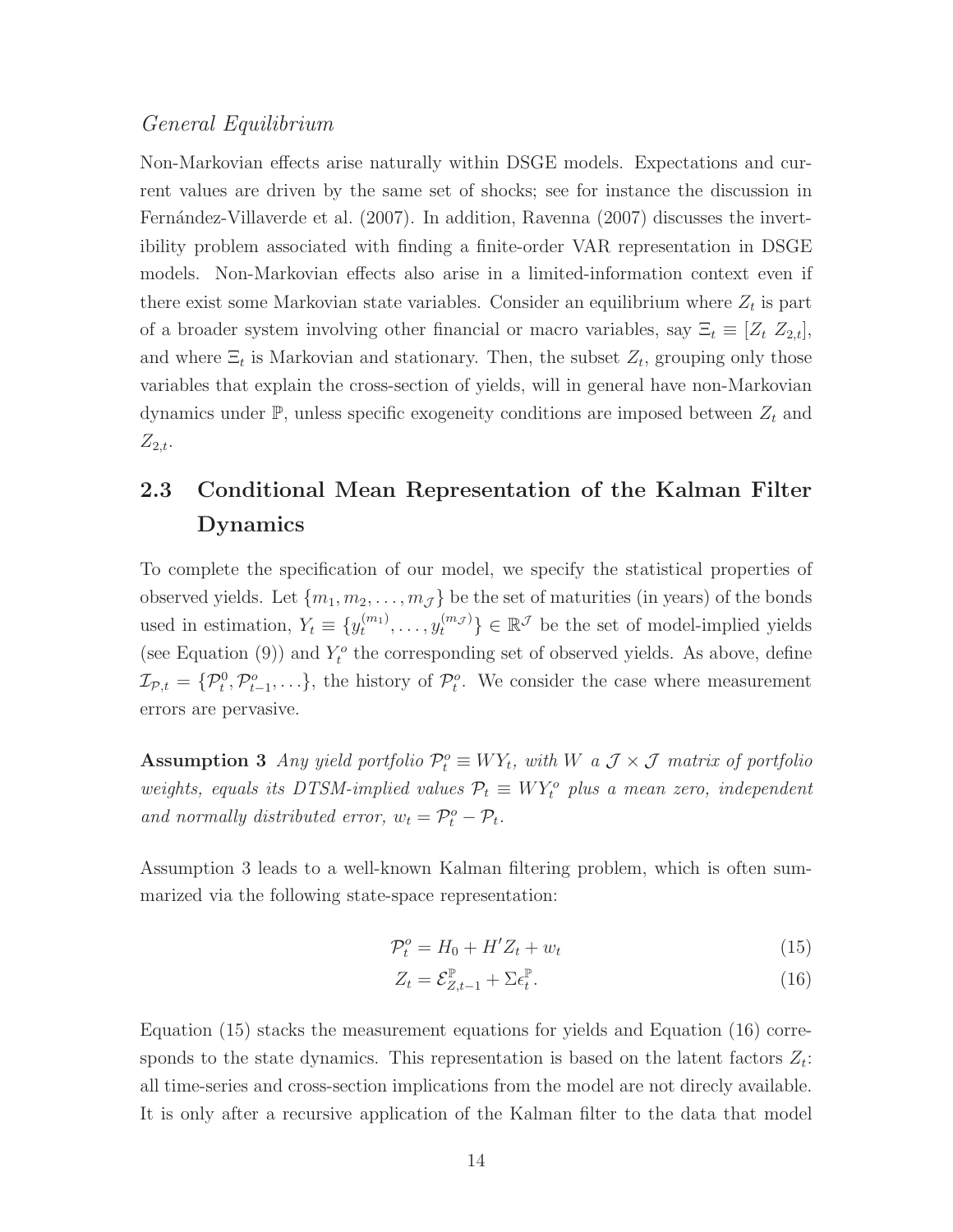*General Equilibrium*

Non-Markovian effects arise naturally within DSGE models. Expectations and current values are driven by the same set of shocks; see for instance the discussion in Fernández-Villaverde et al. (2007). In addition, Ravenna (2007) discusses the invertibility problem associated with finding a finite-order VAR representation in DSGE models. Non-Markovian effects also arise in a limited-information context even if there exist some Markovian state variables. Consider an equilibrium where $Z_t$ is part of a broader system involving other financial or macro variables, say $\Xi_t \equiv [Z_t \; Z_{2,t}]$, and where $\Xi_t$ is Markovian and stationary. Then, the subset $Z_t$, grouping only those variables that explain the cross-section of yields, will in general have non-Markovian dynamics under $\mathbb{P}$, unless specific exogeneity conditions are imposed between $Z_t$ and $Z_{2,t}$.

## 2.3 Conditional Mean Representation of the Kalman Filter Dynamics

To complete the specification of our model, we specify the statistical properties of observed yields. Let $\{m_1, m_2, \ldots, m_{\mathcal{J}}\}$ be the set of maturities (in years) of the bonds used in estimation, $Y_t \equiv \{y_t^{(m_1)}, \ldots, y_t^{(m_{\mathcal{J}})}\} \in \mathbb{R}^{\mathcal{J}}$ be the set of model-implied yields (see Equation (9)) and $Y_t^o$ the corresponding set of observed yields. As above, define $\mathcal{I}_{\mathcal{P},t} = \{\mathcal{P}_t^0, \mathcal{P}_{t-1}^o, \ldots\}$, the history of $\mathcal{P}_t^o$. We consider the case where measurement errors are pervasive.

**Assumption 3** *Any yield portfolio $\mathcal{P}_t^o \equiv WY_t$, with $W$ a $\mathcal{J} \times \mathcal{J}$ matrix of portfolio weights, equals its DTSM-implied values $\mathcal{P}_t \equiv WY_t^o$ plus a mean zero, independent and normally distributed error, $w_t = \mathcal{P}_t^o - \mathcal{P}_t$.*

Assumption 3 leads to a well-known Kalman filtering problem, which is often summarized via the following state-space representation:

$$\mathcal{P}_t^o = H_0 + H' Z_t + w_t \tag{15}$$

$$Z_t = \mathcal{E}_{Z,t-1}^{\mathbb{P}} + \Sigma \epsilon_t^{\mathbb{P}}. \tag{16}$$

Equation (15) stacks the measurement equations for yields and Equation (16) corresponds to the state dynamics. This representation is based on the latent factors $Z_t$: all time-series and cross-section implications from the model are not direcly available. It is only after a recursive application of the Kalman filter to the data that model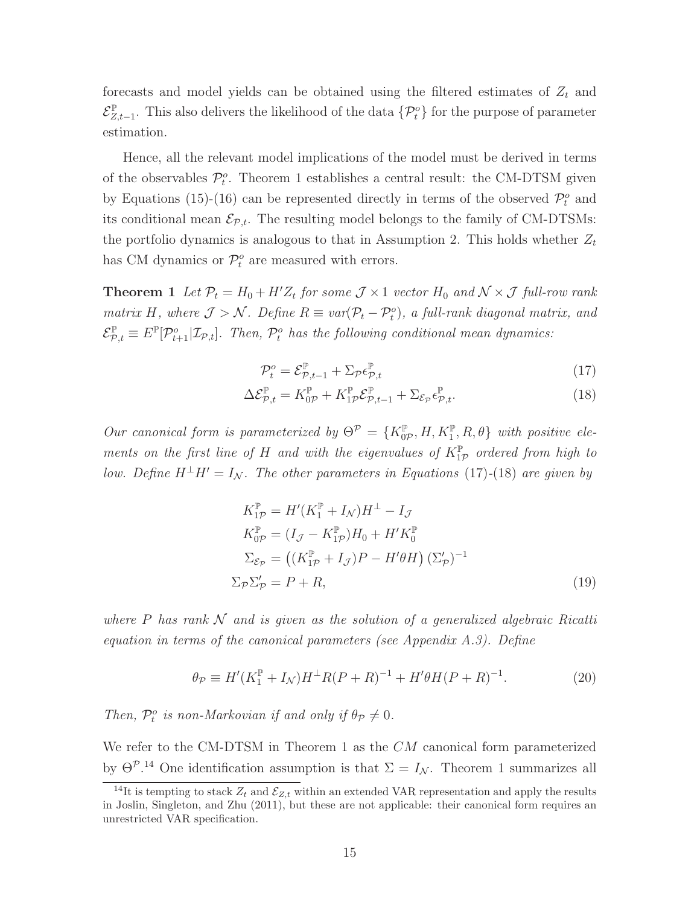forecasts and model yields can be obtained using the filtered estimates of $Z_t$ and $\mathcal{E}^{\mathbb{P}}_{Z,t-1}$. This also delivers the likelihood of the data $\{\mathcal{P}^o_t\}$ for the purpose of parameter estimation.

Hence, all the relevant model implications of the model must be derived in terms of the observables $\mathcal{P}^o_t$. Theorem 1 establishes a central result: the CM-DTSM given by Equations (15)-(16) can be represented directly in terms of the observed $\mathcal{P}^o_t$ and its conditional mean $\mathcal{E}_{\mathcal{P},t}$. The resulting model belongs to the family of CM-DTSMs: the portfolio dynamics is analogous to that in Assumption 2. This holds whether $Z_t$ has CM dynamics or $\mathcal{P}^o_t$ are measured with errors.

**Theorem 1** *Let $\mathcal{P}_t = H_0 + H'Z_t$ for some $\mathcal{J}\times 1$ vector $H_0$ and $\mathcal{N}\times\mathcal{J}$ full-row rank matrix $H$, where $\mathcal{J} > \mathcal{N}$. Define $R \equiv var(\mathcal{P}_t - \mathcal{P}^o_t)$, a full-rank diagonal matrix, and $\mathcal{E}^{\mathbb{P}}_{\mathcal{P},t} \equiv E^{\mathbb{P}}[\mathcal{P}^o_{t+1}|\mathcal{I}_{\mathcal{P},t}]$. Then, $\mathcal{P}^o_t$ has the following conditional mean dynamics:*

$$\mathcal{P}^o_t = \mathcal{E}^{\mathbb{P}}_{\mathcal{P},t-1} + \Sigma_{\mathcal{P}}\epsilon^{\mathbb{P}}_{\mathcal{P},t} \tag{17}$$

$$\Delta\mathcal{E}^{\mathbb{P}}_{\mathcal{P},t} = K^{\mathbb{P}}_{0\mathcal{P}} + K^{\mathbb{P}}_{1\mathcal{P}}\mathcal{E}^{\mathbb{P}}_{\mathcal{P},t-1} + \Sigma_{\mathcal{E}_{\mathcal{P}}}\epsilon^{\mathbb{P}}_{\mathcal{P},t}. \tag{18}$$

*Our canonical form is parameterized by $\Theta^{\mathcal{P}} = \{K^{\mathbb{P}}_{0\mathcal{P}}, H, K^{\mathbb{P}}_1, R, \theta\}$ with positive elements on the first line of $H$ and with the eigenvalues of $K^{\mathbb{P}}_{1\mathcal{P}}$ ordered from high to low. Define $H^{\perp}H' = I_{\mathcal{N}}$. The other parameters in Equations (17)-(18) are given by*

$$\begin{aligned}
K^{\mathbb{P}}_{1\mathcal{P}} &= H'(K^{\mathbb{P}}_1 + I_{\mathcal{N}})H^{\perp} - I_{\mathcal{J}} \\
K^{\mathbb{P}}_{0\mathcal{P}} &= (I_{\mathcal{J}} - K^{\mathbb{P}}_{1\mathcal{P}})H_0 + H'K^{\mathbb{P}}_0 \\
\Sigma_{\mathcal{E}_{\mathcal{P}}} &= \left((K^{\mathbb{P}}_{1\mathcal{P}} + I_{\mathcal{J}})P - H'\theta H\right)(\Sigma'_{\mathcal{P}})^{-1} \\
\Sigma_{\mathcal{P}}\Sigma'_{\mathcal{P}} &= P + R,
\end{aligned} \tag{19}$$

*where $P$ has rank $\mathcal{N}$ and is given as the solution of a generalized algebraic Ricatti equation in terms of the canonical parameters (see Appendix A.3). Define*

$$\theta_{\mathcal{P}} \equiv H'(K^{\mathbb{P}}_1 + I_{\mathcal{N}})H^{\perp}R(P+R)^{-1} + H'\theta H(P+R)^{-1}. \tag{20}$$

*Then, $\mathcal{P}^o_t$ is non-Markovian if and only if $\theta_{\mathcal{P}} \neq 0$.*

We refer to the CM-DTSM in Theorem 1 as the *CM* canonical form parameterized by $\Theta^{\mathcal{P}}$.[14] One identification assumption is that $\Sigma = I_{\mathcal{N}}$. Theorem 1 summarizes all

[14]It is tempting to stack $Z_t$ and $\mathcal{E}_{Z,t}$ within an extended VAR representation and apply the results in Joslin, Singleton, and Zhu (2011), but these are not applicable: their canonical form requires an unrestricted VAR specification.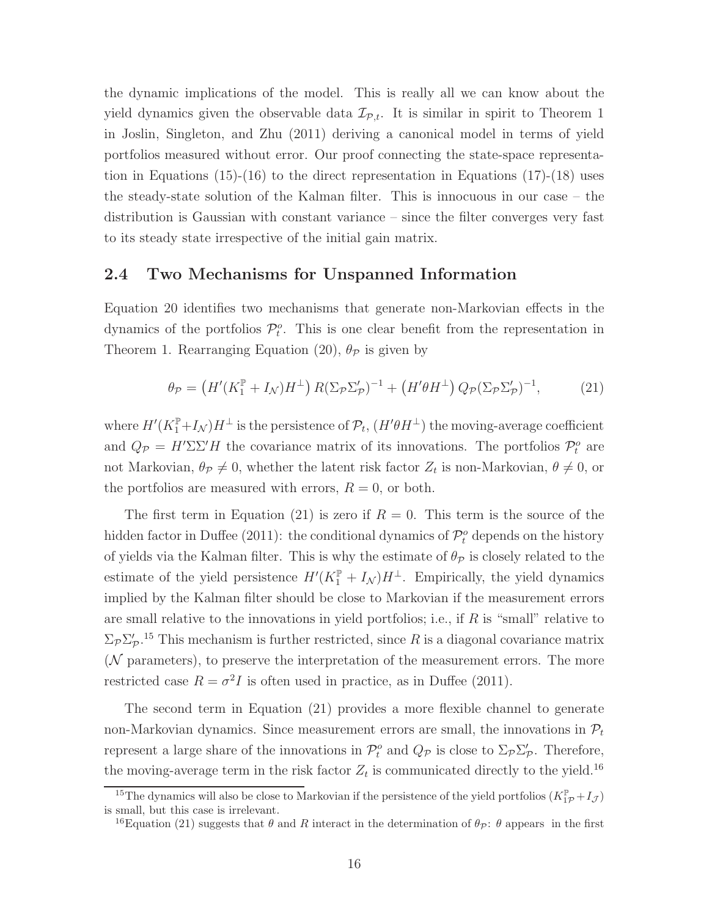the dynamic implications of the model. This is really all we can know about the yield dynamics given the observable data $\mathcal{I}_{\mathcal{P},t}$. It is similar in spirit to Theorem 1 in Joslin, Singleton, and Zhu (2011) deriving a canonical model in terms of yield portfolios measured without error. Our proof connecting the state-space representation in Equations (15)-(16) to the direct representation in Equations (17)-(18) uses the steady-state solution of the Kalman filter. This is innocuous in our case – the distribution is Gaussian with constant variance – since the filter converges very fast to its steady state irrespective of the initial gain matrix.

## 2.4 Two Mechanisms for Unspanned Information

Equation 20 identifies two mechanisms that generate non-Markovian effects in the dynamics of the portfolios $\mathcal{P}_t^o$. This is one clear benefit from the representation in Theorem 1. Rearranging Equation (20), $\theta_{\mathcal{P}}$ is given by

$$\theta_{\mathcal{P}} = \left(H'(K_1^{\mathbb{P}} + I_{\mathcal{N}})H^{\perp}\right) R(\Sigma_{\mathcal{P}}\Sigma_{\mathcal{P}}')^{-1} + \left(H'\theta H^{\perp}\right) Q_{\mathcal{P}}(\Sigma_{\mathcal{P}}\Sigma_{\mathcal{P}}')^{-1}, \tag{21}$$

where $H'(K_1^{\mathbb{P}}+I_{\mathcal{N}})H^{\perp}$ is the persistence of $\mathcal{P}_t$, $(H'\theta H^{\perp})$ the moving-average coefficient and $Q_{\mathcal{P}} = H'\Sigma\Sigma' H$ the covariance matrix of its innovations. The portfolios $\mathcal{P}_t^o$ are not Markovian, $\theta_{\mathcal{P}} \neq 0$, whether the latent risk factor $Z_t$ is non-Markovian, $\theta \neq 0$, or the portfolios are measured with errors, $R = 0$, or both.

The first term in Equation (21) is zero if $R = 0$. This term is the source of the hidden factor in Duffee (2011): the conditional dynamics of $\mathcal{P}_t^o$ depends on the history of yields via the Kalman filter. This is why the estimate of $\theta_{\mathcal{P}}$ is closely related to the estimate of the yield persistence $H'(K_1^{\mathbb{P}} + I_{\mathcal{N}})H^{\perp}$. Empirically, the yield dynamics implied by the Kalman filter should be close to Markovian if the measurement errors are small relative to the innovations in yield portfolios; i.e., if $R$ is "small" relative to $\Sigma_{\mathcal{P}}\Sigma_{\mathcal{P}}'$.[15] This mechanism is further restricted, since $R$ is a diagonal covariance matrix ($\mathcal{N}$ parameters), to preserve the interpretation of the measurement errors. The more restricted case $R = \sigma^2 I$ is often used in practice, as in Duffee (2011).

The second term in Equation (21) provides a more flexible channel to generate non-Markovian dynamics. Since measurement errors are small, the innovations in $\mathcal{P}_t$ represent a large share of the innovations in $\mathcal{P}_t^o$ and $Q_{\mathcal{P}}$ is close to $\Sigma_{\mathcal{P}}\Sigma_{\mathcal{P}}'$. Therefore, the moving-average term in the risk factor $Z_t$ is communicated directly to the yield.[16]

---

[15] The dynamics will also be close to Markovian if the persistence of the yield portfolios $(K_{1\mathcal{P}}^{\mathbb{P}} + I_{\mathcal{J}})$ is small, but this case is irrelevant.

[16] Equation (21) suggests that $\theta$ and $R$ interact in the determination of $\theta_{\mathcal{P}}$: $\theta$ appears in the first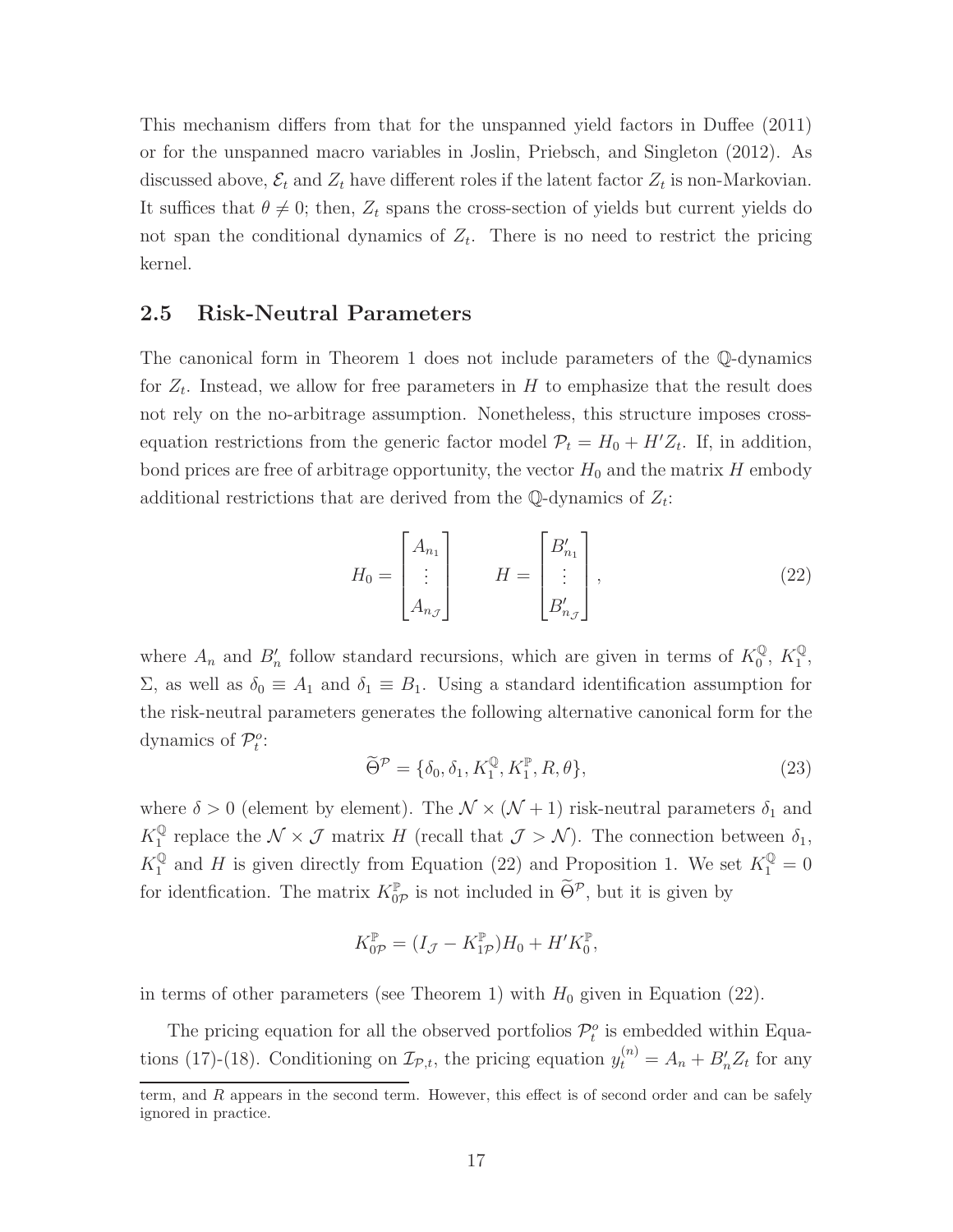This mechanism differs from that for the unspanned yield factors in Duffee (2011) or for the unspanned macro variables in Joslin, Priebsch, and Singleton (2012). As discussed above, $\mathcal{E}_t$ and $Z_t$ have different roles if the latent factor $Z_t$ is non-Markovian. It suffices that $\theta \neq 0$; then, $Z_t$ spans the cross-section of yields but current yields do not span the conditional dynamics of $Z_t$. There is no need to restrict the pricing kernel.

## 2.5 Risk-Neutral Parameters

The canonical form in Theorem 1 does not include parameters of the $\mathbb{Q}$-dynamics for $Z_t$. Instead, we allow for free parameters in $H$ to emphasize that the result does not rely on the no-arbitrage assumption. Nonetheless, this structure imposes cross-equation restrictions from the generic factor model $\mathcal{P}_t = H_0 + H'Z_t$. If, in addition, bond prices are free of arbitrage opportunity, the vector $H_0$ and the matrix $H$ embody additional restrictions that are derived from the $\mathbb{Q}$-dynamics of $Z_t$:

$$H_0 = \begin{bmatrix} A_{n_1} \\ \vdots \\ A_{n_{\mathcal{J}}} \end{bmatrix} \qquad H = \begin{bmatrix} B'_{n_1} \\ \vdots \\ B'_{n_{\mathcal{J}}} \end{bmatrix}, \tag{22}$$

where $A_n$ and $B'_n$ follow standard recursions, which are given in terms of $K_0^{\mathbb{Q}}$, $K_1^{\mathbb{Q}}$, $\Sigma$, as well as $\delta_0 \equiv A_1$ and $\delta_1 \equiv B_1$. Using a standard identification assumption for the risk-neutral parameters generates the following alternative canonical form for the dynamics of $\mathcal{P}_t^o$:

$$\widetilde{\Theta}^{\mathcal{P}} = \{\delta_0, \delta_1, K_1^{\mathbb{Q}}, K_1^{\mathbb{P}}, R, \theta\}, \tag{23}$$

where $\delta > 0$ (element by element). The $\mathcal{N} \times (\mathcal{N}+1)$ risk-neutral parameters $\delta_1$ and $K_1^{\mathbb{Q}}$ replace the $\mathcal{N} \times \mathcal{J}$ matrix $H$ (recall that $\mathcal{J} > \mathcal{N}$). The connection between $\delta_1$, $K_1^{\mathbb{Q}}$ and $H$ is given directly from Equation (22) and Proposition 1. We set $K_1^{\mathbb{Q}} = 0$ for identfication. The matrix $K_{0\mathcal{P}}^{\mathbb{P}}$ is not included in $\widetilde{\Theta}^{\mathcal{P}}$, but it is given by

$$K_{0\mathcal{P}}^{\mathbb{P}} = (I_{\mathcal{J}} - K_{1\mathcal{P}}^{\mathbb{P}})H_0 + H'K_0^{\mathbb{P}},$$

in terms of other parameters (see Theorem 1) with $H_0$ given in Equation (22).

The pricing equation for all the observed portfolios $\mathcal{P}_t^o$ is embedded within Equations (17)-(18). Conditioning on $\mathcal{I}_{\mathcal{P},t}$, the pricing equation $y_t^{(n)} = A_n + B'_n Z_t$ for any

term, and $R$ appears in the second term. However, this effect is of second order and can be safely ignored in practice.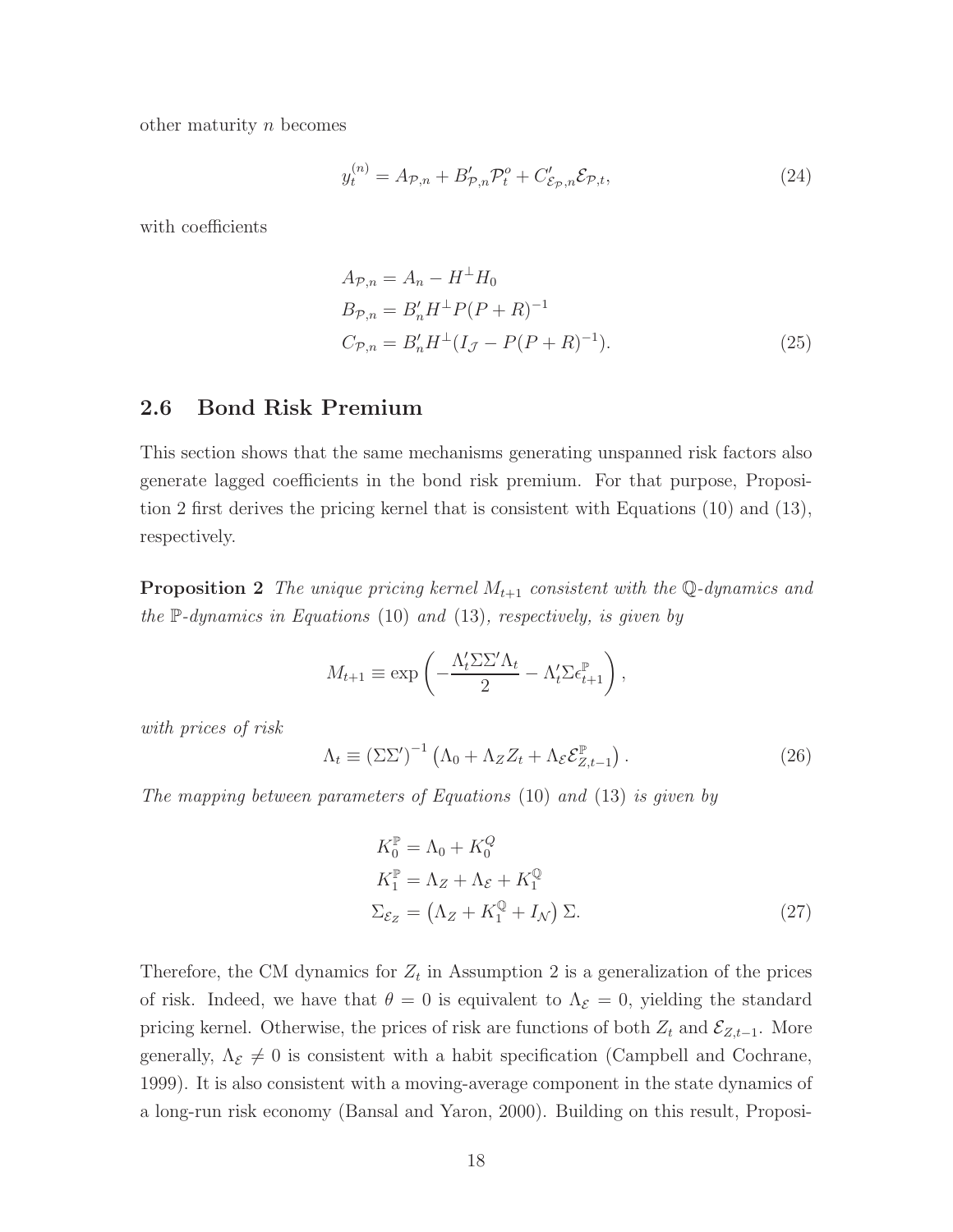other maturity $n$ becomes

$$y_t^{(n)} = A_{\mathcal{P},n} + B'_{\mathcal{P},n}\mathcal{P}_t^o + C'_{\mathcal{E}_\mathcal{P},n}\mathcal{E}_{\mathcal{P},t}, \tag{24}$$

with coefficients

$$\begin{aligned}
A_{\mathcal{P},n} &= A_n - H^\perp H_0 \\
B_{\mathcal{P},n} &= B'_n H^\perp P(P+R)^{-1} \\
C_{\mathcal{P},n} &= B'_n H^\perp (I_\mathcal{J} - P(P+R)^{-1}).
\end{aligned} \tag{25}$$

## 2.6 Bond Risk Premium

This section shows that the same mechanisms generating unspanned risk factors also generate lagged coefficients in the bond risk premium. For that purpose, Proposition 2 first derives the pricing kernel that is consistent with Equations (10) and (13), respectively.

**Proposition 2** *The unique pricing kernel $M_{t+1}$ consistent with the $\mathbb{Q}$-dynamics and the $\mathbb{P}$-dynamics in Equations* (10) *and* (13)*, respectively, is given by*

$$M_{t+1} \equiv \exp\left(-\frac{\Lambda_t'\Sigma\Sigma'\Lambda_t}{2} - \Lambda_t'\Sigma\epsilon_{t+1}^{\mathbb{P}}\right),$$

*with prices of risk*

$$\Lambda_t \equiv (\Sigma\Sigma')^{-1}\left(\Lambda_0 + \Lambda_Z Z_t + \Lambda_\mathcal{E}\mathcal{E}_{Z,t-1}^{\mathbb{P}}\right). \tag{26}$$

*The mapping between parameters of Equations* (10) *and* (13) *is given by*

$$\begin{aligned}
K_0^{\mathbb{P}} &= \Lambda_0 + K_0^Q \\
K_1^{\mathbb{P}} &= \Lambda_Z + \Lambda_\mathcal{E} + K_1^{\mathbb{Q}} \\
\Sigma_{\mathcal{E}_Z} &= \left(\Lambda_Z + K_1^{\mathbb{Q}} + I_\mathcal{N}\right)\Sigma.
\end{aligned} \tag{27}$$

Therefore, the CM dynamics for $Z_t$ in Assumption 2 is a generalization of the prices of risk. Indeed, we have that $\theta = 0$ is equivalent to $\Lambda_\mathcal{E} = 0$, yielding the standard pricing kernel. Otherwise, the prices of risk are functions of both $Z_t$ and $\mathcal{E}_{Z,t-1}$. More generally, $\Lambda_\mathcal{E} \neq 0$ is consistent with a habit specification (Campbell and Cochrane, 1999). It is also consistent with a moving-average component in the state dynamics of a long-run risk economy (Bansal and Yaron, 2000). Building on this result, Proposi-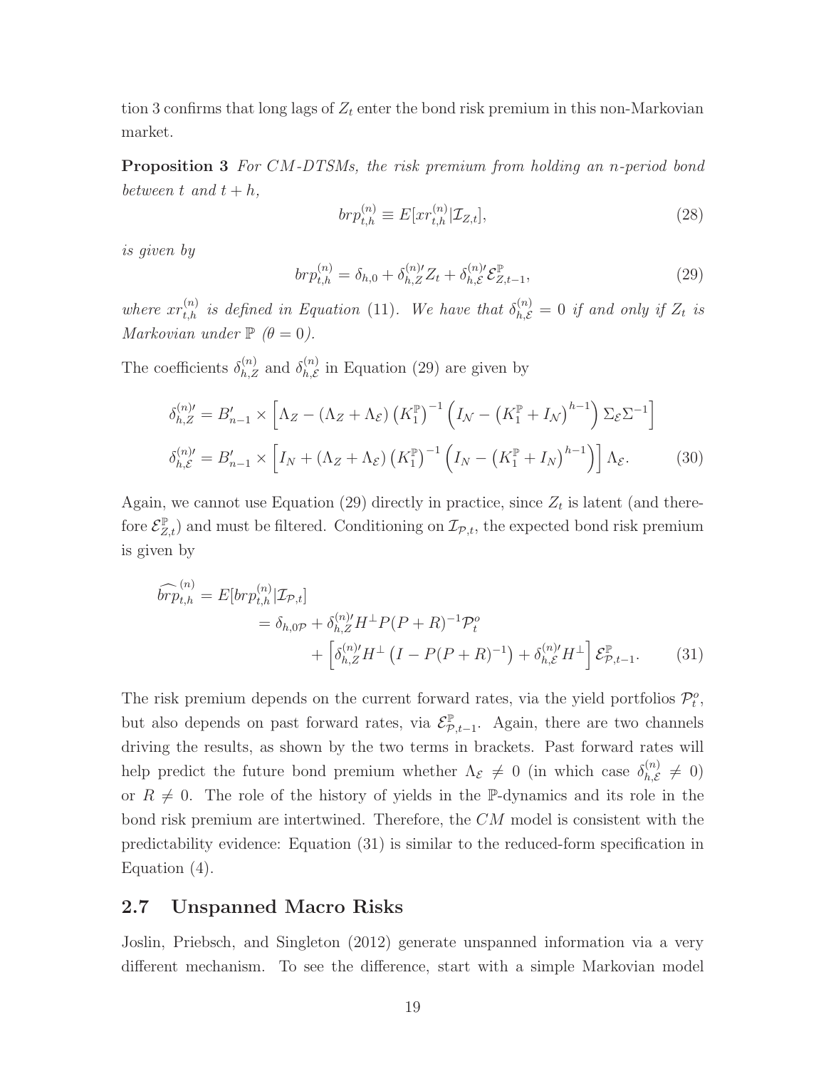tion 3 confirms that long lags of $Z_t$ enter the bond risk premium in this non-Markovian market.

**Proposition 3** *For CM-DTSMs, the risk premium from holding an n-period bond between t and t + h,*

$$brp_{t,h}^{(n)} \equiv E[xr_{t,h}^{(n)} | \mathcal{I}_{Z,t}], \tag{28}$$

*is given by*

$$brp_{t,h}^{(n)} = \delta_{h,0} + \delta_{h,Z}^{(n)\prime} Z_t + \delta_{h,\mathcal{E}}^{(n)\prime} \mathcal{E}_{Z,t-1}^{\mathbb{P}}, \tag{29}$$

*where $xr_{t,h}^{(n)}$ is defined in Equation (11). We have that $\delta_{h,\mathcal{E}}^{(n)} = 0$ if and only if $Z_t$ is Markovian under $\mathbb{P}$ ($\theta = 0$).*

The coefficients $\delta_{h,Z}^{(n)}$ and $\delta_{h,\mathcal{E}}^{(n)}$ in Equation (29) are given by

$$\begin{aligned}
\delta_{h,Z}^{(n)\prime} &= B_{n-1}' \times \left[ \Lambda_Z - (\Lambda_Z + \Lambda_{\mathcal{E}}) \left(K_1^{\mathbb{P}}\right)^{-1} \left( I_{\mathcal{N}} - \left(K_1^{\mathbb{P}} + I_{\mathcal{N}}\right)^{h-1} \right) \Sigma_{\mathcal{E}} \Sigma^{-1} \right] \\
\delta_{h,\mathcal{E}}^{(n)\prime} &= B_{n-1}' \times \left[ I_N + (\Lambda_Z + \Lambda_{\mathcal{E}}) \left(K_1^{\mathbb{P}}\right)^{-1} \left( I_N - \left(K_1^{\mathbb{P}} + I_N\right)^{h-1} \right) \right] \Lambda_{\mathcal{E}}.
\end{aligned} \tag{30}$$

Again, we cannot use Equation (29) directly in practice, since $Z_t$ is latent (and therefore $\mathcal{E}_{Z,t}^{\mathbb{P}}$) and must be filtered. Conditioning on $\mathcal{I}_{\mathcal{P},t}$, the expected bond risk premium is given by

$$\begin{aligned}
\widehat{brp}_{t,h}^{(n)} &= E[brp_{t,h}^{(n)} | \mathcal{I}_{\mathcal{P},t}] \\
&= \delta_{h,0\mathcal{P}} + \delta_{h,Z}^{(n)\prime} H^{\perp} P (P+R)^{-1} \mathcal{P}_t^o \\
&\qquad + \left[ \delta_{h,Z}^{(n)\prime} H^{\perp} \left( I - P(P+R)^{-1} \right) + \delta_{h,\mathcal{E}}^{(n)\prime} H^{\perp} \right] \mathcal{E}_{\mathcal{P},t-1}^{\mathbb{P}}.
\end{aligned} \tag{31}$$

The risk premium depends on the current forward rates, via the yield portfolios $\mathcal{P}_t^o$, but also depends on past forward rates, via $\mathcal{E}_{\mathcal{P},t-1}^{\mathbb{P}}$. Again, there are two channels driving the results, as shown by the two terms in brackets. Past forward rates will help predict the future bond premium whether $\Lambda_{\mathcal{E}} \neq 0$ (in which case $\delta_{h,\mathcal{E}}^{(n)} \neq 0$) or $R \neq 0$. The role of the history of yields in the $\mathbb{P}$-dynamics and its role in the bond risk premium are intertwined. Therefore, the $CM$ model is consistent with the predictability evidence: Equation (31) is similar to the reduced-form specification in Equation (4).

## 2.7 Unspanned Macro Risks

Joslin, Priebsch, and Singleton (2012) generate unspanned information via a very different mechanism. To see the difference, start with a simple Markovian model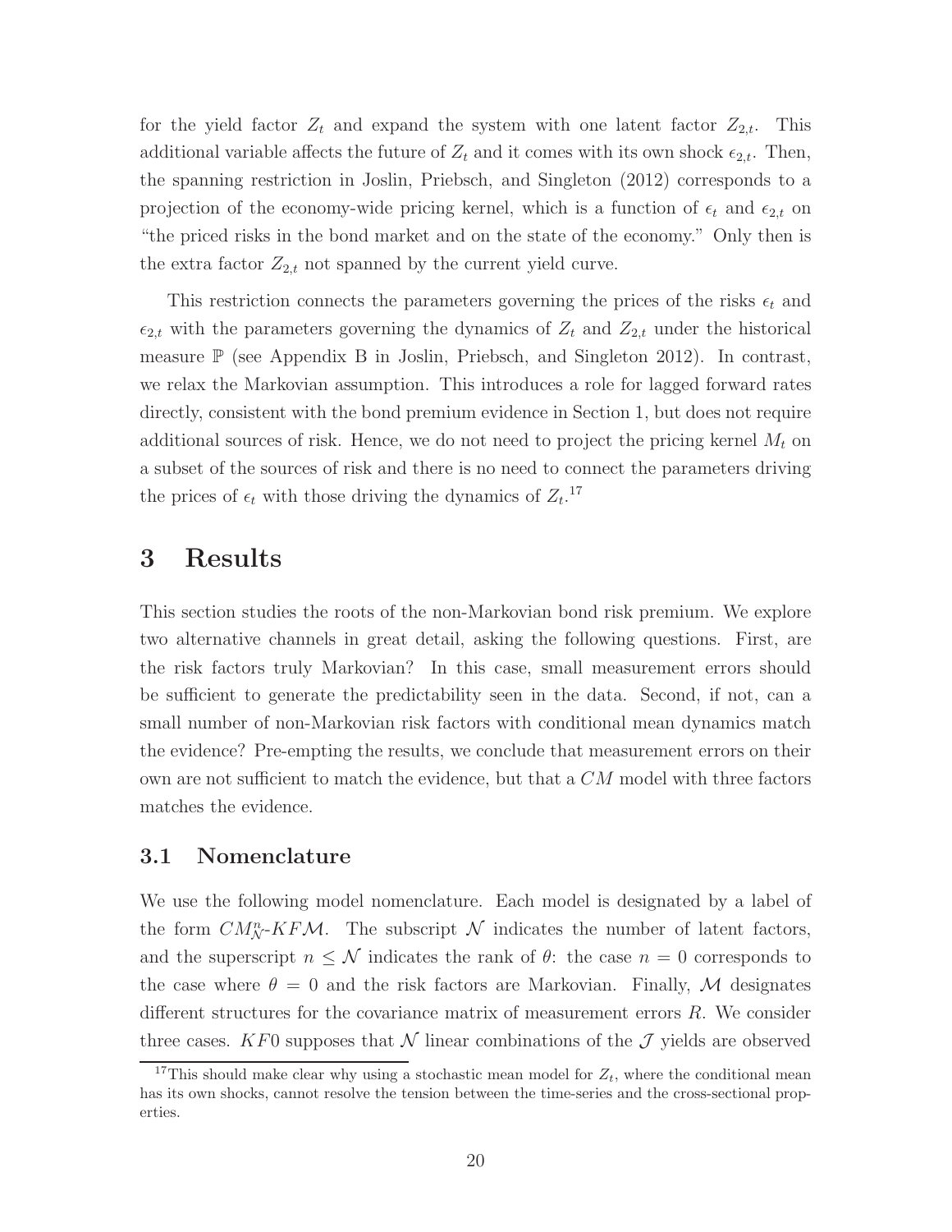for the yield factor $Z_t$ and expand the system with one latent factor $Z_{2,t}$. This additional variable affects the future of $Z_t$ and it comes with its own shock $\epsilon_{2,t}$. Then, the spanning restriction in Joslin, Priebsch, and Singleton (2012) corresponds to a projection of the economy-wide pricing kernel, which is a function of $\epsilon_t$ and $\epsilon_{2,t}$ on "the priced risks in the bond market and on the state of the economy." Only then is the extra factor $Z_{2,t}$ not spanned by the current yield curve.

This restriction connects the parameters governing the prices of the risks $\epsilon_t$ and $\epsilon_{2,t}$ with the parameters governing the dynamics of $Z_t$ and $Z_{2,t}$ under the historical measure $\mathbb{P}$ (see Appendix B in Joslin, Priebsch, and Singleton 2012). In contrast, we relax the Markovian assumption. This introduces a role for lagged forward rates directly, consistent with the bond premium evidence in Section 1, but does not require additional sources of risk. Hence, we do not need to project the pricing kernel $M_t$ on a subset of the sources of risk and there is no need to connect the parameters driving the prices of $\epsilon_t$ with those driving the dynamics of $Z_t$.[17]

# 3 Results

This section studies the roots of the non-Markovian bond risk premium. We explore two alternative channels in great detail, asking the following questions. First, are the risk factors truly Markovian? In this case, small measurement errors should be sufficient to generate the predictability seen in the data. Second, if not, can a small number of non-Markovian risk factors with conditional mean dynamics match the evidence? Pre-empting the results, we conclude that measurement errors on their own are not sufficient to match the evidence, but that a $CM$ model with three factors matches the evidence.

## 3.1 Nomenclature

We use the following model nomenclature. Each model is designated by a label of the form $CM_{\mathcal{N}}^{n}\text{-}KF\mathcal{M}$. The subscript $\mathcal{N}$ indicates the number of latent factors, and the superscript $n \leq \mathcal{N}$ indicates the rank of $\theta$: the case $n = 0$ corresponds to the case where $\theta = 0$ and the risk factors are Markovian. Finally, $\mathcal{M}$ designates different structures for the covariance matrix of measurement errors $R$. We consider three cases. $KF0$ supposes that $\mathcal{N}$ linear combinations of the $\mathcal{J}$ yields are observed

[17] This should make clear why using a stochastic mean model for $Z_t$, where the conditional mean has its own shocks, cannot resolve the tension between the time-series and the cross-sectional properties.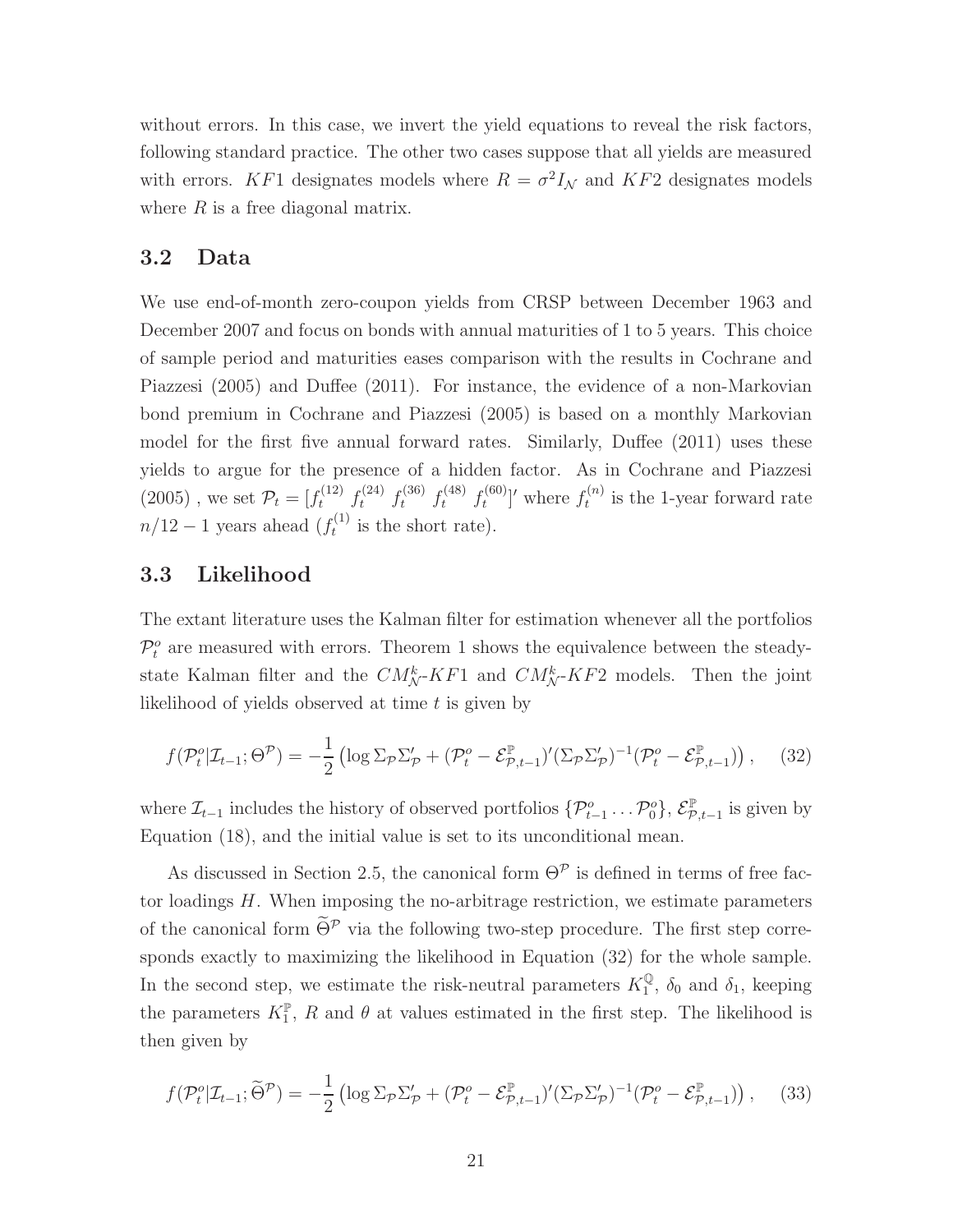without errors. In this case, we invert the yield equations to reveal the risk factors, following standard practice. The other two cases suppose that all yields are measured with errors. $KF1$ designates models where $R = \sigma^2 I_{\mathcal{N}}$ and $KF2$ designates models where $R$ is a free diagonal matrix.

## 3.2 Data

We use end-of-month zero-coupon yields from CRSP between December 1963 and December 2007 and focus on bonds with annual maturities of 1 to 5 years. This choice of sample period and maturities eases comparison with the results in Cochrane and Piazzesi (2005) and Duffee (2011). For instance, the evidence of a non-Markovian bond premium in Cochrane and Piazzesi (2005) is based on a monthly Markovian model for the first five annual forward rates. Similarly, Duffee (2011) uses these yields to argue for the presence of a hidden factor. As in Cochrane and Piazzesi (2005) , we set $\mathcal{P}_t = [f_t^{(12)} \; f_t^{(24)} \; f_t^{(36)} \; f_t^{(48)} \; f_t^{(60)}]'$ where $f_t^{(n)}$ is the 1-year forward rate $n/12 - 1$ years ahead ($f_t^{(1)}$ is the short rate).

## 3.3 Likelihood

The extant literature uses the Kalman filter for estimation whenever all the portfolios $\mathcal{P}_t^o$ are measured with errors. Theorem 1 shows the equivalence between the steady-state Kalman filter and the $CM_{\mathcal{N}}^k$-$KF1$ and $CM_{\mathcal{N}}^k$-$KF2$ models. Then the joint likelihood of yields observed at time $t$ is given by

$$f(\mathcal{P}_t^o|\mathcal{I}_{t-1}; \Theta^{\mathcal{P}}) = -\frac{1}{2}\left(\log \Sigma_{\mathcal{P}}\Sigma_{\mathcal{P}}' + (\mathcal{P}_t^o - \mathcal{E}_{\mathcal{P},t-1}^{\mathbb{P}})'(\Sigma_{\mathcal{P}}\Sigma_{\mathcal{P}}')^{-1}(\mathcal{P}_t^o - \mathcal{E}_{\mathcal{P},t-1}^{\mathbb{P}})\right), \quad (32)$$

where $\mathcal{I}_{t-1}$ includes the history of observed portfolios $\{\mathcal{P}_{t-1}^o \ldots \mathcal{P}_0^o\}$, $\mathcal{E}_{\mathcal{P},t-1}^{\mathbb{P}}$ is given by Equation (18), and the initial value is set to its unconditional mean.

As discussed in Section 2.5, the canonical form $\Theta^{\mathcal{P}}$ is defined in terms of free factor loadings $H$. When imposing the no-arbitrage restriction, we estimate parameters of the canonical form $\widetilde{\Theta}^{\mathcal{P}}$ via the following two-step procedure. The first step corresponds exactly to maximizing the likelihood in Equation (32) for the whole sample. In the second step, we estimate the risk-neutral parameters $K_1^{\mathbb{Q}}$, $\delta_0$ and $\delta_1$, keeping the parameters $K_1^{\mathbb{P}}$, $R$ and $\theta$ at values estimated in the first step. The likelihood is then given by

$$f(\mathcal{P}_t^o|\mathcal{I}_{t-1}; \widetilde{\Theta}^{\mathcal{P}}) = -\frac{1}{2}\left(\log \Sigma_{\mathcal{P}}\Sigma_{\mathcal{P}}' + (\mathcal{P}_t^o - \mathcal{E}_{\mathcal{P},t-1}^{\mathbb{P}})'(\Sigma_{\mathcal{P}}\Sigma_{\mathcal{P}}')^{-1}(\mathcal{P}_t^o - \mathcal{E}_{\mathcal{P},t-1}^{\mathbb{P}})\right), \quad (33)$$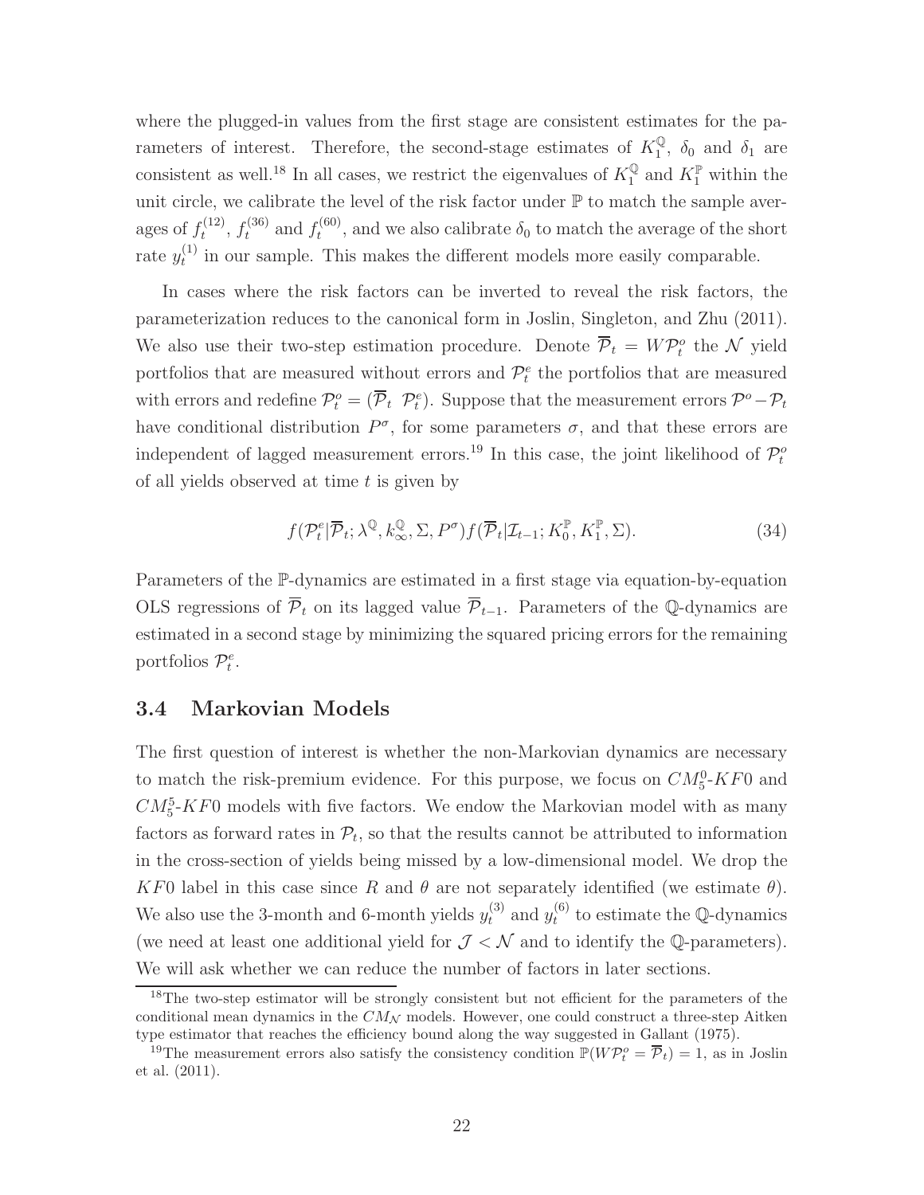where the plugged-in values from the first stage are consistent estimates for the parameters of interest. Therefore, the second-stage estimates of $K_1^{\mathbb{Q}}$, $\delta_0$ and $\delta_1$ are consistent as well.[18] In all cases, we restrict the eigenvalues of $K_1^{\mathbb{Q}}$ and $K_1^{\mathbb{P}}$ within the unit circle, we calibrate the level of the risk factor under $\mathbb{P}$ to match the sample averages of $f_t^{(12)}$, $f_t^{(36)}$ and $f_t^{(60)}$, and we also calibrate $\delta_0$ to match the average of the short rate $y_t^{(1)}$ in our sample. This makes the different models more easily comparable.

In cases where the risk factors can be inverted to reveal the risk factors, the parameterization reduces to the canonical form in Joslin, Singleton, and Zhu (2011). We also use their two-step estimation procedure. Denote $\overline{\mathcal{P}}_t = W\mathcal{P}_t^o$ the $\mathcal{N}$ yield portfolios that are measured without errors and $\mathcal{P}_t^e$ the portfolios that are measured with errors and redefine $\mathcal{P}_t^o = (\overline{\mathcal{P}}_t \;\; \mathcal{P}_t^e)$. Suppose that the measurement errors $\mathcal{P}^o - \mathcal{P}_t$ have conditional distribution $P^\sigma$, for some parameters $\sigma$, and that these errors are independent of lagged measurement errors.[19] In this case, the joint likelihood of $\mathcal{P}_t^o$ of all yields observed at time $t$ is given by

$$f(\mathcal{P}_t^e|\overline{\mathcal{P}}_t; \lambda^{\mathbb{Q}}, k_\infty^{\mathbb{Q}}, \Sigma, P^\sigma) f(\overline{\mathcal{P}}_t|\mathcal{I}_{t-1}; K_0^{\mathbb{P}}, K_1^{\mathbb{P}}, \Sigma). \tag{34}$$

Parameters of the $\mathbb{P}$-dynamics are estimated in a first stage via equation-by-equation OLS regressions of $\overline{\mathcal{P}}_t$ on its lagged value $\overline{\mathcal{P}}_{t-1}$. Parameters of the $\mathbb{Q}$-dynamics are estimated in a second stage by minimizing the squared pricing errors for the remaining portfolios $\mathcal{P}_t^e$.

## 3.4 Markovian Models

The first question of interest is whether the non-Markovian dynamics are necessary to match the risk-premium evidence. For this purpose, we focus on $CM_5^0$-$KF0$ and $CM_5^5$-$KF0$ models with five factors. We endow the Markovian model with as many factors as forward rates in $\mathcal{P}_t$, so that the results cannot be attributed to information in the cross-section of yields being missed by a low-dimensional model. We drop the $KF0$ label in this case since $R$ and $\theta$ are not separately identified (we estimate $\theta$). We also use the 3-month and 6-month yields $y_t^{(3)}$ and $y_t^{(6)}$ to estimate the $\mathbb{Q}$-dynamics (we need at least one additional yield for $\mathcal{J} < \mathcal{N}$ and to identify the $\mathbb{Q}$-parameters). We will ask whether we can reduce the number of factors in later sections.

[18] The two-step estimator will be strongly consistent but not efficient for the parameters of the conditional mean dynamics in the $CM_{\mathcal{N}}$ models. However, one could construct a three-step Aitken type estimator that reaches the efficiency bound along the way suggested in Gallant (1975).

[19] The measurement errors also satisfy the consistency condition $\mathbb{P}(W\mathcal{P}_t^o = \overline{\mathcal{P}}_t) = 1$, as in Joslin et al. (2011).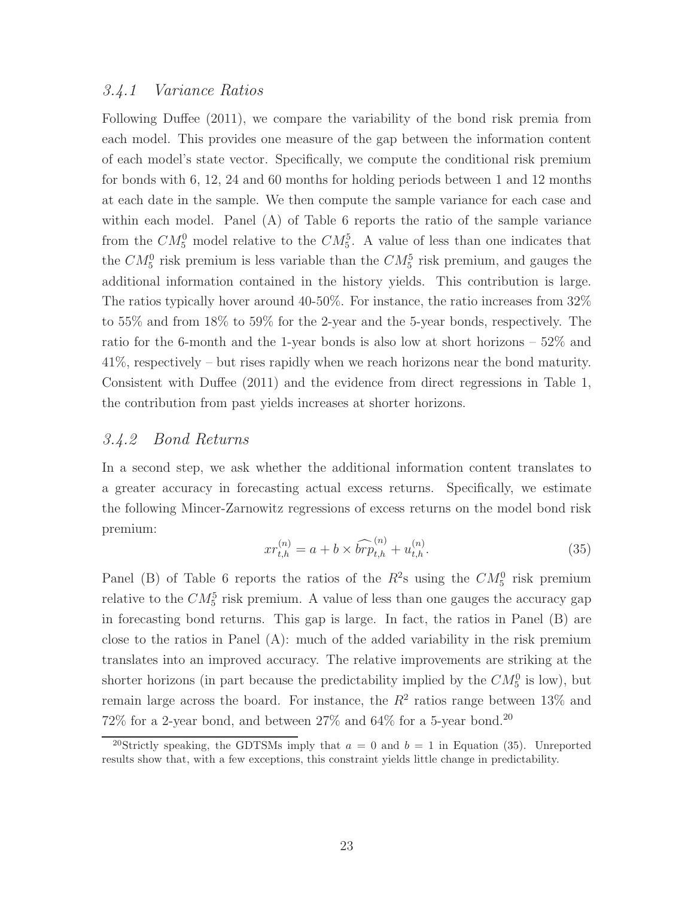### *3.4.1 Variance Ratios*

Following Duffee (2011), we compare the variability of the bond risk premia from each model. This provides one measure of the gap between the information content of each model's state vector. Specifically, we compute the conditional risk premium for bonds with 6, 12, 24 and 60 months for holding periods between 1 and 12 months at each date in the sample. We then compute the sample variance for each case and within each model. Panel (A) of Table 6 reports the ratio of the sample variance from the $CM_5^0$ model relative to the $CM_5^5$. A value of less than one indicates that the $CM_5^0$ risk premium is less variable than the $CM_5^5$ risk premium, and gauges the additional information contained in the history yields. This contribution is large. The ratios typically hover around 40-50%. For instance, the ratio increases from 32% to 55% and from 18% to 59% for the 2-year and the 5-year bonds, respectively. The ratio for the 6-month and the 1-year bonds is also low at short horizons – 52% and 41%, respectively – but rises rapidly when we reach horizons near the bond maturity. Consistent with Duffee (2011) and the evidence from direct regressions in Table 1, the contribution from past yields increases at shorter horizons.

### *3.4.2 Bond Returns*

In a second step, we ask whether the additional information content translates to a greater accuracy in forecasting actual excess returns. Specifically, we estimate the following Mincer-Zarnowitz regressions of excess returns on the model bond risk premium:

$$xr_{t,h}^{(n)} = a + b \times \widehat{brp}_{t,h}^{(n)} + u_{t,h}^{(n)}. \tag{35}$$

Panel (B) of Table 6 reports the ratios of the $R^2$s using the $CM_5^0$ risk premium relative to the $CM_5^5$ risk premium. A value of less than one gauges the accuracy gap in forecasting bond returns. This gap is large. In fact, the ratios in Panel (B) are close to the ratios in Panel (A): much of the added variability in the risk premium translates into an improved accuracy. The relative improvements are striking at the shorter horizons (in part because the predictability implied by the $CM_5^0$ is low), but remain large across the board. For instance, the $R^2$ ratios range between 13% and 72% for a 2-year bond, and between 27% and 64% for a 5-year bond.[20]

[20] Strictly speaking, the GDTSMs imply that $a = 0$ and $b = 1$ in Equation (35). Unreported results show that, with a few exceptions, this constraint yields little change in predictability.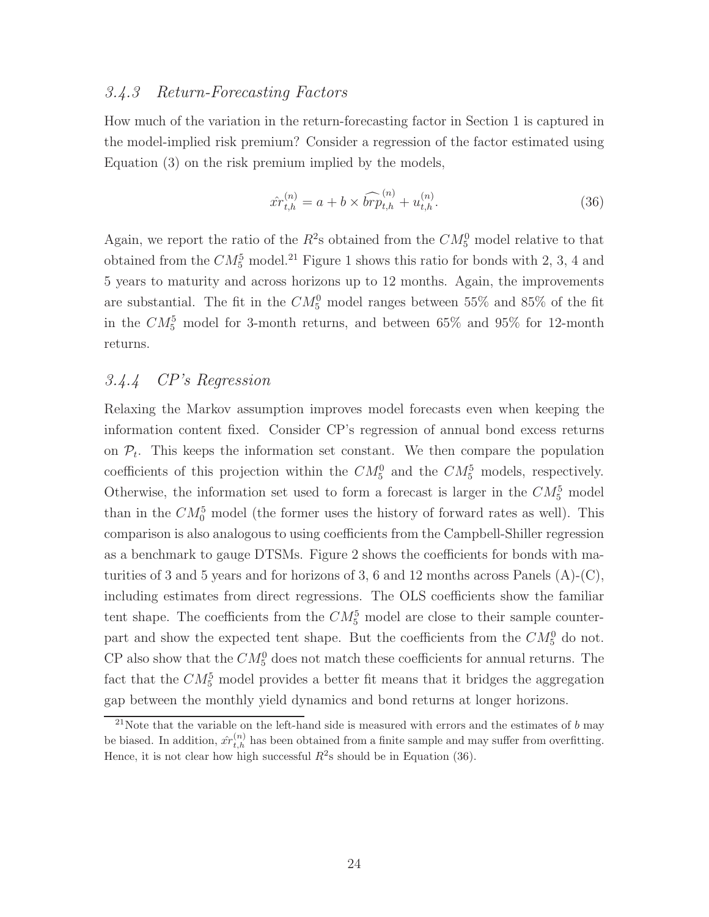### 3.4.3 Return-Forecasting Factors

How much of the variation in the return-forecasting factor in Section 1 is captured in the model-implied risk premium? Consider a regression of the factor estimated using Equation (3) on the risk premium implied by the models,

$$\hat{xr}_{t,h}^{(n)} = a + b \times \widehat{brp}_{t,h}^{(n)} + u_{t,h}^{(n)}. \tag{36}$$

Again, we report the ratio of the $R^2$s obtained from the $CM_5^0$ model relative to that obtained from the $CM_5^5$ model.[21] Figure 1 shows this ratio for bonds with 2, 3, 4 and 5 years to maturity and across horizons up to 12 months. Again, the improvements are substantial. The fit in the $CM_5^0$ model ranges between 55% and 85% of the fit in the $CM_5^5$ model for 3-month returns, and between 65% and 95% for 12-month returns.

### 3.4.4 CP's Regression

Relaxing the Markov assumption improves model forecasts even when keeping the information content fixed. Consider CP's regression of annual bond excess returns on $\mathcal{P}_t$. This keeps the information set constant. We then compare the population coefficients of this projection within the $CM_5^0$ and the $CM_5^5$ models, respectively. Otherwise, the information set used to form a forecast is larger in the $CM_5^5$ model than in the $CM_0^5$ model (the former uses the history of forward rates as well). This comparison is also analogous to using coefficients from the Campbell-Shiller regression as a benchmark to gauge DTSMs. Figure 2 shows the coefficients for bonds with maturities of 3 and 5 years and for horizons of 3, 6 and 12 months across Panels (A)-(C), including estimates from direct regressions. The OLS coefficients show the familiar tent shape. The coefficients from the $CM_5^5$ model are close to their sample counterpart and show the expected tent shape. But the coefficients from the $CM_5^0$ do not. CP also show that the $CM_5^0$ does not match these coefficients for annual returns. The fact that the $CM_5^5$ model provides a better fit means that it bridges the aggregation gap between the monthly yield dynamics and bond returns at longer horizons.

[21] Note that the variable on the left-hand side is measured with errors and the estimates of $b$ may be biased. In addition, $\hat{xr}_{t,h}^{(n)}$ has been obtained from a finite sample and may suffer from overfitting. Hence, it is not clear how high successful $R^2$s should be in Equation (36).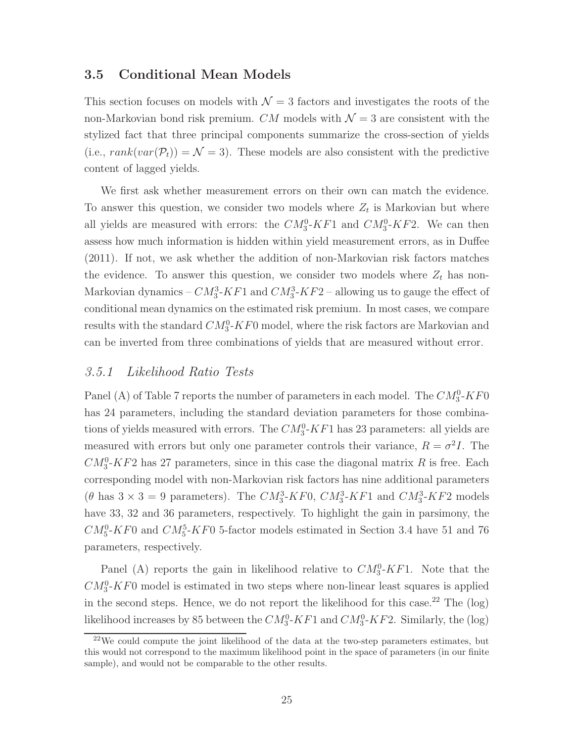### 3.5 Conditional Mean Models

This section focuses on models with $\mathcal{N} = 3$ factors and investigates the roots of the non-Markovian bond risk premium. $CM$ models with $\mathcal{N} = 3$ are consistent with the stylized fact that three principal components summarize the cross-section of yields (i.e., $rank(var(\mathcal{P}_t)) = \mathcal{N} = 3$). These models are also consistent with the predictive content of lagged yields.

We first ask whether measurement errors on their own can match the evidence. To answer this question, we consider two models where $Z_t$ is Markovian but where all yields are measured with errors: the $CM_3^0$-$KF1$ and $CM_3^0$-$KF2$. We can then assess how much information is hidden within yield measurement errors, as in Duffee (2011). If not, we ask whether the addition of non-Markovian risk factors matches the evidence. To answer this question, we consider two models where $Z_t$ has non-Markovian dynamics – $CM_3^3$-$KF1$ and $CM_3^3$-$KF2$ – allowing us to gauge the effect of conditional mean dynamics on the estimated risk premium. In most cases, we compare results with the standard $CM_3^0$-$KF0$ model, where the risk factors are Markovian and can be inverted from three combinations of yields that are measured without error.

#### *3.5.1 Likelihood Ratio Tests*

Panel (A) of Table 7 reports the number of parameters in each model. The $CM_3^0$-$KF0$ has 24 parameters, including the standard deviation parameters for those combinations of yields measured with errors. The $CM_3^0$-$KF1$ has 23 parameters: all yields are measured with errors but only one parameter controls their variance, $R = \sigma^2 I$. The $CM_3^0$-$KF2$ has 27 parameters, since in this case the diagonal matrix $R$ is free. Each corresponding model with non-Markovian risk factors has nine additional parameters ($\theta$ has $3 \times 3 = 9$ parameters). The $CM_3^3$-$KF0$, $CM_3^3$-$KF1$ and $CM_3^3$-$KF2$ models have 33, 32 and 36 parameters, respectively. To highlight the gain in parsimony, the $CM_5^0$-$KF0$ and $CM_5^5$-$KF0$ 5-factor models estimated in Section 3.4 have 51 and 76 parameters, respectively.

Panel (A) reports the gain in likelihood relative to $CM_3^0$-$KF1$. Note that the $CM_3^0$-$KF0$ model is estimated in two steps where non-linear least squares is applied in the second steps. Hence, we do not report the likelihood for this case.[22] The (log) likelihood increases by 85 between the $CM_3^0$-$KF1$ and $CM_3^0$-$KF2$. Similarly, the (log)

[22] We could compute the joint likelihood of the data at the two-step parameters estimates, but this would not correspond to the maximum likelihood point in the space of parameters (in our finite sample), and would not be comparable to the other results.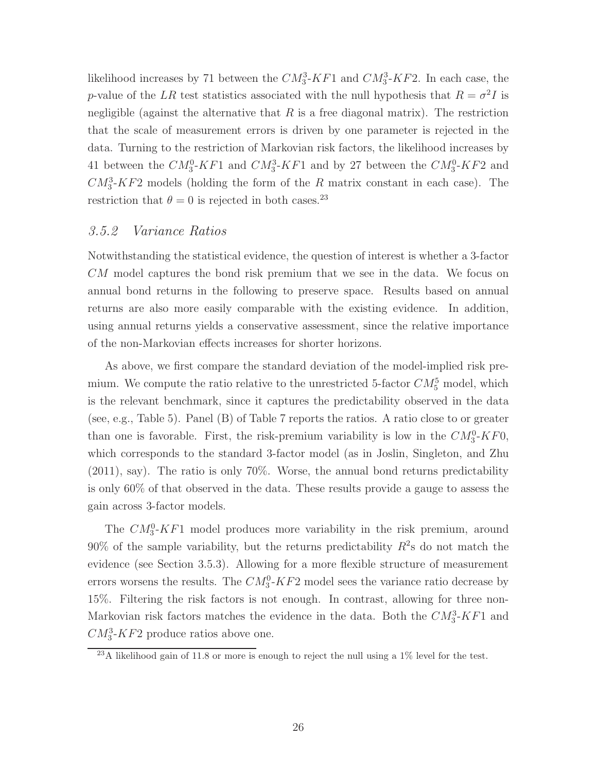likelihood increases by 71 between the $CM_3^3$-$KF1$ and $CM_3^3$-$KF2$. In each case, the $p$-value of the $LR$ test statistics associated with the null hypothesis that $R = \sigma^2 I$ is negligible (against the alternative that $R$ is a free diagonal matrix). The restriction that the scale of measurement errors is driven by one parameter is rejected in the data. Turning to the restriction of Markovian risk factors, the likelihood increases by 41 between the $CM_3^0$-$KF1$ and $CM_3^3$-$KF1$ and by 27 between the $CM_3^0$-$KF2$ and $CM_3^3$-$KF2$ models (holding the form of the $R$ matrix constant in each case). The restriction that $\theta = 0$ is rejected in both cases.[23]

### *3.5.2 Variance Ratios*

Notwithstanding the statistical evidence, the question of interest is whether a 3-factor $CM$ model captures the bond risk premium that we see in the data. We focus on annual bond returns in the following to preserve space. Results based on annual returns are also more easily comparable with the existing evidence. In addition, using annual returns yields a conservative assessment, since the relative importance of the non-Markovian effects increases for shorter horizons.

As above, we first compare the standard deviation of the model-implied risk premium. We compute the ratio relative to the unrestricted 5-factor $CM_5^5$ model, which is the relevant benchmark, since it captures the predictability observed in the data (see, e.g., Table 5). Panel (B) of Table 7 reports the ratios. A ratio close to or greater than one is favorable. First, the risk-premium variability is low in the $CM_3^0$-$KF0$, which corresponds to the standard 3-factor model (as in Joslin, Singleton, and Zhu (2011), say). The ratio is only 70%. Worse, the annual bond returns predictability is only 60% of that observed in the data. These results provide a gauge to assess the gain across 3-factor models.

The $CM_3^0$-$KF1$ model produces more variability in the risk premium, around 90% of the sample variability, but the returns predictability $R^2$s do not match the evidence (see Section 3.5.3). Allowing for a more flexible structure of measurement errors worsens the results. The $CM_3^0$-$KF2$ model sees the variance ratio decrease by 15%. Filtering the risk factors is not enough. In contrast, allowing for three non-Markovian risk factors matches the evidence in the data. Both the $CM_3^3$-$KF1$ and $CM_3^3$-$KF2$ produce ratios above one.

[23] A likelihood gain of 11.8 or more is enough to reject the null using a 1% level for the test.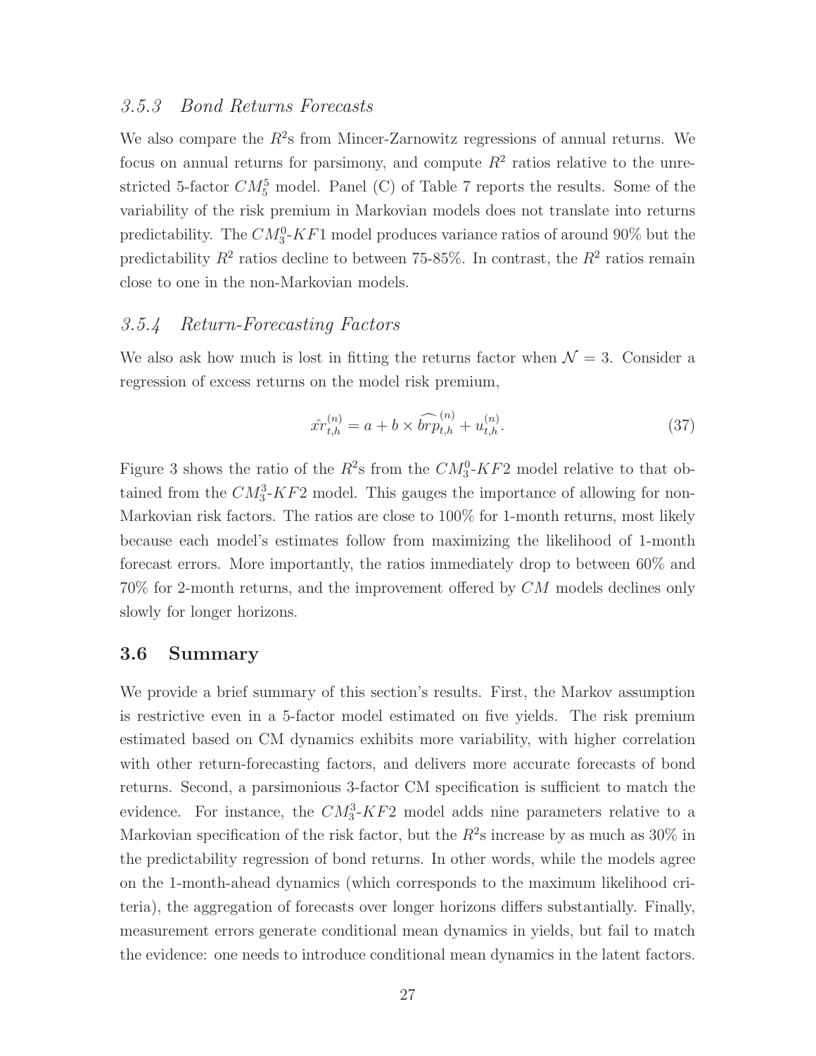### *3.5.3 Bond Returns Forecasts*

We also compare the $R^2$s from Mincer-Zarnowitz regressions of annual returns. We focus on annual returns for parsimony, and compute $R^2$ ratios relative to the unrestricted 5-factor $CM_5^5$ model. Panel (C) of Table 7 reports the results. Some of the variability of the risk premium in Markovian models does not translate into returns predictability. The $CM_3^0$-$KF1$ model produces variance ratios of around 90% but the predictability $R^2$ ratios decline to between 75-85%. In contrast, the $R^2$ ratios remain close to one in the non-Markovian models.

### *3.5.4 Return-Forecasting Factors*

We also ask how much is lost in fitting the returns factor when $\mathcal{N} = 3$. Consider a regression of excess returns on the model risk premium,

$$\hat{xr}_{t,h}^{(n)} = a + b \times \widehat{brp}_{t,h}^{(n)} + u_{t,h}^{(n)}. \tag{37}$$

Figure 3 shows the ratio of the $R^2$s from the $CM_3^0$-$KF2$ model relative to that obtained from the $CM_3^3$-$KF2$ model. This gauges the importance of allowing for non-Markovian risk factors. The ratios are close to 100% for 1-month returns, most likely because each model's estimates follow from maximizing the likelihood of 1-month forecast errors. More importantly, the ratios immediately drop to between 60% and 70% for 2-month returns, and the improvement offered by $CM$ models declines only slowly for longer horizons.

## 3.6 Summary

We provide a brief summary of this section's results. First, the Markov assumption is restrictive even in a 5-factor model estimated on five yields. The risk premium estimated based on CM dynamics exhibits more variability, with higher correlation with other return-forecasting factors, and delivers more accurate forecasts of bond returns. Second, a parsimonious 3-factor CM specification is sufficient to match the evidence. For instance, the $CM_3^3$-$KF2$ model adds nine parameters relative to a Markovian specification of the risk factor, but the $R^2$s increase by as much as 30% in the predictability regression of bond returns. In other words, while the models agree on the 1-month-ahead dynamics (which corresponds to the maximum likelihood criteria), the aggregation of forecasts over longer horizons differs substantially. Finally, measurement errors generate conditional mean dynamics in yields, but fail to match the evidence: one needs to introduce conditional mean dynamics in the latent factors.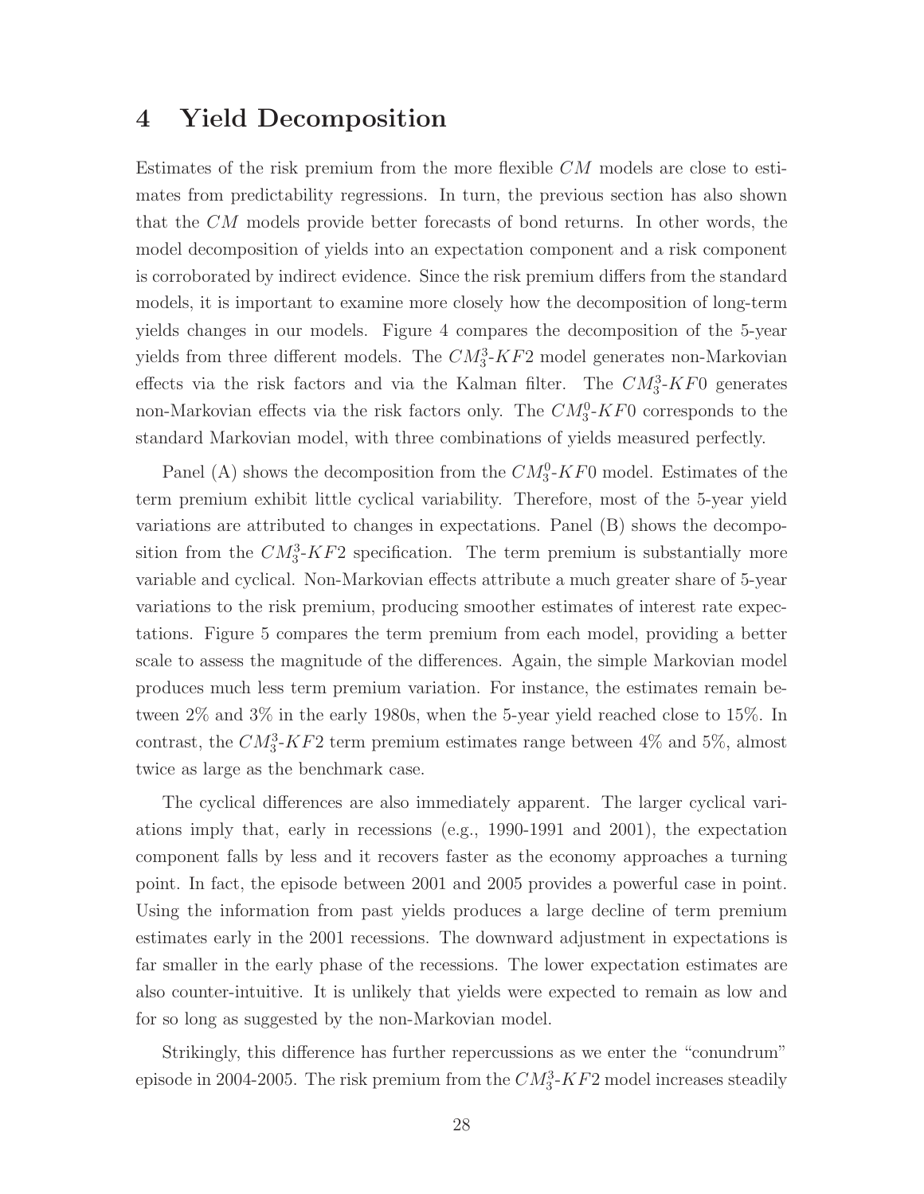# 4 Yield Decomposition

Estimates of the risk premium from the more flexible $CM$ models are close to estimates from predictability regressions. In turn, the previous section has also shown that the $CM$ models provide better forecasts of bond returns. In other words, the model decomposition of yields into an expectation component and a risk component is corroborated by indirect evidence. Since the risk premium differs from the standard models, it is important to examine more closely how the decomposition of long-term yields changes in our models. Figure 4 compares the decomposition of the 5-year yields from three different models. The $CM_3^3$-$KF2$ model generates non-Markovian effects via the risk factors and via the Kalman filter. The $CM_3^3$-$KF0$ generates non-Markovian effects via the risk factors only. The $CM_3^0$-$KF0$ corresponds to the standard Markovian model, with three combinations of yields measured perfectly.

Panel (A) shows the decomposition from the $CM_3^0$-$KF0$ model. Estimates of the term premium exhibit little cyclical variability. Therefore, most of the 5-year yield variations are attributed to changes in expectations. Panel (B) shows the decomposition from the $CM_3^3$-$KF2$ specification. The term premium is substantially more variable and cyclical. Non-Markovian effects attribute a much greater share of 5-year variations to the risk premium, producing smoother estimates of interest rate expectations. Figure 5 compares the term premium from each model, providing a better scale to assess the magnitude of the differences. Again, the simple Markovian model produces much less term premium variation. For instance, the estimates remain between 2% and 3% in the early 1980s, when the 5-year yield reached close to 15%. In contrast, the $CM_3^3$-$KF2$ term premium estimates range between 4% and 5%, almost twice as large as the benchmark case.

The cyclical differences are also immediately apparent. The larger cyclical variations imply that, early in recessions (e.g., 1990-1991 and 2001), the expectation component falls by less and it recovers faster as the economy approaches a turning point. In fact, the episode between 2001 and 2005 provides a powerful case in point. Using the information from past yields produces a large decline of term premium estimates early in the 2001 recessions. The downward adjustment in expectations is far smaller in the early phase of the recessions. The lower expectation estimates are also counter-intuitive. It is unlikely that yields were expected to remain as low and for so long as suggested by the non-Markovian model.

Strikingly, this difference has further repercussions as we enter the "conundrum" episode in 2004-2005. The risk premium from the $CM_3^3$-$KF2$ model increases steadily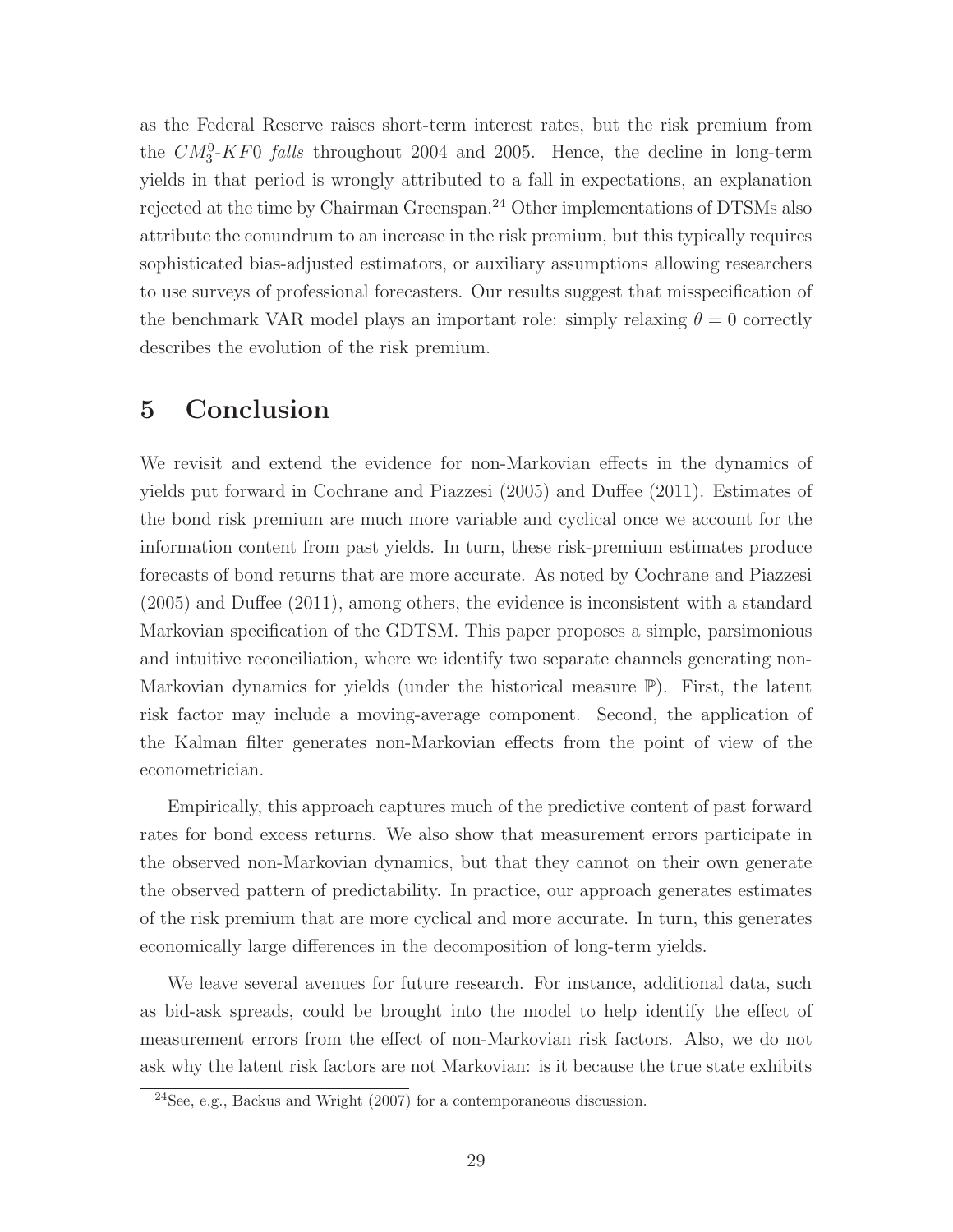as the Federal Reserve raises short-term interest rates, but the risk premium from the $CM_3^0$-$KF0$ *falls* throughout 2004 and 2005. Hence, the decline in long-term yields in that period is wrongly attributed to a fall in expectations, an explanation rejected at the time by Chairman Greenspan.[24] Other implementations of DTSMs also attribute the conundrum to an increase in the risk premium, but this typically requires sophisticated bias-adjusted estimators, or auxiliary assumptions allowing researchers to use surveys of professional forecasters. Our results suggest that misspecification of the benchmark VAR model plays an important role: simply relaxing $\theta = 0$ correctly describes the evolution of the risk premium.

# 5 Conclusion

We revisit and extend the evidence for non-Markovian effects in the dynamics of yields put forward in Cochrane and Piazzesi (2005) and Duffee (2011). Estimates of the bond risk premium are much more variable and cyclical once we account for the information content from past yields. In turn, these risk-premium estimates produce forecasts of bond returns that are more accurate. As noted by Cochrane and Piazzesi (2005) and Duffee (2011), among others, the evidence is inconsistent with a standard Markovian specification of the GDTSM. This paper proposes a simple, parsimonious and intuitive reconciliation, where we identify two separate channels generating non-Markovian dynamics for yields (under the historical measure $\mathbb{P}$). First, the latent risk factor may include a moving-average component. Second, the application of the Kalman filter generates non-Markovian effects from the point of view of the econometrician.

Empirically, this approach captures much of the predictive content of past forward rates for bond excess returns. We also show that measurement errors participate in the observed non-Markovian dynamics, but that they cannot on their own generate the observed pattern of predictability. In practice, our approach generates estimates of the risk premium that are more cyclical and more accurate. In turn, this generates economically large differences in the decomposition of long-term yields.

We leave several avenues for future research. For instance, additional data, such as bid-ask spreads, could be brought into the model to help identify the effect of measurement errors from the effect of non-Markovian risk factors. Also, we do not ask why the latent risk factors are not Markovian: is it because the true state exhibits

[24] See, e.g., Backus and Wright (2007) for a contemporaneous discussion.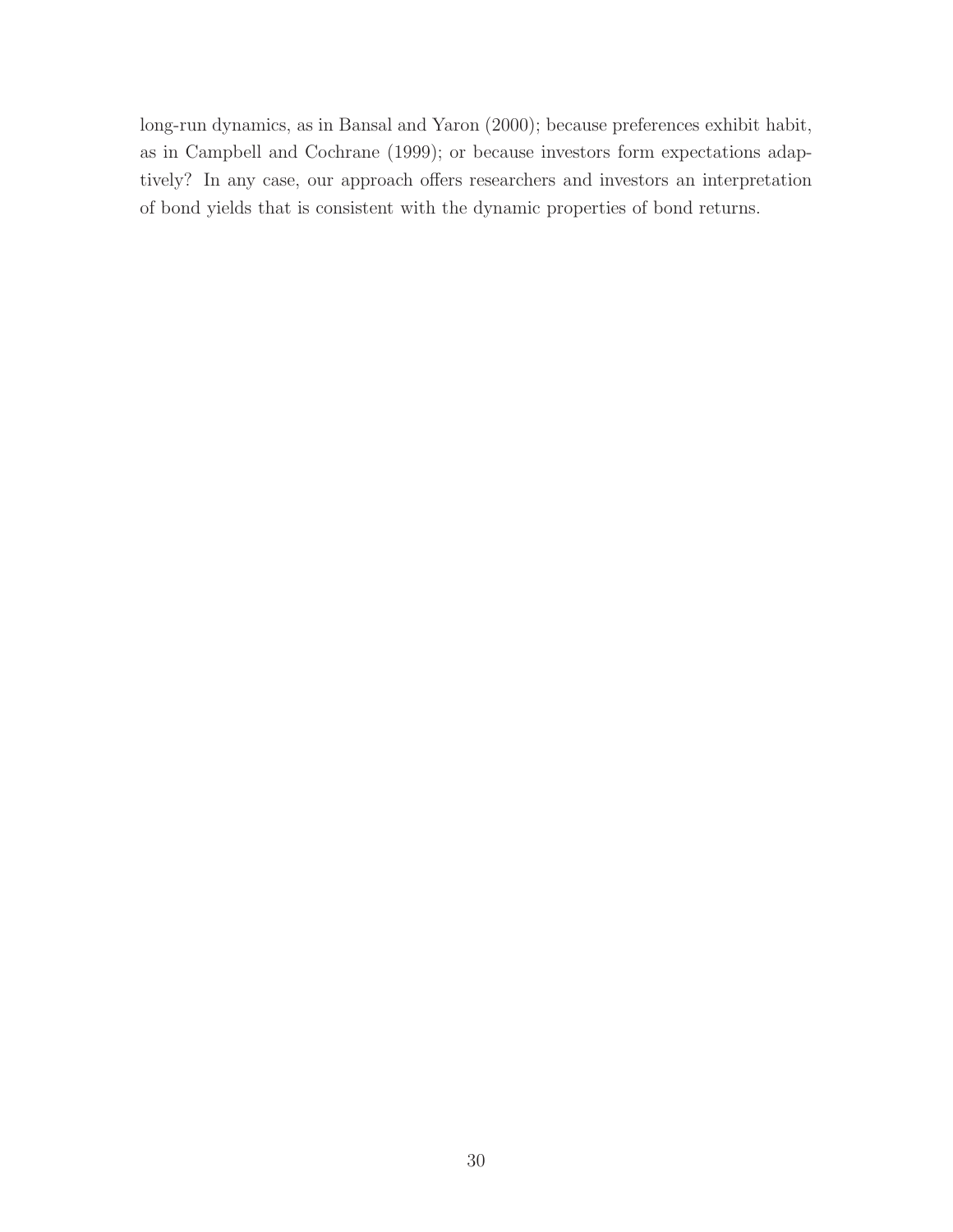long-run dynamics, as in Bansal and Yaron (2000); because preferences exhibit habit, as in Campbell and Cochrane (1999); or because investors form expectations adaptively? In any case, our approach offers researchers and investors an interpretation of bond yields that is consistent with the dynamic properties of bond returns.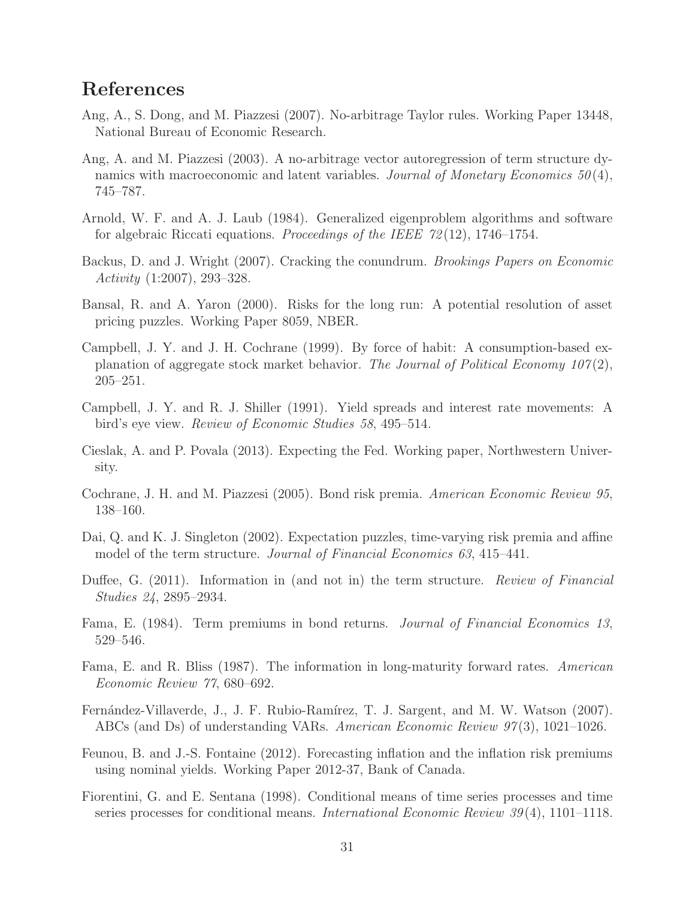# References

Ang, A., S. Dong, and M. Piazzesi (2007). No-arbitrage Taylor rules. Working Paper 13448, National Bureau of Economic Research.

Ang, A. and M. Piazzesi (2003). A no-arbitrage vector autoregression of term structure dynamics with macroeconomic and latent variables. *Journal of Monetary Economics 50*(4), 745–787.

Arnold, W. F. and A. J. Laub (1984). Generalized eigenproblem algorithms and software for algebraic Riccati equations. *Proceedings of the IEEE 72*(12), 1746–1754.

Backus, D. and J. Wright (2007). Cracking the conundrum. *Brookings Papers on Economic Activity* (1:2007), 293–328.

Bansal, R. and A. Yaron (2000). Risks for the long run: A potential resolution of asset pricing puzzles. Working Paper 8059, NBER.

Campbell, J. Y. and J. H. Cochrane (1999). By force of habit: A consumption-based explanation of aggregate stock market behavior. *The Journal of Political Economy 107*(2), 205–251.

Campbell, J. Y. and R. J. Shiller (1991). Yield spreads and interest rate movements: A bird's eye view. *Review of Economic Studies 58*, 495–514.

Cieslak, A. and P. Povala (2013). Expecting the Fed. Working paper, Northwestern University.

Cochrane, J. H. and M. Piazzesi (2005). Bond risk premia. *American Economic Review 95*, 138–160.

Dai, Q. and K. J. Singleton (2002). Expectation puzzles, time-varying risk premia and affine model of the term structure. *Journal of Financial Economics 63*, 415–441.

Duffee, G. (2011). Information in (and not in) the term structure. *Review of Financial Studies 24*, 2895–2934.

Fama, E. (1984). Term premiums in bond returns. *Journal of Financial Economics 13*, 529–546.

Fama, E. and R. Bliss (1987). The information in long-maturity forward rates. *American Economic Review 77*, 680–692.

Fernández-Villaverde, J., J. F. Rubio-Ramírez, T. J. Sargent, and M. W. Watson (2007). ABCs (and Ds) of understanding VARs. *American Economic Review 97*(3), 1021–1026.

Feunou, B. and J.-S. Fontaine (2012). Forecasting inflation and the inflation risk premiums using nominal yields. Working Paper 2012-37, Bank of Canada.

Fiorentini, G. and E. Sentana (1998). Conditional means of time series processes and time series processes for conditional means. *International Economic Review 39*(4), 1101–1118.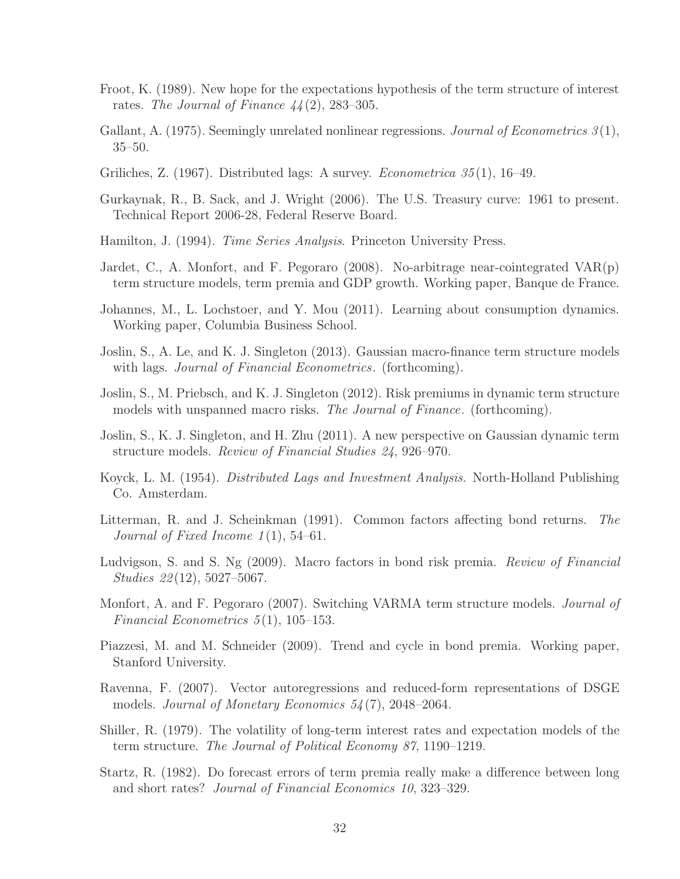Froot, K. (1989). New hope for the expectations hypothesis of the term structure of interest rates. *The Journal of Finance 44*(2), 283–305.

Gallant, A. (1975). Seemingly unrelated nonlinear regressions. *Journal of Econometrics 3*(1), 35–50.

Griliches, Z. (1967). Distributed lags: A survey. *Econometrica 35*(1), 16–49.

Gurkaynak, R., B. Sack, and J. Wright (2006). The U.S. Treasury curve: 1961 to present. Technical Report 2006-28, Federal Reserve Board.

Hamilton, J. (1994). *Time Series Analysis*. Princeton University Press.

Jardet, C., A. Monfort, and F. Pegoraro (2008). No-arbitrage near-cointegrated VAR(p) term structure models, term premia and GDP growth. Working paper, Banque de France.

Johannes, M., L. Lochstoer, and Y. Mou (2011). Learning about consumption dynamics. Working paper, Columbia Business School.

Joslin, S., A. Le, and K. J. Singleton (2013). Gaussian macro-finance term structure models with lags. *Journal of Financial Econometrics*. (forthcoming).

Joslin, S., M. Priebsch, and K. J. Singleton (2012). Risk premiums in dynamic term structure models with unspanned macro risks. *The Journal of Finance*. (forthcoming).

Joslin, S., K. J. Singleton, and H. Zhu (2011). A new perspective on Gaussian dynamic term structure models. *Review of Financial Studies 24*, 926–970.

Koyck, L. M. (1954). *Distributed Lags and Investment Analysis*. North-Holland Publishing Co. Amsterdam.

Litterman, R. and J. Scheinkman (1991). Common factors affecting bond returns. *The Journal of Fixed Income 1*(1), 54–61.

Ludvigson, S. and S. Ng (2009). Macro factors in bond risk premia. *Review of Financial Studies 22*(12), 5027–5067.

Monfort, A. and F. Pegoraro (2007). Switching VARMA term structure models. *Journal of Financial Econometrics 5*(1), 105–153.

Piazzesi, M. and M. Schneider (2009). Trend and cycle in bond premia. Working paper, Stanford University.

Ravenna, F. (2007). Vector autoregressions and reduced-form representations of DSGE models. *Journal of Monetary Economics 54*(7), 2048–2064.

Shiller, R. (1979). The volatility of long-term interest rates and expectation models of the term structure. *The Journal of Political Economy 87*, 1190–1219.

Startz, R. (1982). Do forecast errors of term premia really make a difference between long and short rates? *Journal of Financial Economics 10*, 323–329.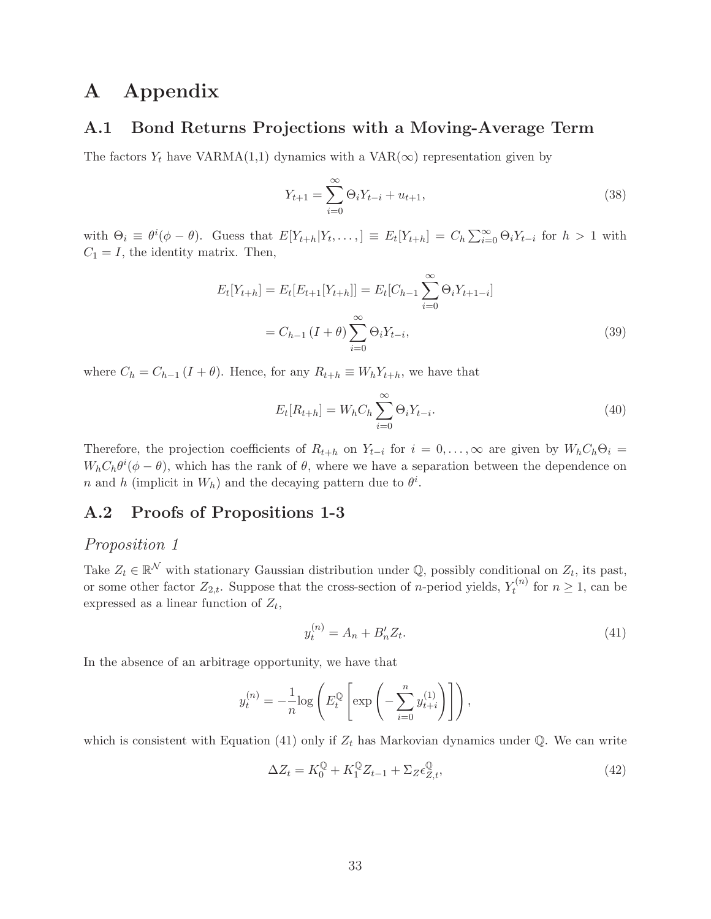# A Appendix

## A.1 Bond Returns Projections with a Moving-Average Term

The factors $Y_t$ have VARMA(1,1) dynamics with a VAR($\infty$) representation given by

$$Y_{t+1} = \sum_{i=0}^{\infty} \Theta_i Y_{t-i} + u_{t+1}, \tag{38}$$

with $\Theta_i \equiv \theta^i(\phi - \theta)$. Guess that $E[Y_{t+h}|Y_t, \ldots,] \equiv E_t[Y_{t+h}] = C_h \sum_{i=0}^{\infty} \Theta_i Y_{t-i}$ for $h > 1$ with $C_1 = I$, the identity matrix. Then,

$$\begin{aligned} E_t[Y_{t+h}] = E_t[E_{t+1}[Y_{t+h}]] &= E_t[C_{h-1} \sum_{i=0}^{\infty} \Theta_i Y_{t+1-i}] \\ &= C_{h-1} (I + \theta) \sum_{i=0}^{\infty} \Theta_i Y_{t-i}, \end{aligned} \tag{39}$$

where $C_h = C_{h-1}(I + \theta)$. Hence, for any $R_{t+h} \equiv W_h Y_{t+h}$, we have that

$$E_t[R_{t+h}] = W_h C_h \sum_{i=0}^{\infty} \Theta_i Y_{t-i}. \tag{40}$$

Therefore, the projection coefficients of $R_{t+h}$ on $Y_{t-i}$ for $i = 0, \ldots, \infty$ are given by $W_h C_h \Theta_i = W_h C_h \theta^i(\phi - \theta)$, which has the rank of $\theta$, where we have a separation between the dependence on $n$ and $h$ (implicit in $W_h$) and the decaying pattern due to $\theta^i$.

## A.2 Proofs of Propositions 1-3

### *Proposition 1*

Take $Z_t \in \mathbb{R}^{\mathcal{N}}$ with stationary Gaussian distribution under $\mathbb{Q}$, possibly conditional on $Z_t$, its past, or some other factor $Z_{2,t}$. Suppose that the cross-section of $n$-period yields, $Y_t^{(n)}$ for $n \geq 1$, can be expressed as a linear function of $Z_t$,

$$y_t^{(n)} = A_n + B_n' Z_t. \tag{41}$$

In the absence of an arbitrage opportunity, we have that

$$y_t^{(n)} = -\frac{1}{n} \log \left( E_t^{\mathbb{Q}} \left[ \exp \left( -\sum_{i=0}^{n} y_{t+i}^{(1)} \right) \right] \right),$$

which is consistent with Equation (41) only if $Z_t$ has Markovian dynamics under $\mathbb{Q}$. We can write

$$\Delta Z_t = K_0^{\mathbb{Q}} + K_1^{\mathbb{Q}} Z_{t-1} + \Sigma_Z \epsilon_{Z,t}^{\mathbb{Q}}, \tag{42}$$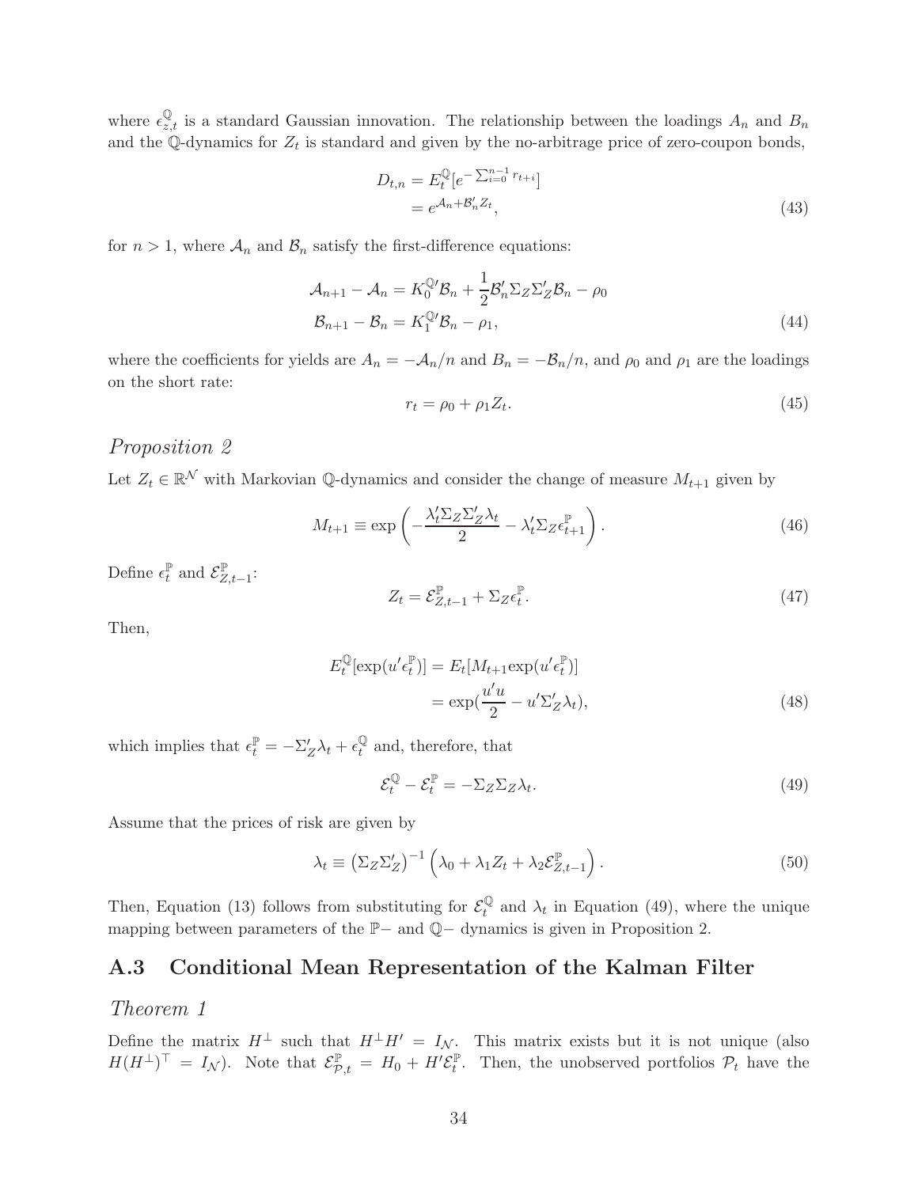where $\epsilon^{\mathbb{Q}}_{z,t}$ is a standard Gaussian innovation. The relationship between the loadings $A_n$ and $B_n$ and the $\mathbb{Q}$-dynamics for $Z_t$ is standard and given by the no-arbitrage price of zero-coupon bonds,

$$
\begin{aligned}
D_{t,n} &= E^{\mathbb{Q}}_t[e^{-\sum_{i=0}^{n-1} r_{t+i}}] \\
&= e^{\mathcal{A}_n + \mathcal{B}_n' Z_t},
\end{aligned}
\tag{43}
$$

for $n > 1$, where $\mathcal{A}_n$ and $\mathcal{B}_n$ satisfy the first-difference equations:

$$
\begin{aligned}
\mathcal{A}_{n+1} - \mathcal{A}_n &= K_0^{\mathbb{Q}\prime}\mathcal{B}_n + \frac{1}{2}\mathcal{B}_n'\Sigma_Z\Sigma_Z'\mathcal{B}_n - \rho_0 \\
\mathcal{B}_{n+1} - \mathcal{B}_n &= K_1^{\mathbb{Q}\prime}\mathcal{B}_n - \rho_1,
\end{aligned}
\tag{44}
$$

where the coefficients for yields are $A_n = -\mathcal{A}_n/n$ and $B_n = -\mathcal{B}_n/n$, and $\rho_0$ and $\rho_1$ are the loadings on the short rate:

$$
r_t = \rho_0 + \rho_1 Z_t. \tag{45}
$$

## *Proposition 2*

Let $Z_t \in \mathbb{R}^{\mathcal{N}}$ with Markovian $\mathbb{Q}$-dynamics and consider the change of measure $M_{t+1}$ given by

$$
M_{t+1} \equiv \exp\left(-\frac{\lambda_t'\Sigma_Z\Sigma_Z'\lambda_t}{2} - \lambda_t'\Sigma_Z\epsilon^{\mathbb{P}}_{t+1}\right). \tag{46}
$$

Define $\epsilon^{\mathbb{P}}_t$ and $\mathcal{E}^{\mathbb{P}}_{Z,t-1}$:

$$
Z_t = \mathcal{E}^{\mathbb{P}}_{Z,t-1} + \Sigma_Z\epsilon^{\mathbb{P}}_t. \tag{47}
$$

Then,

$$
\begin{aligned}
E^{\mathbb{Q}}_t[\exp(u'\epsilon^{\mathbb{P}}_t)] &= E_t[M_{t+1}\exp(u'\epsilon^{\mathbb{P}}_t)] \\
&= \exp(\frac{u'u}{2} - u'\Sigma_Z'\lambda_t),
\end{aligned}
\tag{48}
$$

which implies that $\epsilon^{\mathbb{P}}_t = -\Sigma_Z'\lambda_t + \epsilon^{\mathbb{Q}}_t$ and, therefore, that

$$
\mathcal{E}^{\mathbb{Q}}_t - \mathcal{E}^{\mathbb{P}}_t = -\Sigma_Z\Sigma_Z\lambda_t. \tag{49}
$$

Assume that the prices of risk are given by

$$
\lambda_t \equiv \left(\Sigma_Z\Sigma_Z'\right)^{-1}\left(\lambda_0 + \lambda_1 Z_t + \lambda_2\mathcal{E}^{\mathbb{P}}_{Z,t-1}\right). \tag{50}
$$

Then, Equation (13) follows from substituting for $\mathcal{E}^{\mathbb{Q}}_t$ and $\lambda_t$ in Equation (49), where the unique mapping between parameters of the $\mathbb{P}-$ and $\mathbb{Q}-$ dynamics is given in Proposition 2.

## A.3 Conditional Mean Representation of the Kalman Filter

## *Theorem 1*

Define the matrix $H^{\perp}$ such that $H^{\perp}H' = I_{\mathcal{N}}$. This matrix exists but it is not unique (also $H(H^{\perp})^{\top} = I_{\mathcal{N}}$). Note that $\mathcal{E}^{\mathbb{P}}_{\mathcal{P},t} = H_0 + H'\mathcal{E}^{\mathbb{P}}_t$. Then, the unobserved portfolios $\mathcal{P}_t$ have the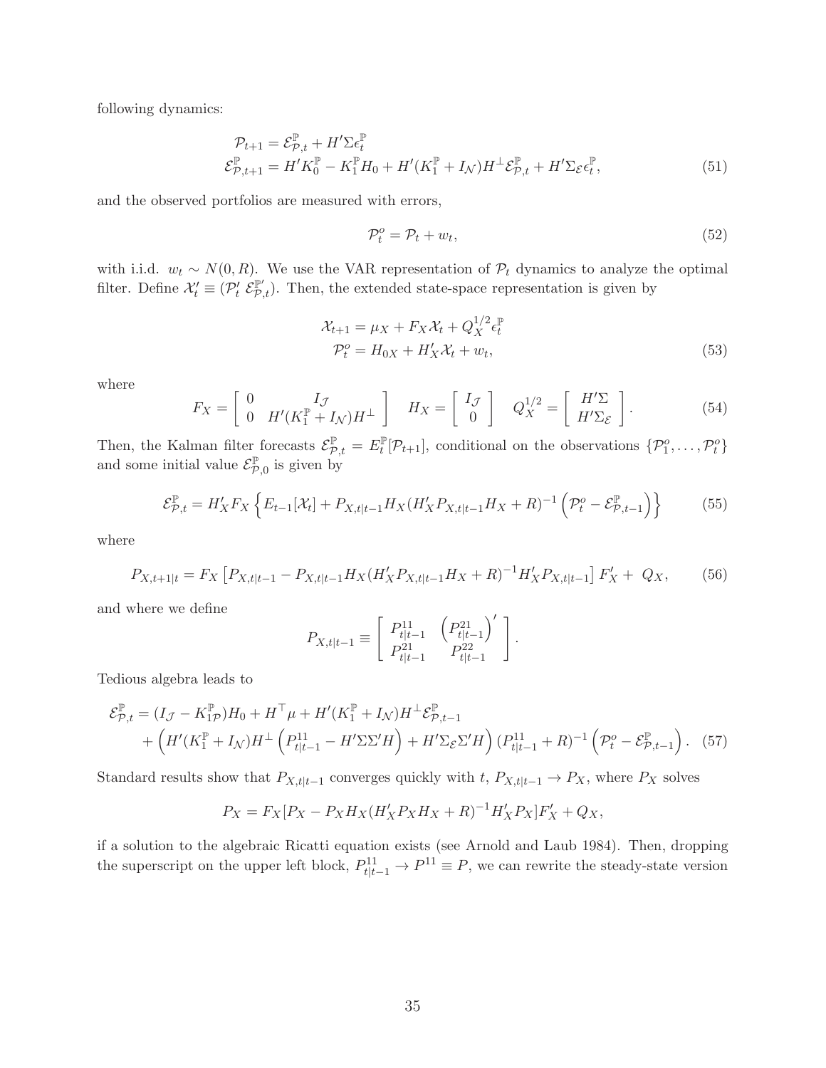following dynamics:

$$
\begin{aligned}
\mathcal{P}_{t+1} &= \mathcal{E}^{\mathbb{P}}_{\mathcal{P},t} + H'\Sigma\epsilon^{\mathbb{P}}_t \\
\mathcal{E}^{\mathbb{P}}_{\mathcal{P},t+1} &= H'K^{\mathbb{P}}_0 - K^{\mathbb{P}}_1 H_0 + H'(K^{\mathbb{P}}_1 + I_{\mathcal{N}})H^{\perp}\mathcal{E}^{\mathbb{P}}_{\mathcal{P},t} + H'\Sigma_{\mathcal{E}}\epsilon^{\mathbb{P}}_t,
\end{aligned}
\tag{51}
$$

and the observed portfolios are measured with errors,

$$
\mathcal{P}^o_t = \mathcal{P}_t + w_t, \tag{52}
$$

with i.i.d. $w_t \sim N(0, R)$. We use the VAR representation of $\mathcal{P}_t$ dynamics to analyze the optimal filter. Define $\mathcal{X}'_t \equiv (\mathcal{P}'_t \ \mathcal{E}^{\mathbb{P}\prime}_{\mathcal{P},t})$. Then, the extended state-space representation is given by

$$
\begin{aligned}
\mathcal{X}_{t+1} &= \mu_X + F_X\mathcal{X}_t + Q^{1/2}_X\epsilon^{\mathbb{P}}_t \\
\mathcal{P}^o_t &= H_{0X} + H'_X\mathcal{X}_t + w_t,
\end{aligned}
\tag{53}
$$

where

$$
F_X = \begin{bmatrix} 0 & I_{\mathcal{J}} \\ 0 & H'(K^{\mathbb{P}}_1 + I_{\mathcal{N}})H^{\perp} \end{bmatrix} \quad H_X = \begin{bmatrix} I_{\mathcal{J}} \\ 0 \end{bmatrix} \quad Q^{1/2}_X = \begin{bmatrix} H'\Sigma \\ H'\Sigma_{\mathcal{E}} \end{bmatrix}. \tag{54}
$$

Then, the Kalman filter forecasts $\mathcal{E}^{\mathbb{P}}_{\mathcal{P},t} = E^{\mathbb{P}}_t[\mathcal{P}_{t+1}]$, conditional on the observations $\{\mathcal{P}^o_1, \ldots, \mathcal{P}^o_t\}$ and some initial value $\mathcal{E}^{\mathbb{P}}_{\mathcal{P},0}$ is given by

$$
\mathcal{E}^{\mathbb{P}}_{\mathcal{P},t} = H'_X F_X \left\{ E_{t-1}[\mathcal{X}_t] + P_{X,t|t-1}H_X(H'_X P_{X,t|t-1}H_X + R)^{-1}\left(\mathcal{P}^o_t - \mathcal{E}^{\mathbb{P}}_{\mathcal{P},t-1}\right)\right\} \tag{55}
$$

where

$$
P_{X,t+1|t} = F_X\left[P_{X,t|t-1} - P_{X,t|t-1}H_X(H'_X P_{X,t|t-1}H_X + R)^{-1}H'_X P_{X,t|t-1}\right]F'_X + \ Q_X, \tag{56}
$$

and where we define

$$
P_{X,t|t-1} \equiv \begin{bmatrix} P^{11}_{t|t-1} & \left(P^{21}_{t|t-1}\right)' \\ P^{21}_{t|t-1} & P^{22}_{t|t-1} \end{bmatrix}.
$$

Tedious algebra leads to

$$
\begin{aligned}
\mathcal{E}^{\mathbb{P}}_{\mathcal{P},t} &= (I_{\mathcal{J}} - K^{\mathbb{P}}_{1\mathcal{P}})H_0 + H^{\top}\mu + H'(K^{\mathbb{P}}_1 + I_{\mathcal{N}})H^{\perp}\mathcal{E}^{\mathbb{P}}_{\mathcal{P},t-1} \\
&\quad + \left(H'(K^{\mathbb{P}}_1 + I_{\mathcal{N}})H^{\perp}\left(P^{11}_{t|t-1} - H'\Sigma\Sigma'H\right) + H'\Sigma_{\mathcal{E}}\Sigma'H\right)(P^{11}_{t|t-1} + R)^{-1}\left(\mathcal{P}^o_t - \mathcal{E}^{\mathbb{P}}_{\mathcal{P},t-1}\right).
\end{aligned}
\tag{57}
$$

Standard results show that $P_{X,t|t-1}$ converges quickly with $t$, $P_{X,t|t-1} \to P_X$, where $P_X$ solves

$$
P_X = F_X[P_X - P_X H_X(H'_X P_X H_X + R)^{-1}H'_X P_X]F'_X + Q_X,
$$

if a solution to the algebraic Ricatti equation exists (see Arnold and Laub 1984). Then, dropping the superscript on the upper left block, $P^{11}_{t|t-1} \to P^{11} \equiv P$, we can rewrite the steady-state version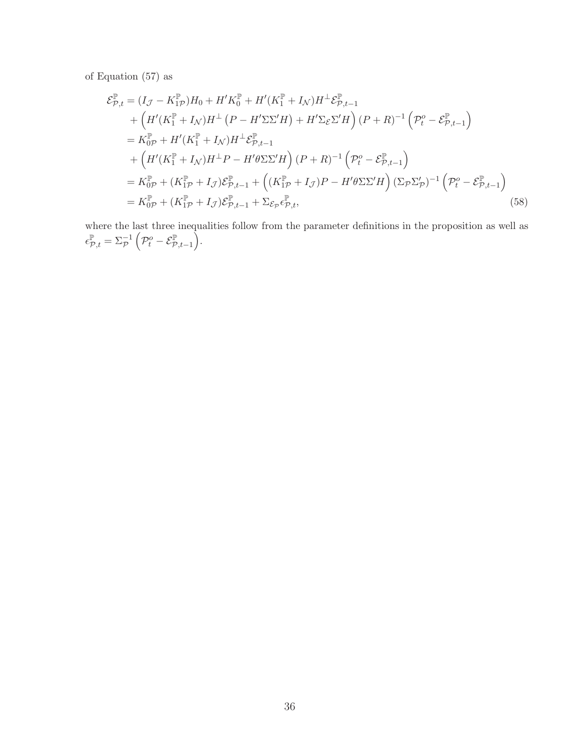of Equation (57) as

$$
\begin{aligned}
\mathcal{E}^{\mathbb{P}}_{\mathcal{P},t} &= (I_{\mathcal{J}} - K^{\mathbb{P}}_{1\mathcal{P}})H_0 + H'K^{\mathbb{P}}_0 + H'(K^{\mathbb{P}}_1 + I_{\mathcal{N}})H^{\perp}\mathcal{E}^{\mathbb{P}}_{\mathcal{P},t-1} \\
&\quad + \left(H'(K^{\mathbb{P}}_1 + I_{\mathcal{N}})H^{\perp}\left(P - H'\Sigma\Sigma'H\right) + H'\Sigma_{\mathcal{E}}\Sigma'H\right)(P+R)^{-1}\left(\mathcal{P}^o_t - \mathcal{E}^{\mathbb{P}}_{\mathcal{P},t-1}\right) \\
&= K^{\mathbb{P}}_{0\mathcal{P}} + H'(K^{\mathbb{P}}_1 + I_{\mathcal{N}})H^{\perp}\mathcal{E}^{\mathbb{P}}_{\mathcal{P},t-1} \\
&\quad + \left(H'(K^{\mathbb{P}}_1 + I_{\mathcal{N}})H^{\perp}P - H'\theta\Sigma\Sigma'H\right)(P+R)^{-1}\left(\mathcal{P}^o_t - \mathcal{E}^{\mathbb{P}}_{\mathcal{P},t-1}\right) \\
&= K^{\mathbb{P}}_{0\mathcal{P}} + (K^{\mathbb{P}}_{1\mathcal{P}} + I_{\mathcal{J}})\mathcal{E}^{\mathbb{P}}_{\mathcal{P},t-1} + \left((K^{\mathbb{P}}_{1\mathcal{P}} + I_{\mathcal{J}})P - H'\theta\Sigma\Sigma'H\right)(\Sigma_{\mathcal{P}}\Sigma'_{\mathcal{P}})^{-1}\left(\mathcal{P}^o_t - \mathcal{E}^{\mathbb{P}}_{\mathcal{P},t-1}\right) \\
&= K^{\mathbb{P}}_{0\mathcal{P}} + (K^{\mathbb{P}}_{1\mathcal{P}} + I_{\mathcal{J}})\mathcal{E}^{\mathbb{P}}_{\mathcal{P},t-1} + \Sigma_{\mathcal{E}_{\mathcal{P}}}\epsilon^{\mathbb{P}}_{\mathcal{P},t},
\end{aligned}
\tag{58}
$$

where the last three inequalities follow from the parameter definitions in the proposition as well as $\epsilon^{\mathbb{P}}_{\mathcal{P},t} = \Sigma^{-1}_{\mathcal{P}}\left(\mathcal{P}^o_t - \mathcal{E}^{\mathbb{P}}_{\mathcal{P},t-1}\right)$.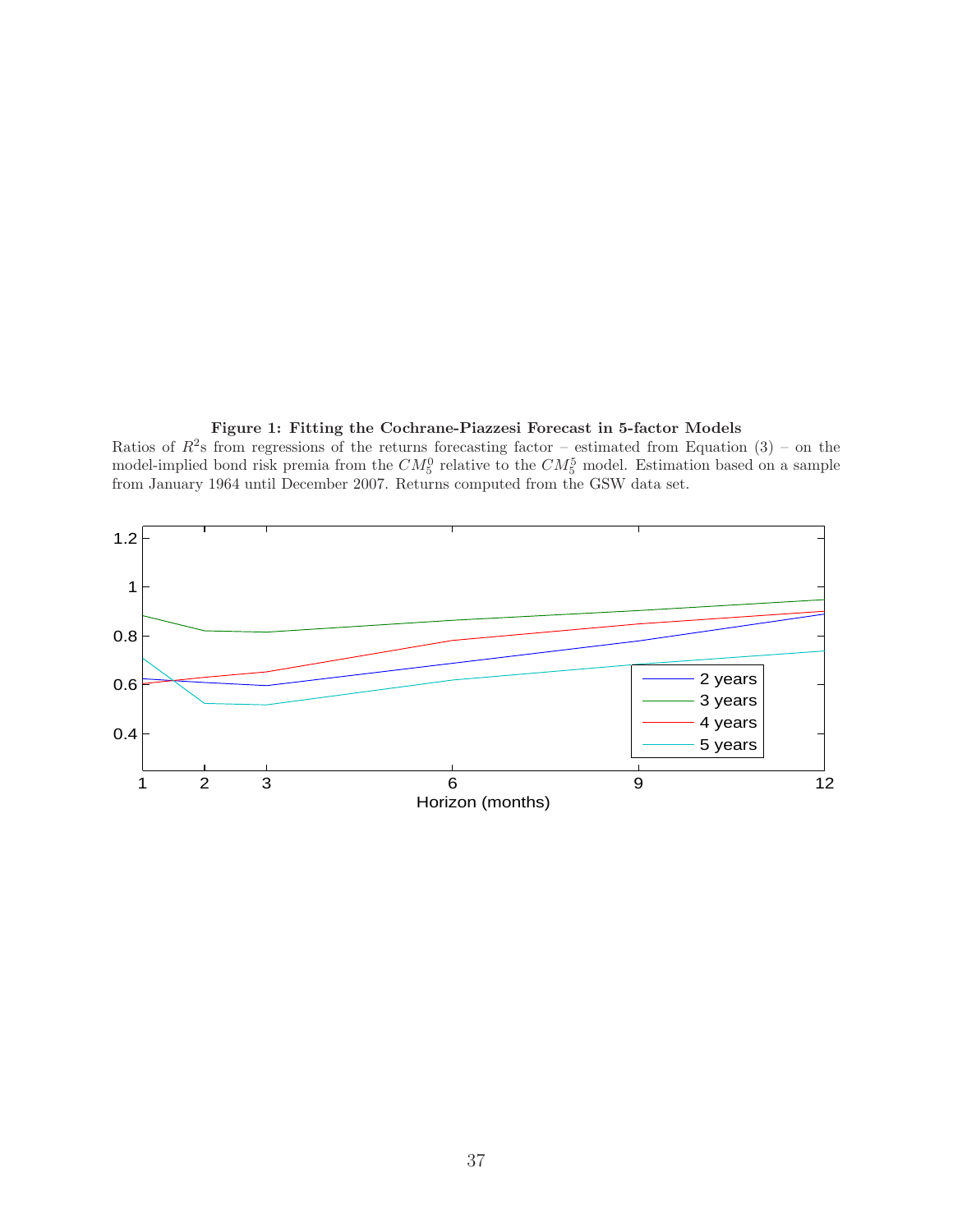**Figure 1: Fitting the Cochrane-Piazzesi Forecast in 5-factor Models**

Ratios of $R^2$s from regressions of the returns forecasting factor – estimated from Equation (3) – on the model-implied bond risk premia from the $CM_5^0$ relative to the $CM_5^5$ model. Estimation based on a sample from January 1964 until December 2007. Returns computed from the GSW data set.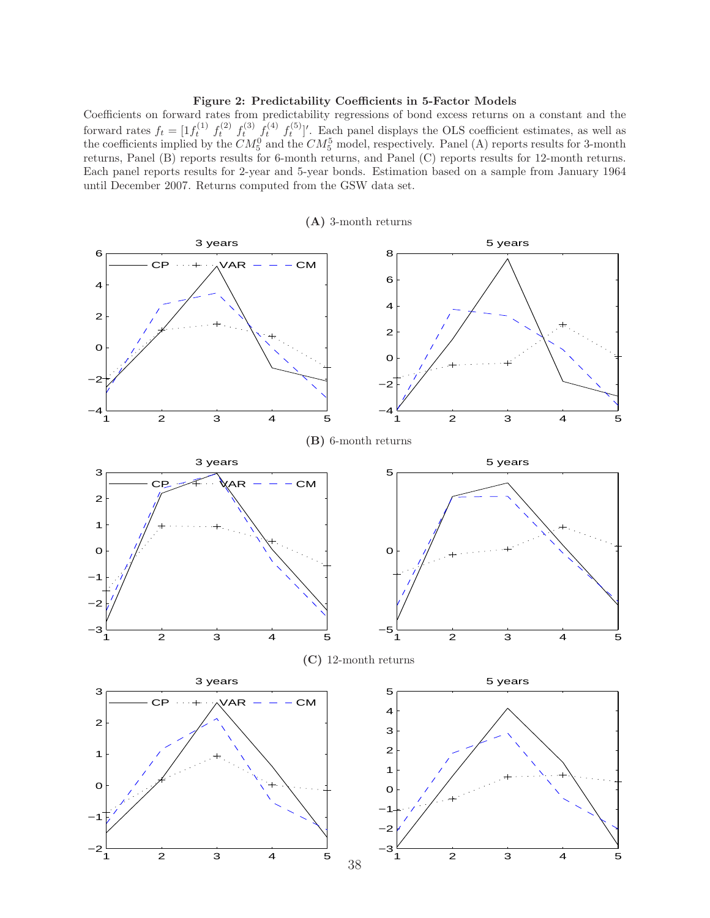**Figure 2: Predictability Coefficients in 5-Factor Models**

Coefficients on forward rates from predictability regressions of bond excess returns on a constant and the forward rates $f_t = [1 f_t^{(1)}\ f_t^{(2)}\ f_t^{(3)}\ f_t^{(4)}\ f_t^{(5)}]'$. Each panel displays the OLS coefficient estimates, as well as the coefficients implied by the $CM_5^0$ and the $CM_5^5$ model, respectively. Panel (A) reports results for 3-month returns, Panel (B) reports results for 6-month returns, and Panel (C) reports results for 12-month returns. Each panel reports results for 2-year and 5-year bonds. Estimation based on a sample from January 1964 until December 2007. Returns computed from the GSW data set.

**(A)** 3-month returns

**(B)** 6-month returns

**(C)** 12-month returns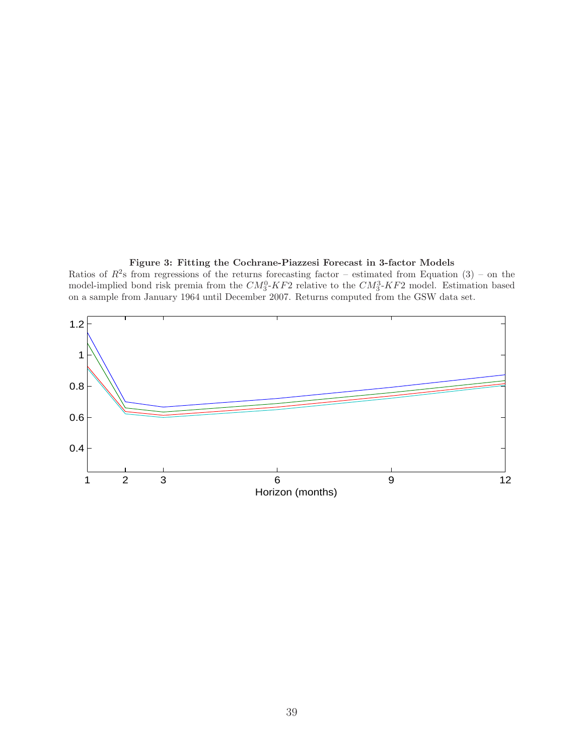**Figure 3: Fitting the Cochrane-Piazzesi Forecast in 3-factor Models**

Ratios of $R^2$s from regressions of the returns forecasting factor – estimated from Equation (3) – on the model-implied bond risk premia from the $CM_3^0$-$KF2$ relative to the $CM_3^3$-$KF2$ model. Estimation based on a sample from January 1964 until December 2007. Returns computed from the GSW data set.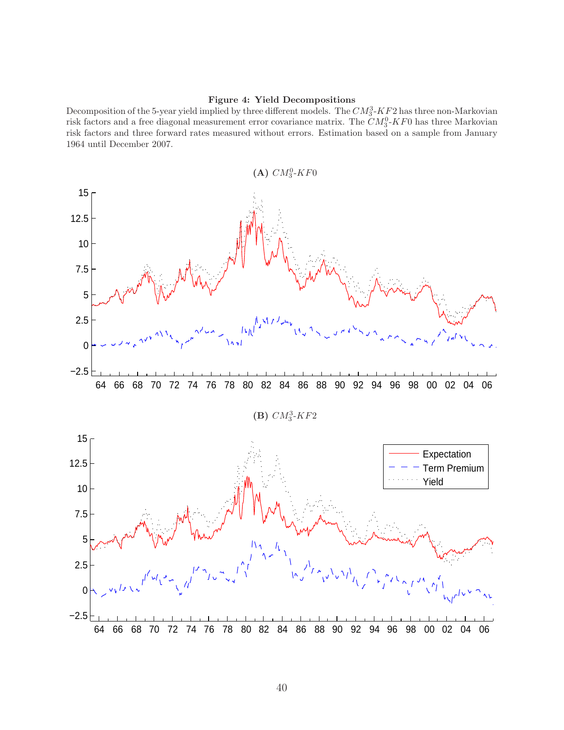**Figure 4: Yield Decompositions**

Decomposition of the 5-year yield implied by three different models. The $CM_3^3$-$KF2$ has three non-Markovian risk factors and a free diagonal measurement error covariance matrix. The $CM_3^0$-$KF0$ has three Markovian risk factors and three forward rates measured without errors. Estimation based on a sample from January 1964 until December 2007.

**(A)** $CM_3^0$-$KF0$

**(B)** $CM_3^3$-$KF2$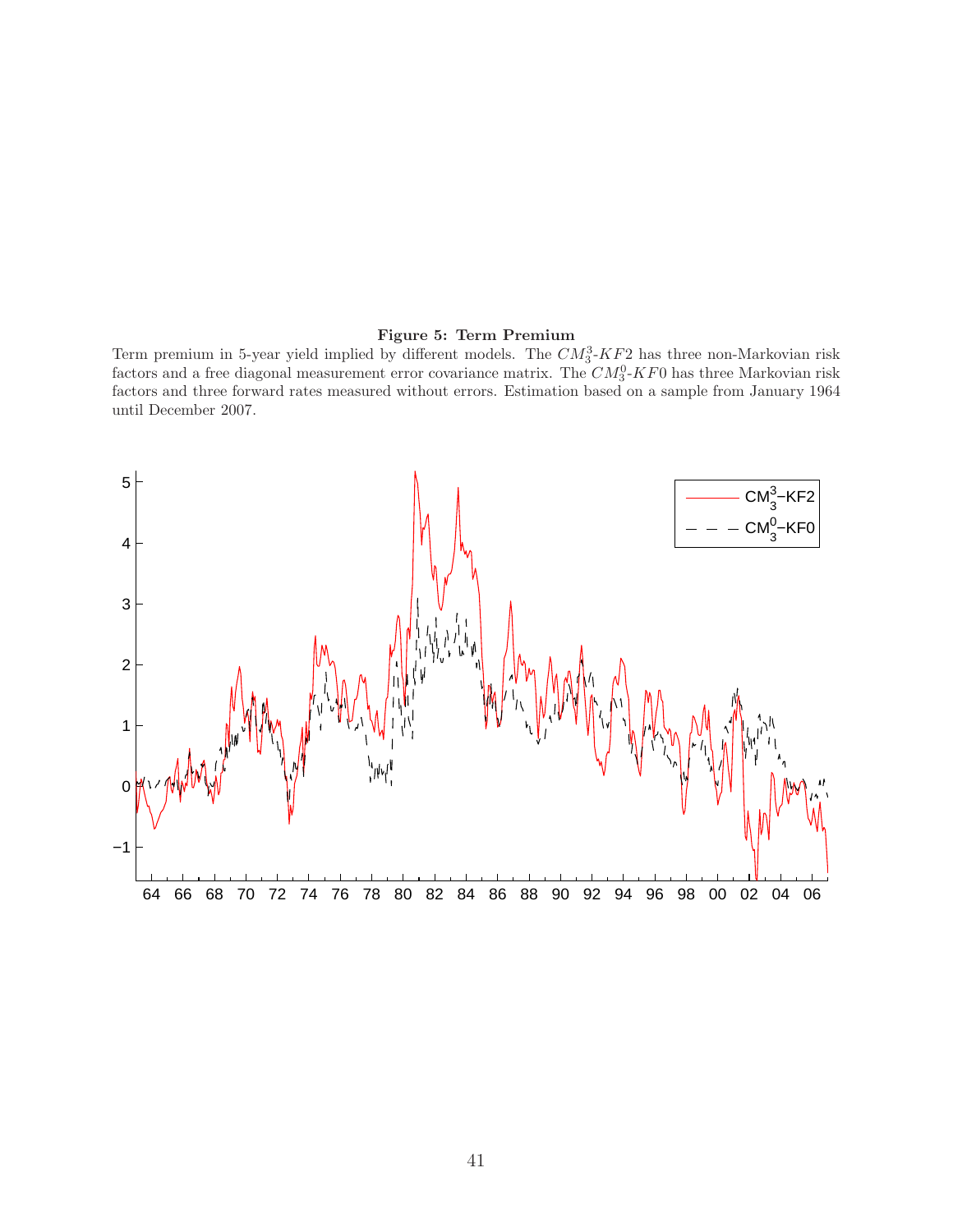**Figure 5: Term Premium**

Term premium in 5-year yield implied by different models. The $CM_3^3$-$KF2$ has three non-Markovian risk factors and a free diagonal measurement error covariance matrix. The $CM_3^0$-$KF0$ has three Markovian risk factors and three forward rates measured without errors. Estimation based on a sample from January 1964 until December 2007.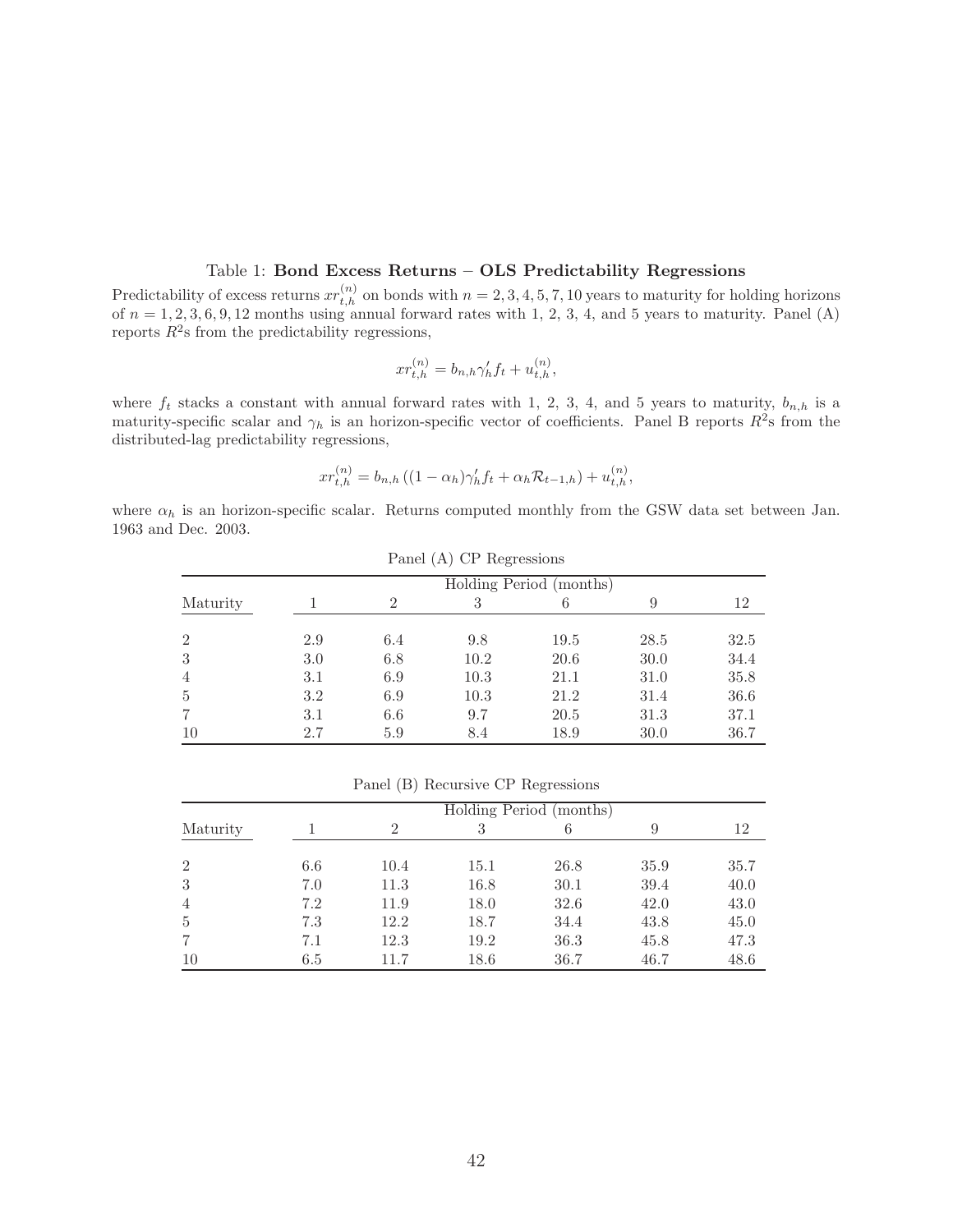Table 1: **Bond Excess Returns – OLS Predictability Regressions**

Predictability of excess returns $xr_{t,h}^{(n)}$ on bonds with $n = 2, 3, 4, 5, 7, 10$ years to maturity for holding horizons of $n = 1, 2, 3, 6, 9, 12$ months using annual forward rates with 1, 2, 3, 4, and 5 years to maturity. Panel (A) reports $R^2$s from the predictability regressions,

$$xr_{t,h}^{(n)} = b_{n,h}\gamma_h' f_t + u_{t,h}^{(n)},$$

where $f_t$ stacks a constant with annual forward rates with 1, 2, 3, 4, and 5 years to maturity, $b_{n,h}$ is a maturity-specific scalar and $\gamma_h$ is an horizon-specific vector of coefficients. Panel B reports $R^2$s from the distributed-lag predictability regressions,

$$xr_{t,h}^{(n)} = b_{n,h}\left((1-\alpha_h)\gamma_h' f_t + \alpha_h \mathcal{R}_{t-1,h}\right) + u_{t,h}^{(n)},$$

where $\alpha_h$ is an horizon-specific scalar. Returns computed monthly from the GSW data set between Jan. 1963 and Dec. 2003.

Panel (A) CP Regressions

| | Holding Period (months) | | | | | |
|---|---|---|---|---|---|---|
| Maturity | 1 | 2 | 3 | 6 | 9 | 12 |
| 2 | 2.9 | 6.4 | 9.8 | 19.5 | 28.5 | 32.5 |
| 3 | 3.0 | 6.8 | 10.2 | 20.6 | 30.0 | 34.4 |
| 4 | 3.1 | 6.9 | 10.3 | 21.1 | 31.0 | 35.8 |
| 5 | 3.2 | 6.9 | 10.3 | 21.2 | 31.4 | 36.6 |
| 7 | 3.1 | 6.6 | 9.7 | 20.5 | 31.3 | 37.1 |
| 10 | 2.7 | 5.9 | 8.4 | 18.9 | 30.0 | 36.7 |

Panel (B) Recursive CP Regressions

| | Holding Period (months) | | | | | |
|---|---|---|---|---|---|---|
| Maturity | 1 | 2 | 3 | 6 | 9 | 12 |
| 2 | 6.6 | 10.4 | 15.1 | 26.8 | 35.9 | 35.7 |
| 3 | 7.0 | 11.3 | 16.8 | 30.1 | 39.4 | 40.0 |
| 4 | 7.2 | 11.9 | 18.0 | 32.6 | 42.0 | 43.0 |
| 5 | 7.3 | 12.2 | 18.7 | 34.4 | 43.8 | 45.0 |
| 7 | 7.1 | 12.3 | 19.2 | 36.3 | 45.8 | 47.3 |
| 10 | 6.5 | 11.7 | 18.6 | 36.7 | 46.7 | 48.6 |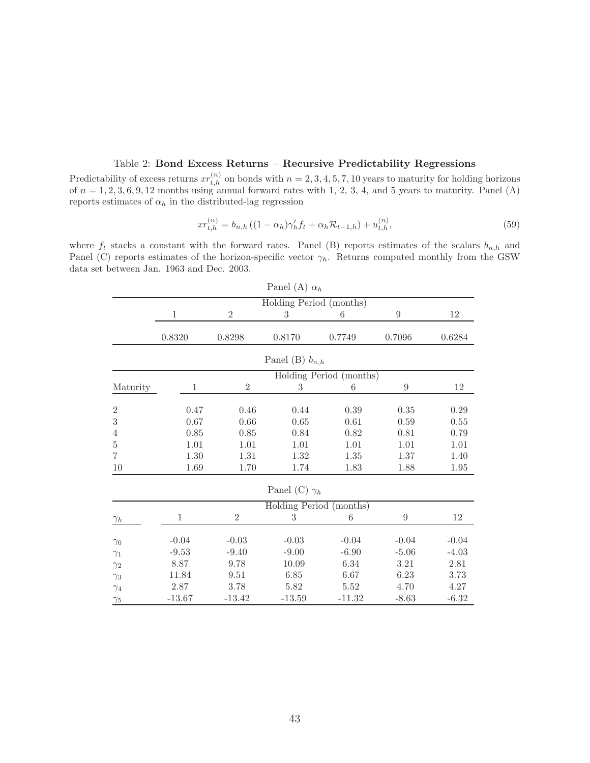Table 2: **Bond Excess Returns – Recursive Predictability Regressions**

Predictability of excess returns $xr_{t,h}^{(n)}$ on bonds with $n = 2, 3, 4, 5, 7, 10$ years to maturity for holding horizons of $n = 1, 2, 3, 6, 9, 12$ months using annual forward rates with 1, 2, 3, 4, and 5 years to maturity. Panel (A) reports estimates of $\alpha_h$ in the distributed-lag regression

$$xr_{t,h}^{(n)} = b_{n,h} \left( (1 - \alpha_h) \gamma_h' f_t + \alpha_h \mathcal{R}_{t-1,h} \right) + u_{t,h}^{(n)}, \tag{59}$$

where $f_t$ stacks a constant with the forward rates. Panel (B) reports estimates of the scalars $b_{n,h}$ and Panel (C) reports estimates of the horizon-specific vector $\gamma_h$. Returns computed monthly from the GSW data set between Jan. 1963 and Dec. 2003.

Panel (A) $\alpha_h$

| | Holding Period (months) | | | | | |
|---|---|---|---|---|---|---|
| | 1 | 2 | 3 | 6 | 9 | 12 |
| | 0.8320 | 0.8298 | 0.8170 | 0.7749 | 0.7096 | 0.6284 |

Panel (B) $b_{n,h}$

| | Holding Period (months) | | | | | |
|---|---|---|---|---|---|---|
| Maturity | 1 | 2 | 3 | 6 | 9 | 12 |
| 2 | 0.47 | 0.46 | 0.44 | 0.39 | 0.35 | 0.29 |
| 3 | 0.67 | 0.66 | 0.65 | 0.61 | 0.59 | 0.55 |
| 4 | 0.85 | 0.85 | 0.84 | 0.82 | 0.81 | 0.79 |
| 5 | 1.01 | 1.01 | 1.01 | 1.01 | 1.01 | 1.01 |
| 7 | 1.30 | 1.31 | 1.32 | 1.35 | 1.37 | 1.40 |
| 10 | 1.69 | 1.70 | 1.74 | 1.83 | 1.88 | 1.95 |

Panel (C) $\gamma_h$

| | Holding Period (months) | | | | | |
|---|---|---|---|---|---|---|
| $\gamma_h$ | 1 | 2 | 3 | 6 | 9 | 12 |
| $\gamma_0$ | -0.04 | -0.03 | -0.03 | -0.04 | -0.04 | -0.04 |
| $\gamma_1$ | -9.53 | -9.40 | -9.00 | -6.90 | -5.06 | -4.03 |
| $\gamma_2$ | 8.87 | 9.78 | 10.09 | 6.34 | 3.21 | 2.81 |
| $\gamma_3$ | 11.84 | 9.51 | 6.85 | 6.67 | 6.23 | 3.73 |
| $\gamma_4$ | 2.87 | 3.78 | 5.82 | 5.52 | 4.70 | 4.27 |
| $\gamma_5$ | -13.67 | -13.42 | -13.59 | -11.32 | -8.63 | -6.32 |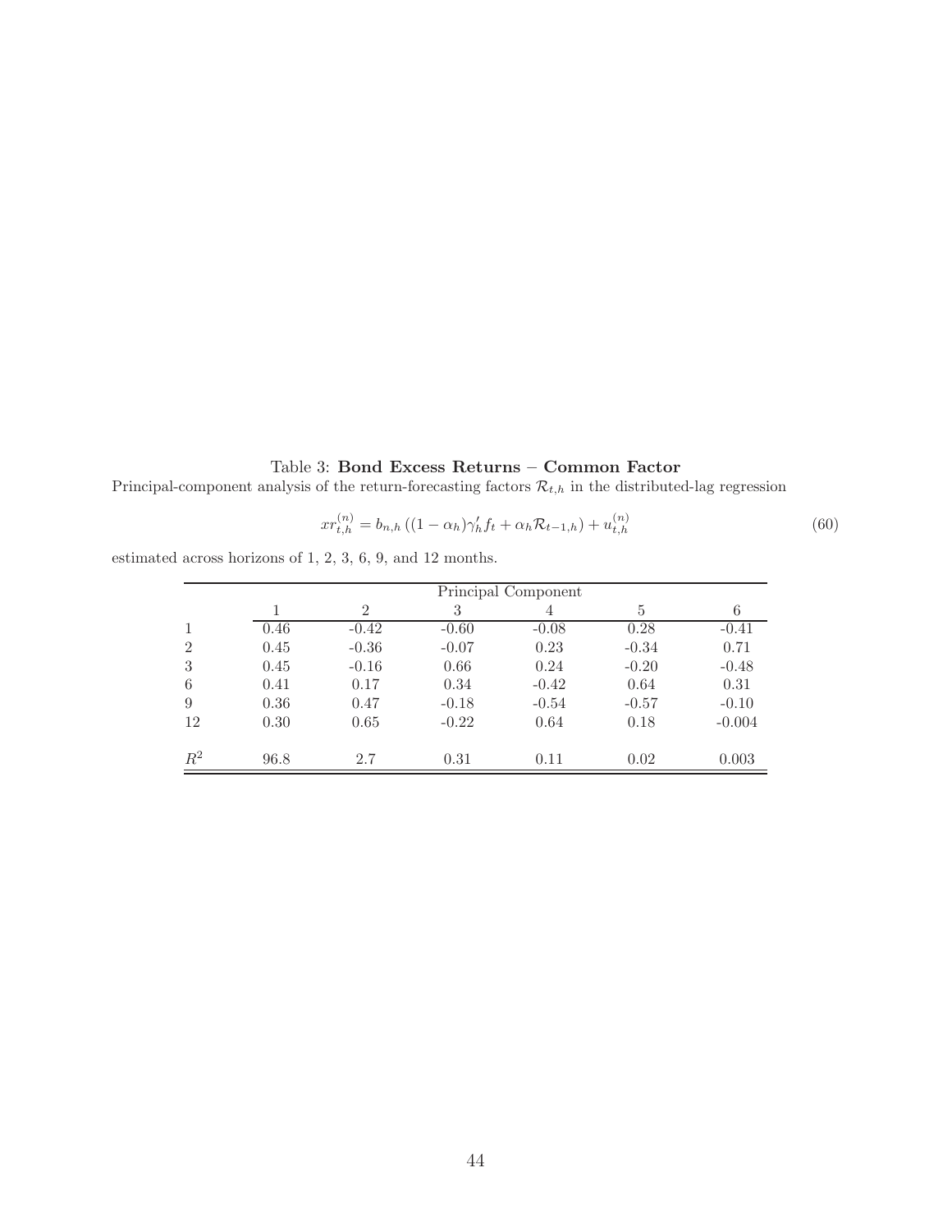Table 3: **Bond Excess Returns – Common Factor**

Principal-component analysis of the return-forecasting factors $\mathcal{R}_{t,h}$ in the distributed-lag regression

$$xr_{t,h}^{(n)} = b_{n,h}\left((1-\alpha_h)\gamma_h' f_t + \alpha_h \mathcal{R}_{t-1,h}\right) + u_{t,h}^{(n)} \tag{60}$$

estimated across horizons of 1, 2, 3, 6, 9, and 12 months.

| | Principal Component | | | | | |
|---|---|---|---|---|---|---|
| | 1 | 2 | 3 | 4 | 5 | 6 |
| 1 | 0.46 | -0.42 | -0.60 | -0.08 | 0.28 | -0.41 |
| 2 | 0.45 | -0.36 | -0.07 | 0.23 | -0.34 | 0.71 |
| 3 | 0.45 | -0.16 | 0.66 | 0.24 | -0.20 | -0.48 |
| 6 | 0.41 | 0.17 | 0.34 | -0.42 | 0.64 | 0.31 |
| 9 | 0.36 | 0.47 | -0.18 | -0.54 | -0.57 | -0.10 |
| 12 | 0.30 | 0.65 | -0.22 | 0.64 | 0.18 | -0.004 |
| $R^2$ | 96.8 | 2.7 | 0.31 | 0.11 | 0.02 | 0.003 |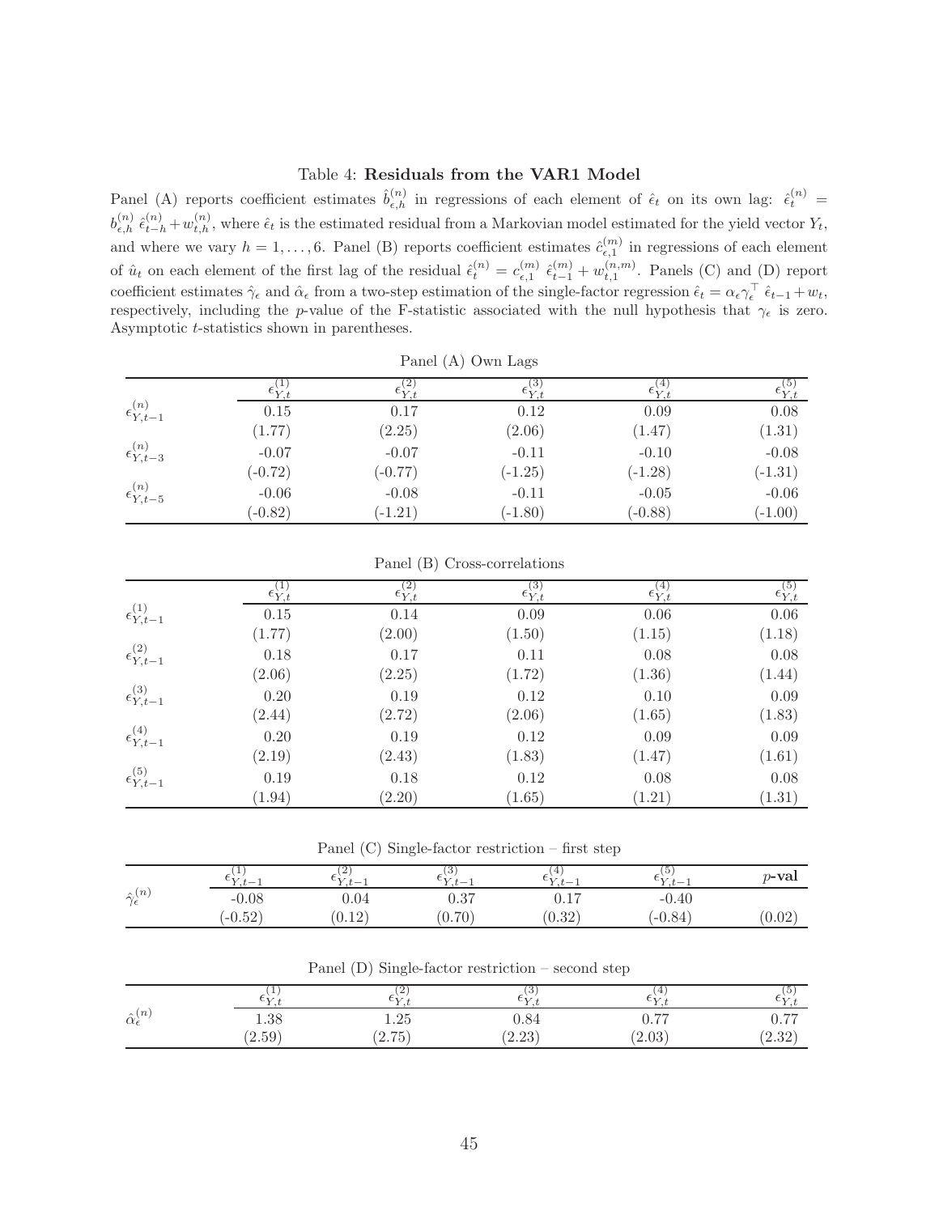Table 4: **Residuals from the VAR1 Model**

Panel (A) reports coefficient estimates $\hat{b}_{\epsilon,h}^{(n)}$ in regressions of each element of $\hat{\epsilon}_t$ on its own lag: $\hat{\epsilon}_t^{(n)} = b_{\epsilon,h}^{(n)}\ \hat{\epsilon}_{t-h}^{(n)} + w_{t,h}^{(n)}$, where $\hat{\epsilon}_t$ is the estimated residual from a Markovian model estimated for the yield vector $Y_t$, and where we vary $h = 1, \ldots, 6$. Panel (B) reports coefficient estimates $\hat{c}_{\epsilon,1}^{(m)}$ in regressions of each element of $\hat{u}_t$ on each element of the first lag of the residual $\hat{\epsilon}_t^{(n)} = c_{\epsilon,1}^{(m)}\ \hat{\epsilon}_{t-1}^{(m)} + w_{t,1}^{(n,m)}$. Panels (C) and (D) report coefficient estimates $\hat{\gamma}_\epsilon$ and $\hat{\alpha}_\epsilon$ from a two-step estimation of the single-factor regression $\hat{\epsilon}_t = \alpha_\epsilon \gamma_\epsilon^\top\ \hat{\epsilon}_{t-1} + w_t$, respectively, including the $p$-value of the F-statistic associated with the null hypothesis that $\gamma_\epsilon$ is zero. Asymptotic $t$-statistics shown in parentheses.

Panel (A) Own Lags

| | $\epsilon_{Y,t}^{(1)}$ | $\epsilon_{Y,t}^{(2)}$ | $\epsilon_{Y,t}^{(3)}$ | $\epsilon_{Y,t}^{(4)}$ | $\epsilon_{Y,t}^{(5)}$ |
|---|---|---|---|---|---|
| $\epsilon_{Y,t-1}^{(n)}$ | 0.15 | 0.17 | 0.12 | 0.09 | 0.08 |
| | (1.77) | (2.25) | (2.06) | (1.47) | (1.31) |
| $\epsilon_{Y,t-3}^{(n)}$ | -0.07 | -0.07 | -0.11 | -0.10 | -0.08 |
| | (-0.72) | (-0.77) | (-1.25) | (-1.28) | (-1.31) |
| $\epsilon_{Y,t-5}^{(n)}$ | -0.06 | -0.08 | -0.11 | -0.05 | -0.06 |
| | (-0.82) | (-1.21) | (-1.80) | (-0.88) | (-1.00) |

Panel (B) Cross-correlations

| | $\epsilon_{Y,t}^{(1)}$ | $\epsilon_{Y,t}^{(2)}$ | $\epsilon_{Y,t}^{(3)}$ | $\epsilon_{Y,t}^{(4)}$ | $\epsilon_{Y,t}^{(5)}$ |
|---|---|---|---|---|---|
| $\epsilon_{Y,t-1}^{(1)}$ | 0.15 | 0.14 | 0.09 | 0.06 | 0.06 |
| | (1.77) | (2.00) | (1.50) | (1.15) | (1.18) |
| $\epsilon_{Y,t-1}^{(2)}$ | 0.18 | 0.17 | 0.11 | 0.08 | 0.08 |
| | (2.06) | (2.25) | (1.72) | (1.36) | (1.44) |
| $\epsilon_{Y,t-1}^{(3)}$ | 0.20 | 0.19 | 0.12 | 0.10 | 0.09 |
| | (2.44) | (2.72) | (2.06) | (1.65) | (1.83) |
| $\epsilon_{Y,t-1}^{(4)}$ | 0.20 | 0.19 | 0.12 | 0.09 | 0.09 |
| | (2.19) | (2.43) | (1.83) | (1.47) | (1.61) |
| $\epsilon_{Y,t-1}^{(5)}$ | 0.19 | 0.18 | 0.12 | 0.08 | 0.08 |
| | (1.94) | (2.20) | (1.65) | (1.21) | (1.31) |

Panel (C) Single-factor restriction – first step

| | $\epsilon_{Y,t-1}^{(1)}$ | $\epsilon_{Y,t-1}^{(2)}$ | $\epsilon_{Y,t-1}^{(3)}$ | $\epsilon_{Y,t-1}^{(4)}$ | $\epsilon_{Y,t-1}^{(5)}$ | $p$-**val** |
|---|---|---|---|---|---|---|
| $\hat{\gamma}_\epsilon^{(n)}$ | -0.08 | 0.04 | 0.37 | 0.17 | -0.40 | |
| | (-0.52) | (0.12) | (0.70) | (0.32) | (-0.84) | (0.02) |

Panel (D) Single-factor restriction – second step

| | $\epsilon_{Y,t}^{(1)}$ | $\epsilon_{Y,t}^{(2)}$ | $\epsilon_{Y,t}^{(3)}$ | $\epsilon_{Y,t}^{(4)}$ | $\epsilon_{Y,t}^{(5)}$ |
|---|---|---|---|---|---|
| $\hat{\alpha}_\epsilon^{(n)}$ | 1.38 | 1.25 | 0.84 | 0.77 | 0.77 |
| | (2.59) | (2.75) | (2.23) | (2.03) | (2.32) |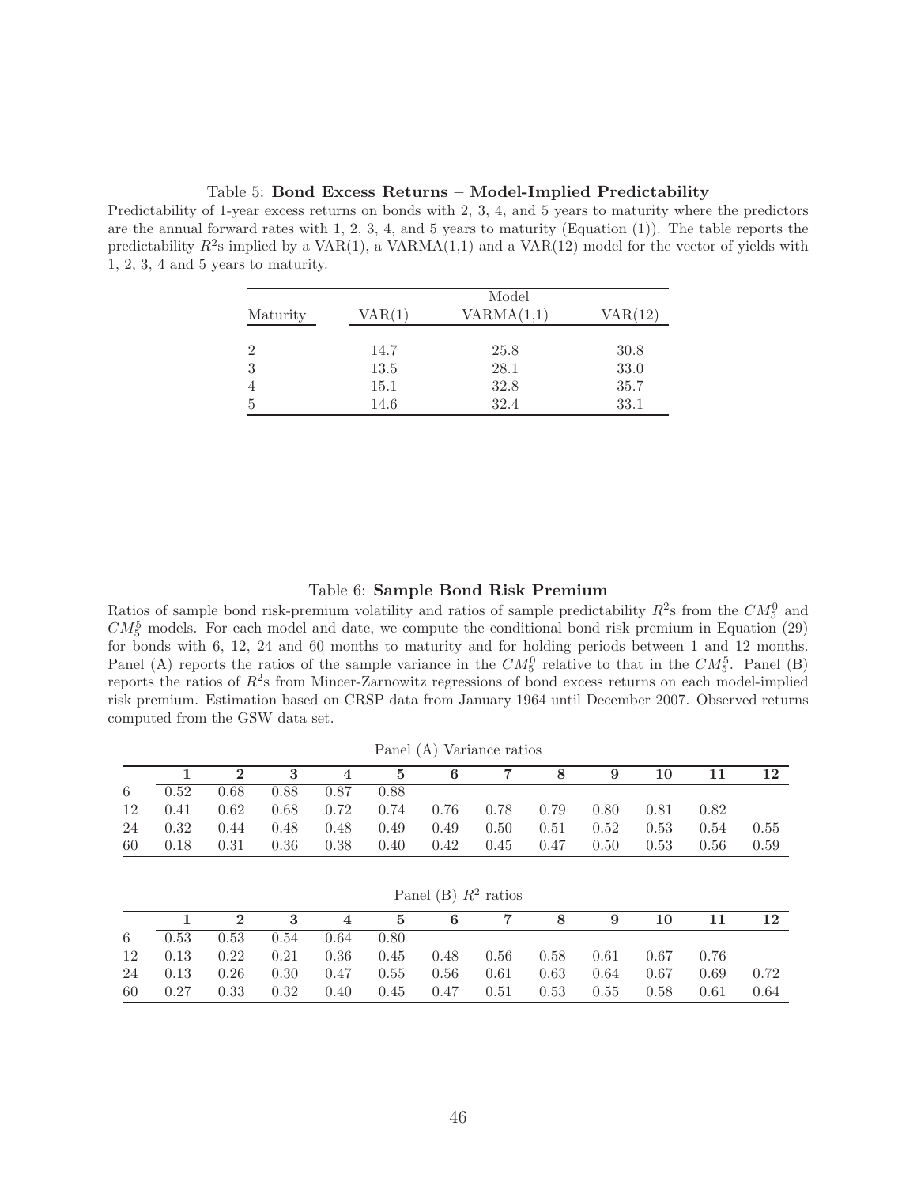Table 5: **Bond Excess Returns – Model-Implied Predictability**

Predictability of 1-year excess returns on bonds with 2, 3, 4, and 5 years to maturity where the predictors are the annual forward rates with 1, 2, 3, 4, and 5 years to maturity (Equation (1)). The table reports the predictability $R^2$s implied by a VAR(1), a VARMA(1,1) and a VAR(12) model for the vector of yields with 1, 2, 3, 4 and 5 years to maturity.

| | Model | | |
|---|---|---|---|
| Maturity | VAR(1) | VARMA(1,1) | VAR(12) |
| 2 | 14.7 | 25.8 | 30.8 |
| 3 | 13.5 | 28.1 | 33.0 |
| 4 | 15.1 | 32.8 | 35.7 |
| 5 | 14.6 | 32.4 | 33.1 |

Table 6: **Sample Bond Risk Premium**

Ratios of sample bond risk-premium volatility and ratios of sample predictability $R^2$s from the $CM_5^0$ and $CM_5^5$ models. For each model and date, we compute the conditional bond risk premium in Equation (29) for bonds with 6, 12, 24 and 60 months to maturity and for holding periods between 1 and 12 months. Panel (A) reports the ratios of the sample variance in the $CM_5^0$ relative to that in the $CM_5^5$. Panel (B) reports the ratios of $R^2$s from Mincer-Zarnowitz regressions of bond excess returns on each model-implied risk premium. Estimation based on CRSP data from January 1964 until December 2007. Observed returns computed from the GSW data set.

Panel (A) Variance ratios

| | **1** | **2** | **3** | **4** | **5** | **6** | **7** | **8** | **9** | **10** | **11** | **12** |
|---|---|---|---|---|---|---|---|---|---|---|---|---|
| 6 | 0.52 | 0.68 | 0.88 | 0.87 | 0.88 | | | | | | | |
| 12 | 0.41 | 0.62 | 0.68 | 0.72 | 0.74 | 0.76 | 0.78 | 0.79 | 0.80 | 0.81 | 0.82 | |
| 24 | 0.32 | 0.44 | 0.48 | 0.48 | 0.49 | 0.49 | 0.50 | 0.51 | 0.52 | 0.53 | 0.54 | 0.55 |
| 60 | 0.18 | 0.31 | 0.36 | 0.38 | 0.40 | 0.42 | 0.45 | 0.47 | 0.50 | 0.53 | 0.56 | 0.59 |

Panel (B) $R^2$ ratios

| | **1** | **2** | **3** | **4** | **5** | **6** | **7** | **8** | **9** | **10** | **11** | **12** |
|---|---|---|---|---|---|---|---|---|---|---|---|---|
| 6 | 0.53 | 0.53 | 0.54 | 0.64 | 0.80 | | | | | | | |
| 12 | 0.13 | 0.22 | 0.21 | 0.36 | 0.45 | 0.48 | 0.56 | 0.58 | 0.61 | 0.67 | 0.76 | |
| 24 | 0.13 | 0.26 | 0.30 | 0.47 | 0.55 | 0.56 | 0.61 | 0.63 | 0.64 | 0.67 | 0.69 | 0.72 |
| 60 | 0.27 | 0.33 | 0.32 | 0.40 | 0.45 | 0.47 | 0.51 | 0.53 | 0.55 | 0.58 | 0.61 | 0.64 |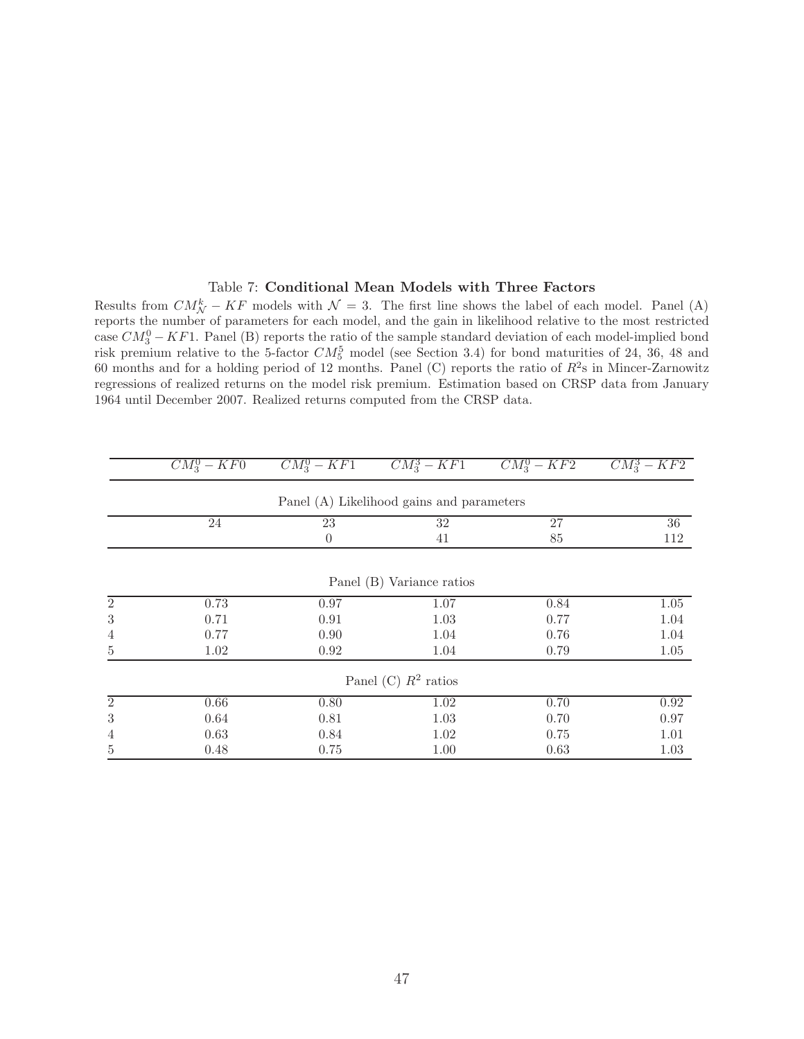Table 7: **Conditional Mean Models with Three Factors**

Results from $CM^k_{\mathcal{N}} - KF$ models with $\mathcal{N} = 3$. The first line shows the label of each model. Panel (A) reports the number of parameters for each model, and the gain in likelihood relative to the most restricted case $CM^0_3 - KF1$. Panel (B) reports the ratio of the sample standard deviation of each model-implied bond risk premium relative to the 5-factor $CM^5_5$ model (see Section 3.4) for bond maturities of 24, 36, 48 and 60 months and for a holding period of 12 months. Panel (C) reports the ratio of $R^2$s in Mincer-Zarnowitz regressions of realized returns on the model risk premium. Estimation based on CRSP data from January 1964 until December 2007. Realized returns computed from the CRSP data.

| | $CM^0_3 - KF0$ | $CM^0_3 - KF1$ | $CM^3_3 - KF1$ | $CM^0_3 - KF2$ | $CM^3_3 - KF2$ |
|---|---|---|---|---|---|
| | | Panel (A) Likelihood gains and parameters | | | |
| | 24 | 23 | 32 | 27 | 36 |
| | | 0 | 41 | 85 | 112 |
| | | Panel (B) Variance ratios | | | |
| 2 | 0.73 | 0.97 | 1.07 | 0.84 | 1.05 |
| 3 | 0.71 | 0.91 | 1.03 | 0.77 | 1.04 |
| 4 | 0.77 | 0.90 | 1.04 | 0.76 | 1.04 |
| 5 | 1.02 | 0.92 | 1.04 | 0.79 | 1.05 |
| | | Panel (C) $R^2$ ratios | | | |
| 2 | 0.66 | 0.80 | 1.02 | 0.70 | 0.92 |
| 3 | 0.64 | 0.81 | 1.03 | 0.70 | 0.97 |
| 4 | 0.63 | 0.84 | 1.02 | 0.75 | 1.01 |
| 5 | 0.48 | 0.75 | 1.00 | 0.63 | 1.03 |